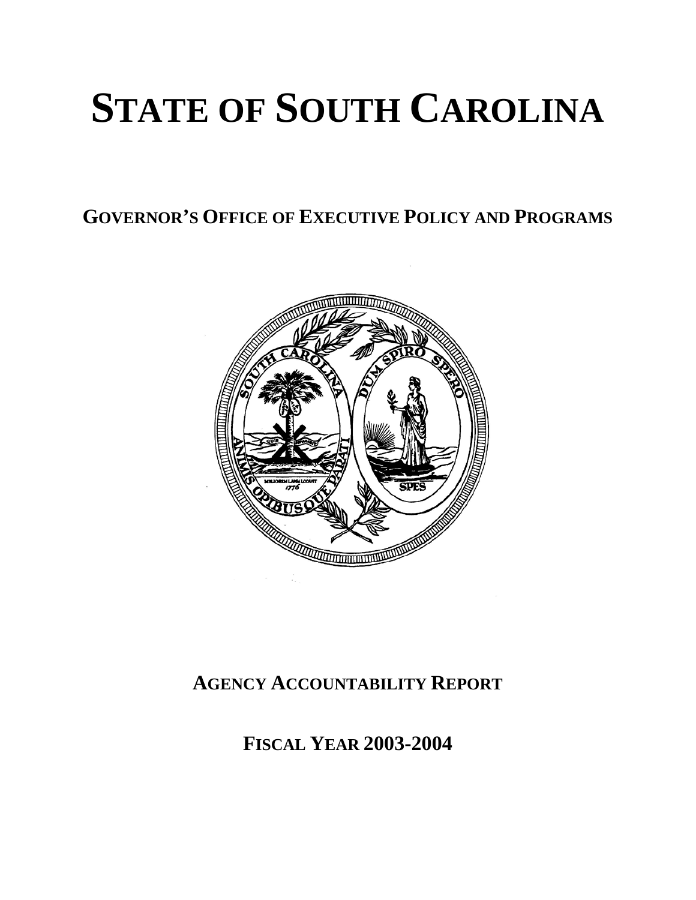# STATE OF SOUTH CAROLINA

## GOVERNOR'S OFFICE OF EXECUTIVE POLICY AND PROGRAMS

## AGENCY ACCOUNTABILITY REPORT

## FISCAL YEAR 2003-2004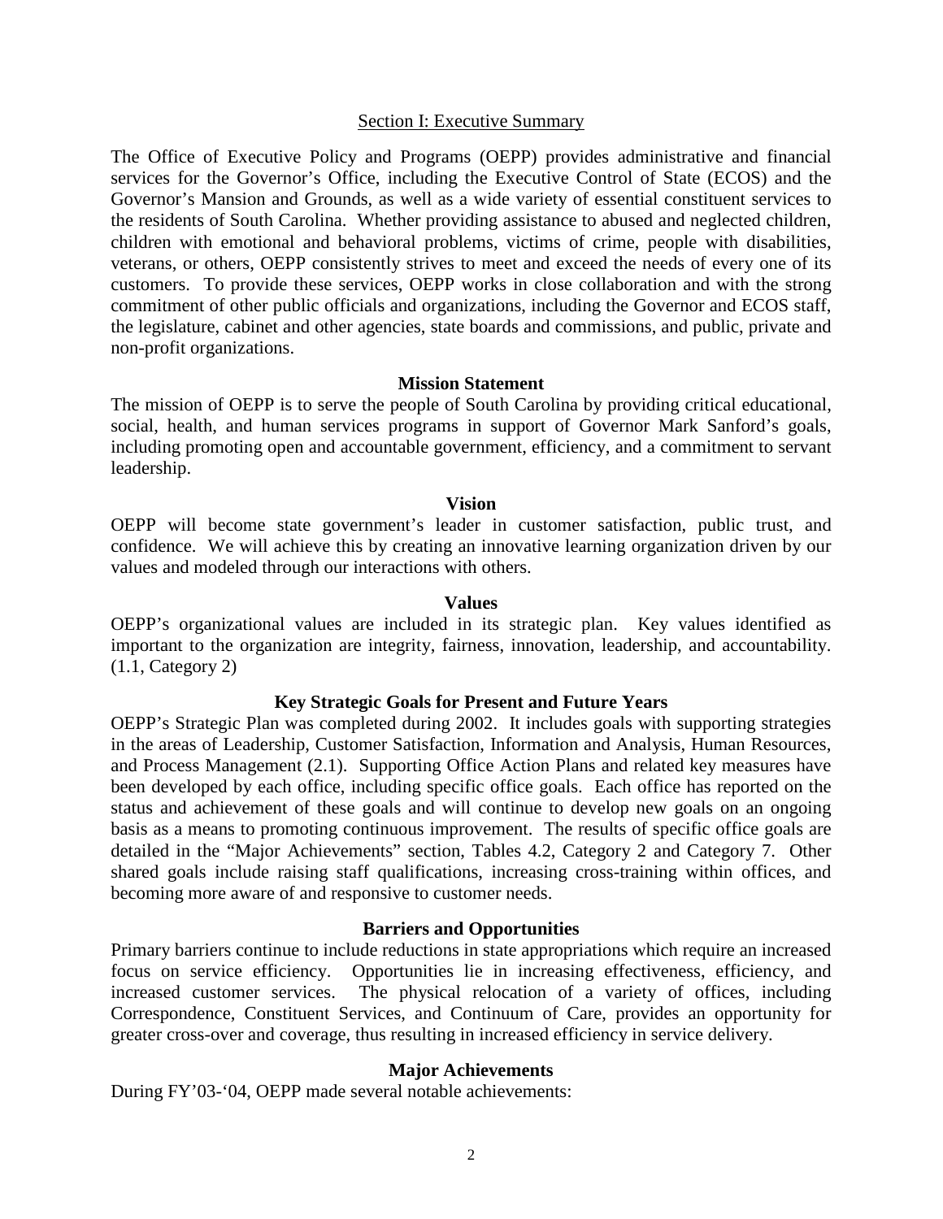## Section I: Executive Summary

The Office of Executive Policy and Programs (OEPP) provides administrative and financial services for the Governor's Office, including the Executive Control of State (ECOS) and the Governor's Mansion and Grounds, as well as a wide variety of essential constituent services to the residents of South Carolina. Whether providing assistance to abused and neglected children, children with emotional and behavioral problems, victims of crime, people with disabilities, veterans, or others, OEPP consistently strives to meet and exceed the needs of every one of its customers. To provide these services, OEPP works in close collaboration and with the strong commitment of other public officials and organizations, including the Governor and ECOS staff, the legislature, cabinet and other agencies, state boards and commissions, and public, private and non-profit organizations.

### Mission Statement

The mission of OEPP is to serve the people of South Carolina by providing critical educational, social, health, and human services programs in support of Governor Mark Sanford's goals, including promoting open and accountable government, efficiency, and a commitment to servant leadership.

### Vision

OEPP will become state government's leader in customer satisfaction, public trust, and confidence. We will achieve this by creating an innovative learning organization driven by our values and modeled through our interactions with others.

### Values

OEPP's organizational values are included in its strategic plan. Key values identified as important to the organization are integrity, fairness, innovation, leadership, and accountability. (1.1, Category 2)

### Key Strategic Goals for Present and Future Years

OEPP's Strategic Plan was completed during 2002. It includes goals with supporting strategies in the areas of Leadership, Customer Satisfaction, Information and Analysis, Human Resources, and Process Management (2.1). Supporting Office Action Plans and related key measures have been developed by each office, including specific office goals. Each office has reported on the status and achievement of these goals and will continue to develop new goals on an ongoing basis as a means to promoting continuous improvement. The results of specific office goals are detailed in the "Major Achievements" section, Tables 4.2, Category 2 and Category 7. Other shared goals include raising staff qualifications, increasing cross-training within offices, and becoming more aware of and responsive to customer needs.

### Barriers and Opportunities

Primary barriers continue to include reductions in state appropriations which require an increased focus on service efficiency. Opportunities lie in increasing effectiveness, efficiency, and increased customer services. The physical relocation of a variety of offices, including Correspondence, Constituent Services, and Continuum of Care, provides an opportunity for greater cross-over and coverage, thus resulting in increased efficiency in service delivery.

### Major Achievements

During FY'03-'04, OEPP made several notable achievements: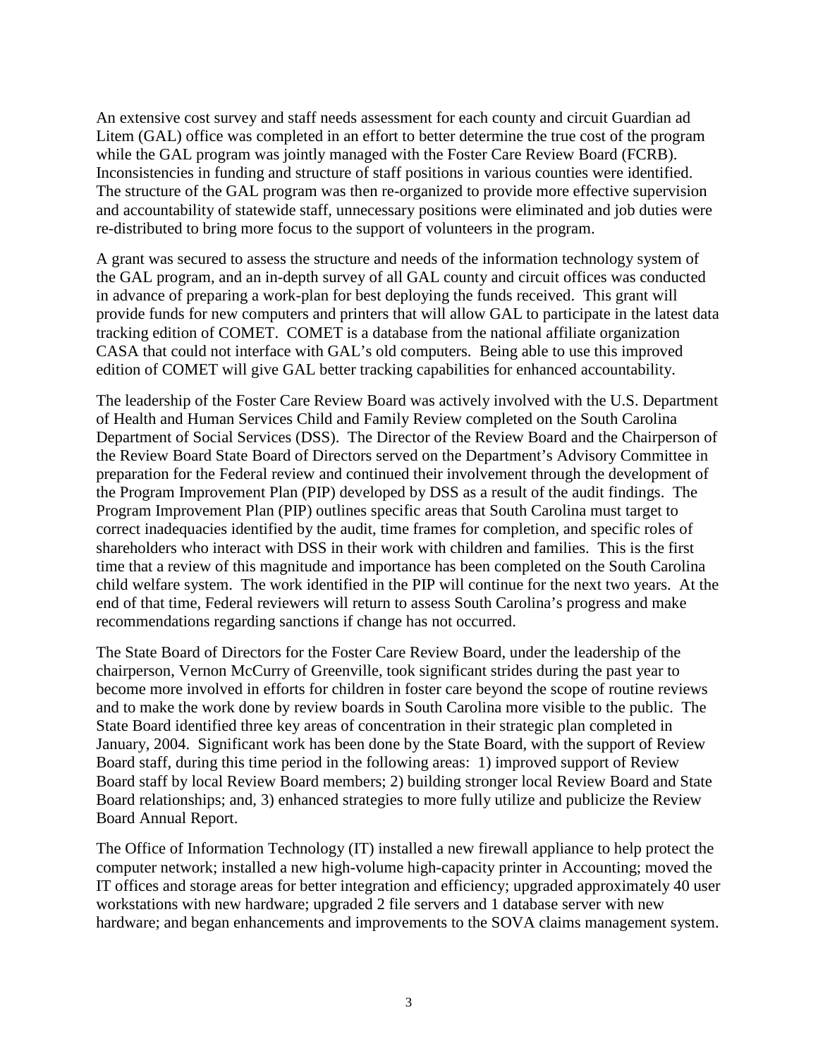An extensive cost survey and staff needs assessment for each county and circuit Guardian ad Litem (GAL) office was completed in an effort to better determine the true cost of the program while the GAL program was jointly managed with the Foster Care Review Board (FCRB). Inconsistencies in funding and structure of staff positions in various counties were identified. The structure of the GAL program was then re-organized to provide more effective supervision and accountability of statewide staff, unnecessary positions were eliminated and job duties were re-distributed to bring more focus to the support of volunteers in the program.

A grant was secured to assess the structure and needs of the information technology system of the GAL program, and an in-depth survey of all GAL county and circuit offices was conducted in advance of preparing a work-plan for best deploying the funds received. This grant will provide funds for new computers and printers that will allow GAL to participate in the latest data tracking edition of COMET. COMET is a database from the national affiliate organization CASA that could not interface with GAL's old computers. Being able to use this improved edition of COMET will give GAL better tracking capabilities for enhanced accountability.

The leadership of the Foster Care Review Board was actively involved with the U.S. Department of Health and Human Services Child and Family Review completed on the South Carolina Department of Social Services (DSS). The Director of the Review Board and the Chairperson of the Review Board State Board of Directors served on the Department's Advisory Committee in preparation for the Federal review and continued their involvement through the development of the Program Improvement Plan (PIP) developed by DSS as a result of the audit findings. The Program Improvement Plan (PIP) outlines specific areas that South Carolina must target to correct inadequacies identified by the audit, time frames for completion, and specific roles of shareholders who interact with DSS in their work with children and families. This is the first time that a review of this magnitude and importance has been completed on the South Carolina child welfare system. The work identified in the PIP will continue for the next two years. At the end of that time, Federal reviewers will return to assess South Carolina's progress and make recommendations regarding sanctions if change has not occurred.

The State Board of Directors for the Foster Care Review Board, under the leadership of the chairperson, Vernon McCurry of Greenville, took significant strides during the past year to become more involved in efforts for children in foster care beyond the scope of routine reviews and to make the work done by review boards in South Carolina more visible to the public. The State Board identified three key areas of concentration in their strategic plan completed in January, 2004. Significant work has been done by the State Board, with the support of Review Board staff, during this time period in the following areas: 1) improved support of Review Board staff by local Review Board members; 2) building stronger local Review Board and State Board relationships; and, 3) enhanced strategies to more fully utilize and publicize the Review Board Annual Report.

The Office of Information Technology (IT) installed a new firewall appliance to help protect the computer network; installed a new high-volume high-capacity printer in Accounting; moved the IT offices and storage areas for better integration and efficiency; upgraded approximately 40 user workstations with new hardware; upgraded 2 file servers and 1 database server with new hardware; and began enhancements and improvements to the SOVA claims management system.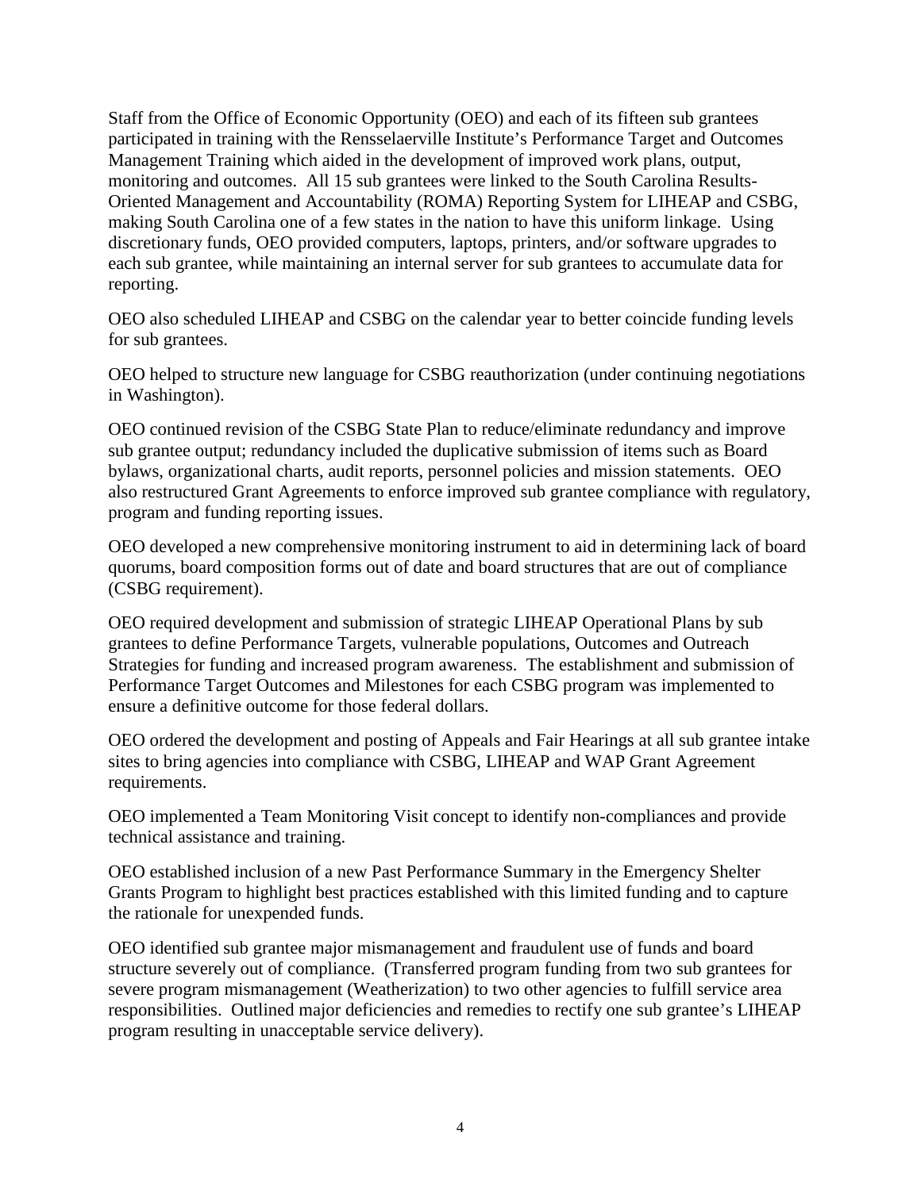Staff from the Office of Economic Opportunity (OEO) and each of its fifteen sub grantees participated in training with the Rensselaerville Institute's Performance Target and Outcomes Management Training which aided in the development of improved work plans, output, monitoring and outcomes. All 15 sub grantees were linked to the South Carolina Results-Oriented Management and Accountability (ROMA) Reporting System for LIHEAP and CSBG, making South Carolina one of a few states in the nation to have this uniform linkage. Using discretionary funds, OEO provided computers, laptops, printers, and/or software upgrades to each sub grantee, while maintaining an internal server for sub grantees to accumulate data for reporting.

OEO also scheduled LIHEAP and CSBG on the calendar year to better coincide funding levels for sub grantees.

OEO helped to structure new language for CSBG reauthorization (under continuing negotiations in Washington).

OEO continued revision of the CSBG State Plan to reduce/eliminate redundancy and improve sub grantee output; redundancy included the duplicative submission of items such as Board bylaws, organizational charts, audit reports, personnel policies and mission statements. OEO also restructured Grant Agreements to enforce improved sub grantee compliance with regulatory, program and funding reporting issues.

OEO developed a new comprehensive monitoring instrument to aid in determining lack of board quorums, board composition forms out of date and board structures that are out of compliance (CSBG requirement).

OEO required development and submission of strategic LIHEAP Operational Plans by sub grantees to define Performance Targets, vulnerable populations, Outcomes and Outreach Strategies for funding and increased program awareness. The establishment and submission of Performance Target Outcomes and Milestones for each CSBG program was implemented to ensure a definitive outcome for those federal dollars.

OEO ordered the development and posting of Appeals and Fair Hearings at all sub grantee intake sites to bring agencies into compliance with CSBG, LIHEAP and WAP Grant Agreement requirements.

OEO implemented a Team Monitoring Visit concept to identify non-compliances and provide technical assistance and training.

OEO established inclusion of a new Past Performance Summary in the Emergency Shelter Grants Program to highlight best practices established with this limited funding and to capture the rationale for unexpended funds.

OEO identified sub grantee major mismanagement and fraudulent use of funds and board structure severely out of compliance. (Transferred program funding from two sub grantees for severe program mismanagement (Weatherization) to two other agencies to fulfill service area responsibilities. Outlined major deficiencies and remedies to rectify one sub grantee's LIHEAP program resulting in unacceptable service delivery).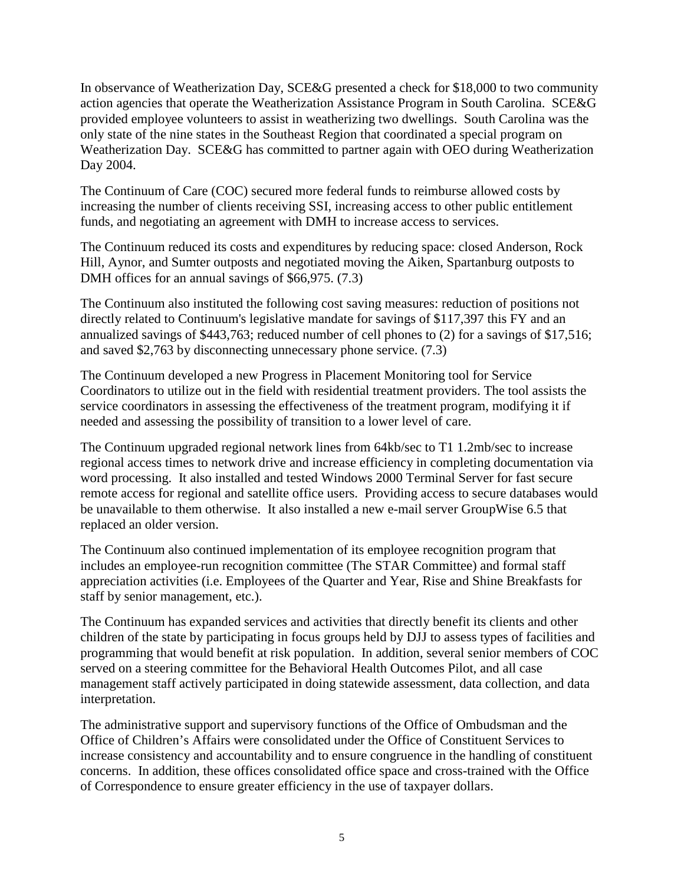In observance of Weatherization Day, SCE&G presented a check for $18,000 to two community action agencies that operate the Weatherization Assistance Program in South Carolina. SCE&G provided employee volunteers to assist in weatherizing two dwellings. South Carolina was the only state of the nine states in the Southeast Region that coordinated a special program on Weatherization Day. SCE&G has committed to partner again with OEO during Weatherization Day 2004.

The Continuum of Care (COC) secured more federal funds to reimburse allowed costs by increasing the number of clients receiving SSI, increasing access to other public entitlement funds, and negotiating an agreement with DMH to increase access to services.

The Continuum reduced its costs and expenditures by reducing space: closed Anderson, Rock Hill, Aynor, and Sumter outposts and negotiated moving the Aiken, Spartanburg outposts to DMH offices for an annual savings of $66,975. (7.3)

The Continuum also instituted the following cost saving measures: reduction of positions not directly related to Continuum's legislative mandate for savings of $117,397 this FY and an annualized savings of $443,763; reduced number of cell phones to (2) for a savings of $17,516; and saved $2,763 by disconnecting unnecessary phone service. (7.3)

The Continuum developed a new Progress in Placement Monitoring tool for Service Coordinators to utilize out in the field with residential treatment providers. The tool assists the service coordinators in assessing the effectiveness of the treatment program, modifying it if needed and assessing the possibility of transition to a lower level of care.

The Continuum upgraded regional network lines from 64kb/sec to T1 1.2mb/sec to increase regional access times to network drive and increase efficiency in completing documentation via word processing. It also installed and tested Windows 2000 Terminal Server for fast secure remote access for regional and satellite office users. Providing access to secure databases would be unavailable to them otherwise. It also installed a new e-mail server GroupWise 6.5 that replaced an older version.

The Continuum also continued implementation of its employee recognition program that includes an employee-run recognition committee (The STAR Committee) and formal staff appreciation activities (i.e. Employees of the Quarter and Year, Rise and Shine Breakfasts for staff by senior management, etc.).

The Continuum has expanded services and activities that directly benefit its clients and other children of the state by participating in focus groups held by DJJ to assess types of facilities and programming that would benefit at risk population. In addition, several senior members of COC served on a steering committee for the Behavioral Health Outcomes Pilot, and all case management staff actively participated in doing statewide assessment, data collection, and data interpretation.

The administrative support and supervisory functions of the Office of Ombudsman and the Office of Children's Affairs were consolidated under the Office of Constituent Services to increase consistency and accountability and to ensure congruence in the handling of constituent concerns. In addition, these offices consolidated office space and cross-trained with the Office of Correspondence to ensure greater efficiency in the use of taxpayer dollars.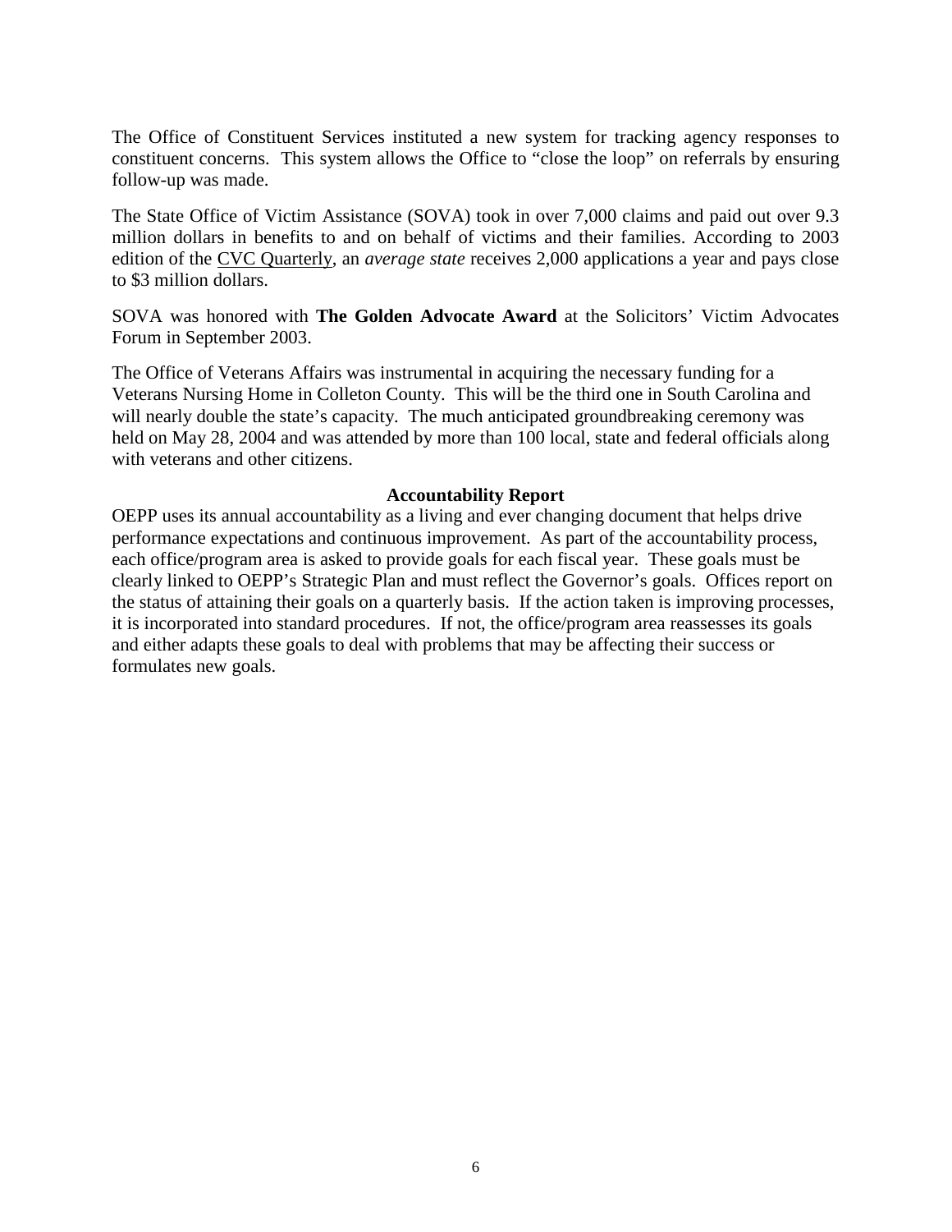The Office of Constituent Services instituted a new system for tracking agency responses to constituent concerns. This system allows the Office to "close the loop" on referrals by ensuring follow-up was made.

The State Office of Victim Assistance (SOVA) took in over 7,000 claims and paid out over 9.3 million dollars in benefits to and on behalf of victims and their families. According to 2003 edition of the CVC Quarterly, an *average state* receives 2,000 applications a year and pays close to $3 million dollars.

SOVA was honored with **The Golden Advocate Award** at the Solicitors' Victim Advocates Forum in September 2003.

The Office of Veterans Affairs was instrumental in acquiring the necessary funding for a Veterans Nursing Home in Colleton County. This will be the third one in South Carolina and will nearly double the state's capacity. The much anticipated groundbreaking ceremony was held on May 28, 2004 and was attended by more than 100 local, state and federal officials along with veterans and other citizens.

## Accountability Report

OEPP uses its annual accountability as a living and ever changing document that helps drive performance expectations and continuous improvement. As part of the accountability process, each office/program area is asked to provide goals for each fiscal year. These goals must be clearly linked to OEPP's Strategic Plan and must reflect the Governor's goals. Offices report on the status of attaining their goals on a quarterly basis. If the action taken is improving processes, it is incorporated into standard procedures. If not, the office/program area reassesses its goals and either adapts these goals to deal with problems that may be affecting their success or formulates new goals.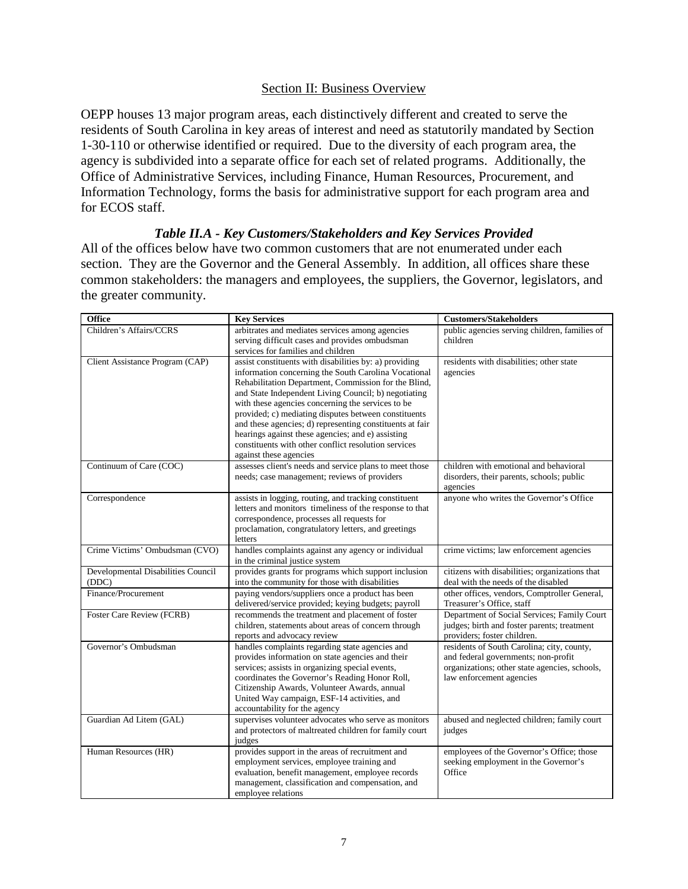## Section II: Business Overview

OEPP houses 13 major program areas, each distinctively different and created to serve the residents of South Carolina in key areas of interest and need as statutorily mandated by Section 1-30-110 or otherwise identified or required. Due to the diversity of each program area, the agency is subdivided into a separate office for each set of related programs. Additionally, the Office of Administrative Services, including Finance, Human Resources, Procurement, and Information Technology, forms the basis for administrative support for each program area and for ECOS staff.

### *Table II.A - Key Customers/Stakeholders and Key Services Provided*

All of the offices below have two common customers that are not enumerated under each section. They are the Governor and the General Assembly. In addition, all offices share these common stakeholders: the managers and employees, the suppliers, the Governor, legislators, and the greater community.

| Office | Key Services | Customers/Stakeholders |
|---|---|---|
| Children's Affairs/CCRS | arbitrates and mediates services among agencies serving difficult cases and provides ombudsman services for families and children | public agencies serving children, families of children |
| Client Assistance Program (CAP) | assist constituents with disabilities by: a) providing information concerning the South Carolina Vocational Rehabilitation Department, Commission for the Blind, and State Independent Living Council; b) negotiating with these agencies concerning the services to be provided; c) mediating disputes between constituents and these agencies; d) representing constituents at fair hearings against these agencies; and e) assisting constituents with other conflict resolution services against these agencies | residents with disabilities; other state agencies |
| Continuum of Care (COC) | assesses client's needs and service plans to meet those needs; case management; reviews of providers | children with emotional and behavioral disorders, their parents, schools; public agencies |
| Correspondence | assists in logging, routing, and tracking constituent letters and monitors timeliness of the response to that correspondence, processes all requests for proclamation, congratulatory letters, and greetings letters | anyone who writes the Governor's Office |
| Crime Victims' Ombudsman (CVO) | handles complaints against any agency or individual in the criminal justice system | crime victims; law enforcement agencies |
| Developmental Disabilities Council (DDC) | provides grants for programs which support inclusion into the community for those with disabilities | citizens with disabilities; organizations that deal with the needs of the disabled |
| Finance/Procurement | paying vendors/suppliers once a product has been delivered/service provided; keying budgets; payroll | other offices, vendors, Comptroller General, Treasurer's Office, staff |
| Foster Care Review (FCRB) | recommends the treatment and placement of foster children, statements about areas of concern through reports and advocacy review | Department of Social Services; Family Court judges; birth and foster parents; treatment providers; foster children. |
| Governor's Ombudsman | handles complaints regarding state agencies and provides information on state agencies and their services; assists in organizing special events, coordinates the Governor's Reading Honor Roll, Citizenship Awards, Volunteer Awards, annual United Way campaign, ESF-14 activities, and accountability for the agency | residents of South Carolina; city, county, and federal governments; non-profit organizations; other state agencies, schools, law enforcement agencies |
| Guardian Ad Litem (GAL) | supervises volunteer advocates who serve as monitors and protectors of maltreated children for family court judges | abused and neglected children; family court judges |
| Human Resources (HR) | provides support in the areas of recruitment and employment services, employee training and evaluation, benefit management, employee records management, classification and compensation, and employee relations | employees of the Governor's Office; those seeking employment in the Governor's Office |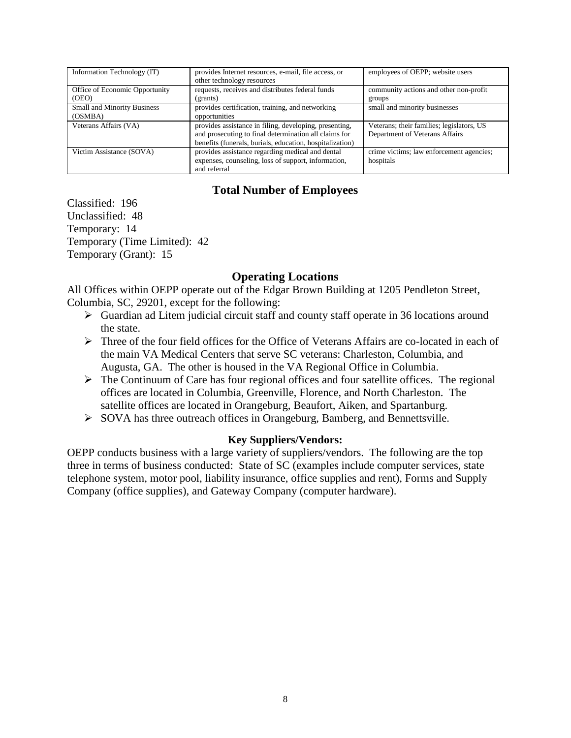| Information Technology (IT) | provides Internet resources, e-mail, file access, or other technology resources | employees of OEPP; website users |
| --- | --- | --- |
| Office of Economic Opportunity (OEO) | requests, receives and distributes federal funds (grants) | community actions and other non-profit groups |
| Small and Minority Business (OSMBA) | provides certification, training, and networking opportunities | small and minority businesses |
| Veterans Affairs (VA) | provides assistance in filing, developing, presenting, and prosecuting to final determination all claims for benefits (funerals, burials, education, hospitalization) | Veterans; their families; legislators, US Department of Veterans Affairs |
| Victim Assistance (SOVA) | provides assistance regarding medical and dental expenses, counseling, loss of support, information, and referral | crime victims; law enforcement agencies; hospitals |

## Total Number of Employees

Classified: 196
Unclassified: 48
Temporary: 14
Temporary (Time Limited): 42
Temporary (Grant): 15

## Operating Locations

All Offices within OEPP operate out of the Edgar Brown Building at 1205 Pendleton Street, Columbia, SC, 29201, except for the following:

- Guardian ad Litem judicial circuit staff and county staff operate in 36 locations around the state.
- Three of the four field offices for the Office of Veterans Affairs are co-located in each of the main VA Medical Centers that serve SC veterans: Charleston, Columbia, and Augusta, GA. The other is housed in the VA Regional Office in Columbia.
- The Continuum of Care has four regional offices and four satellite offices. The regional offices are located in Columbia, Greenville, Florence, and North Charleston. The satellite offices are located in Orangeburg, Beaufort, Aiken, and Spartanburg.
- SOVA has three outreach offices in Orangeburg, Bamberg, and Bennettsville.

### Key Suppliers/Vendors:

OEPP conducts business with a large variety of suppliers/vendors. The following are the top three in terms of business conducted: State of SC (examples include computer services, state telephone system, motor pool, liability insurance, office supplies and rent), Forms and Supply Company (office supplies), and Gateway Company (computer hardware).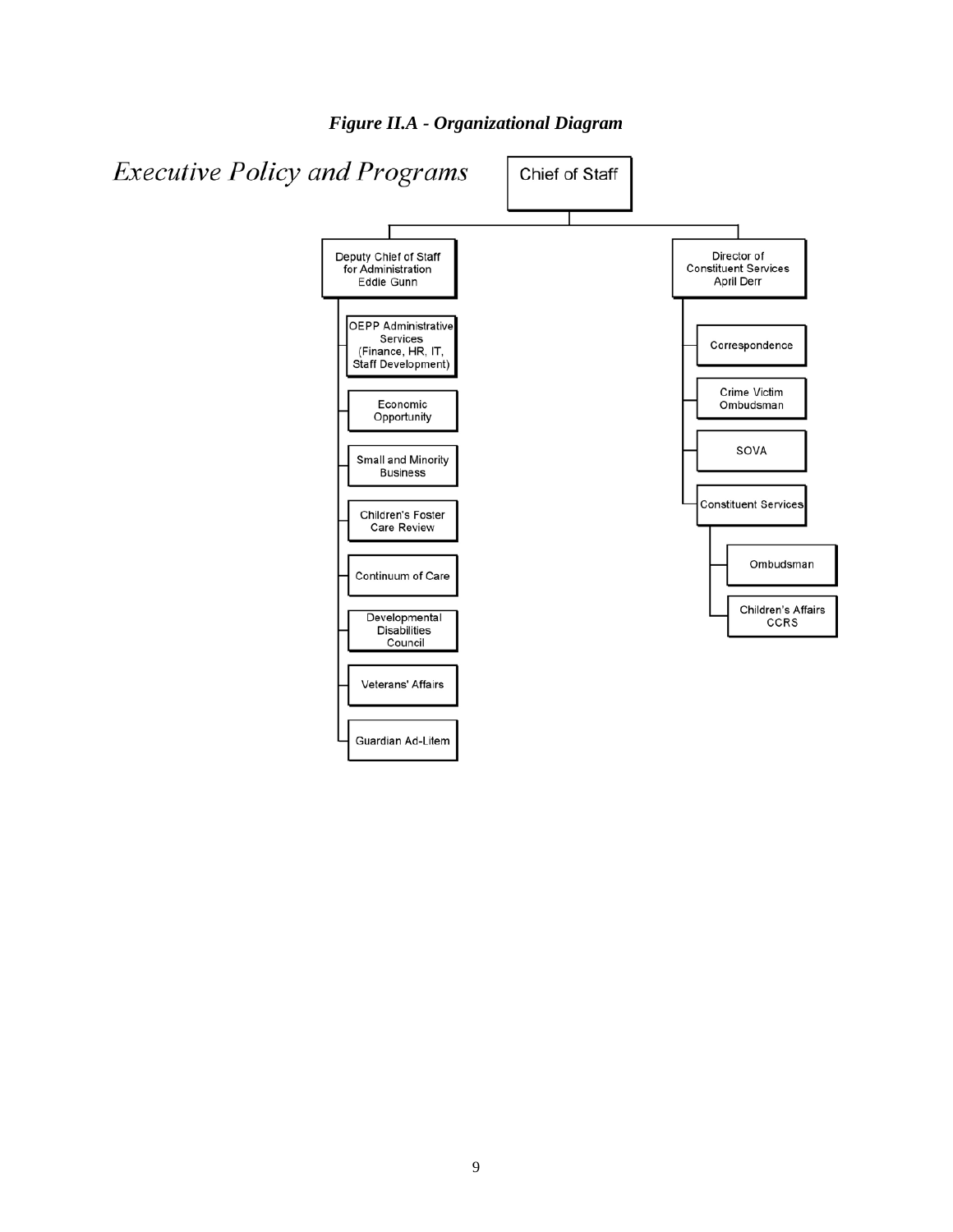***Figure II.A - Organizational Diagram***

*Executive Policy and Programs*

- Chief of Staff
  - Deputy Chief of Staff for Administration Eddie Gunn
    - OEPP Administrative Services (Finance, HR, IT, Staff Development)
    - Economic Opportunity
    - Small and Minority Business
    - Children's Foster Care Review
    - Continuum of Care
    - Developmental Disabilities Council
    - Veterans' Affairs
    - Guardian Ad-Litem
  - Director of Constituent Services April Derr
    - Correspondence
    - Crime Victim Ombudsman
    - SOVA
    - Constituent Services
      - Ombudsman
      - Children's Affairs CCRS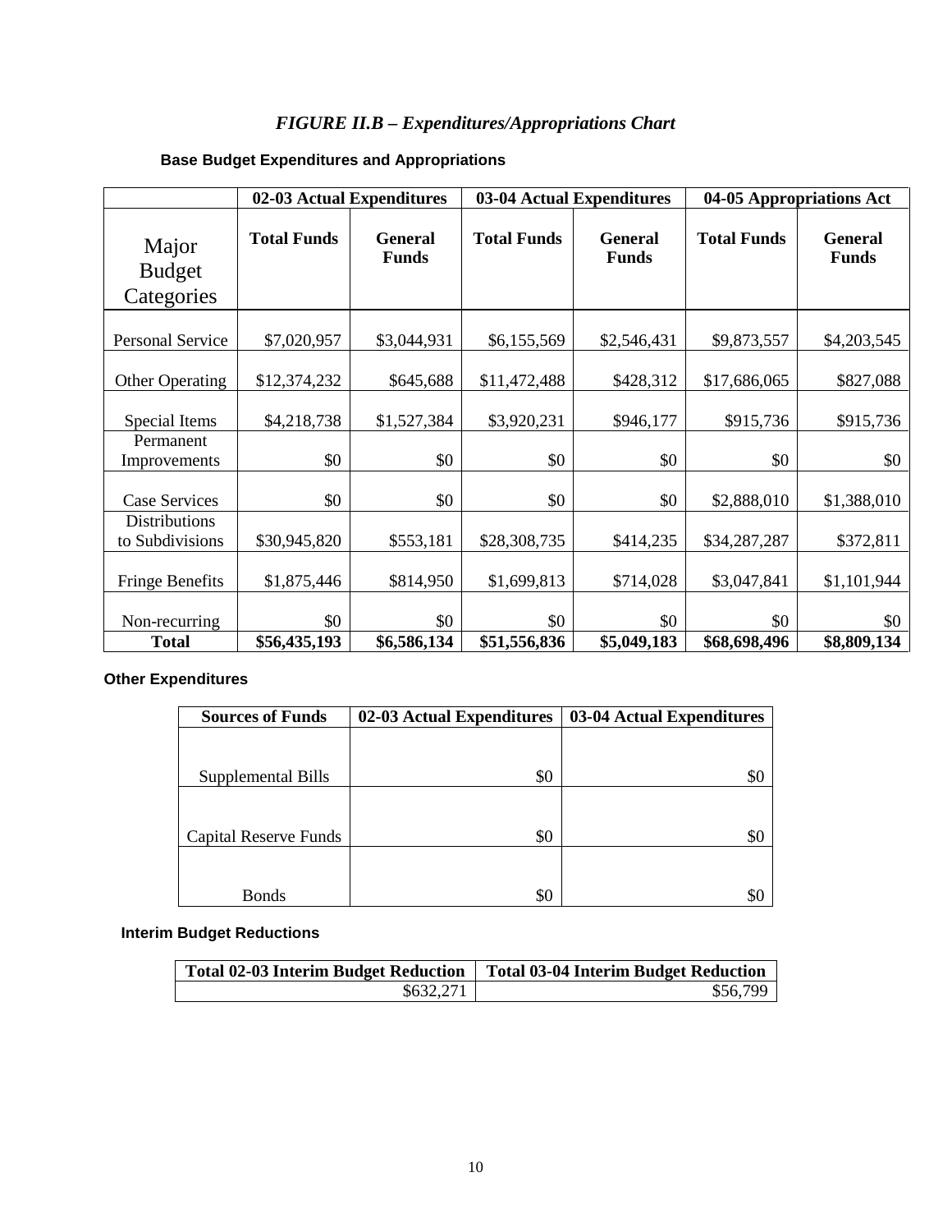## *FIGURE II.B – Expenditures/Appropriations Chart*

### Base Budget Expenditures and Appropriations

| | 02-03 Actual Expenditures | | 03-04 Actual Expenditures | | 04-05 Appropriations Act | |
|---|---|---|---|---|---|---|
| Major Budget Categories | Total Funds | General Funds | Total Funds | General Funds | Total Funds | General Funds |
| Personal Service | $7,020,957 | $3,044,931 | $6,155,569 | $2,546,431 | $9,873,557 | $4,203,545 |
| Other Operating | $12,374,232 | $645,688 | $11,472,488 | $428,312 | $17,686,065 | $827,088 |
| Special Items | $4,218,738 | $1,527,384 | $3,920,231 | $946,177 | $915,736 | $915,736 |
| Permanent Improvements | $0 | $0 | $0 | $0 | $0 | $0 |
| Case Services | $0 | $0 | $0 | $0 | $2,888,010 | $1,388,010 |
| Distributions to Subdivisions | $30,945,820 | $553,181 | $28,308,735 | $414,235 | $34,287,287 | $372,811 |
| Fringe Benefits | $1,875,446 | $814,950 | $1,699,813 | $714,028 | $3,047,841 | $1,101,944 |
| Non-recurring | $0 | $0 | $0 | $0 | $0 | $0 |
| **Total** | **$56,435,193** | **$6,586,134** | **$51,556,836** | **$5,049,183** | **$68,698,496** | **$8,809,134** |

### Other Expenditures

| Sources of Funds | 02-03 Actual Expenditures | 03-04 Actual Expenditures |
|---|---|---|
| Supplemental Bills | $0 | $0 |
| Capital Reserve Funds | $0 | $0 |
| Bonds | $0 | $0 |

### Interim Budget Reductions

| Total 02-03 Interim Budget Reduction | Total 03-04 Interim Budget Reduction |
|---|---|
| $632,271 | $56,799 |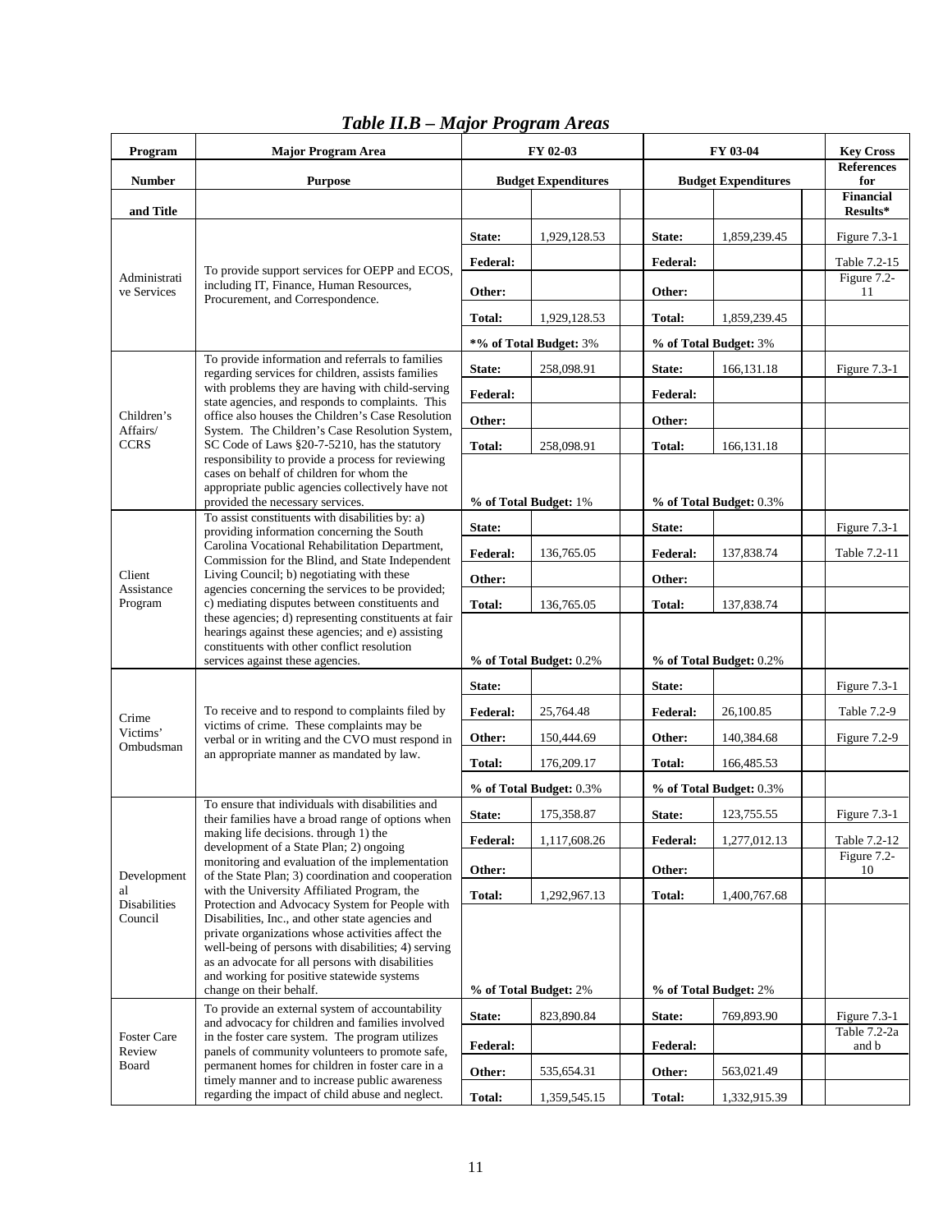# *Table II.B – Major Program Areas*

| Program Number and Title | Major Program Area Purpose | FY 02-03 Budget Expenditures | | FY 03-04 Budget Expenditures | | Key Cross References for Financial Results* |
|---|---|---|---|---|---|---|
| Administrative Services | To provide support services for OEPP and ECOS, including IT, Finance, Human Resources, Procurement, and Correspondence. | **State:** | 1,929,128.53 | **State:** | 1,859,239.45 | Figure 7.3-1 |
| | | **Federal:** | | **Federal:** | | Table 7.2-15 |
| | | **Other:** | | **Other:** | | Figure 7.2-11 |
| | | **Total:** | 1,929,128.53 | **Total:** | 1,859,239.45 | |
| | | ***% of Total Budget:** 3% | | **% of Total Budget:** 3% | | |
| Children's Affairs/ CCRS | To provide information and referrals to families regarding services for children, assists families with problems they are having with child-serving state agencies, and responds to complaints. This office also houses the Children's Case Resolution System. The Children's Case Resolution System, SC Code of Laws §20-7-5210, has the statutory responsibility to provide a process for reviewing cases on behalf of children for whom the appropriate public agencies collectively have not provided the necessary services. | **State:** | 258,098.91 | **State:** | 166,131.18 | Figure 7.3-1 |
| | | **Federal:** | | **Federal:** | | |
| | | **Other:** | | **Other:** | | |
| | | **Total:** | 258,098.91 | **Total:** | 166,131.18 | |
| | | **% of Total Budget:** 1% | | **% of Total Budget:** 0.3% | | |
| Client Assistance Program | To assist constituents with disabilities by: a) providing information concerning the South Carolina Vocational Rehabilitation Department, Commission for the Blind, and State Independent Living Council; b) negotiating with these agencies concerning the services to be provided; c) mediating disputes between constituents and these agencies; d) representing constituents at fair hearings against these agencies; and e) assisting constituents with other conflict resolution services against these agencies. | **State:** | | **State:** | | Figure 7.3-1 |
| | | **Federal:** | 136,765.05 | **Federal:** | 137,838.74 | Table 7.2-11 |
| | | **Other:** | | **Other:** | | |
| | | **Total:** | 136,765.05 | **Total:** | 137,838.74 | |
| | | **% of Total Budget:** 0.2% | | **% of Total Budget:** 0.2% | | |
| Crime Victims' Ombudsman | To receive and to respond to complaints filed by victims of crime. These complaints may be verbal or in writing and the CVO must respond in an appropriate manner as mandated by law. | **State:** | | **State:** | | Figure 7.3-1 |
| | | **Federal:** | 25,764.48 | **Federal:** | 26,100.85 | Table 7.2-9 |
| | | **Other:** | 150,444.69 | **Other:** | 140,384.68 | Figure 7.2-9 |
| | | **Total:** | 176,209.17 | **Total:** | 166,485.53 | |
| | | **% of Total Budget:** 0.3% | | **% of Total Budget:** 0.3% | | |
| Developmental Disabilities Council | To ensure that individuals with disabilities and their families have a broad range of options when making life decisions. through 1) the development of a State Plan; 2) ongoing monitoring and evaluation of the implementation of the State Plan; 3) coordination and cooperation with the University Affiliated Program, the Protection and Advocacy System for People with Disabilities, Inc., and other state agencies and private organizations whose activities affect the well-being of persons with disabilities; 4) serving as an advocate for all persons with disabilities and working for positive statewide systems change on their behalf. | **State:** | 175,358.87 | **State:** | 123,755.55 | Figure 7.3-1 |
| | | **Federal:** | 1,117,608.26 | **Federal:** | 1,277,012.13 | Table 7.2-12 |
| | | **Other:** | | **Other:** | | Figure 7.2-10 |
| | | **Total:** | 1,292,967.13 | **Total:** | 1,400,767.68 | |
| | | **% of Total Budget:** 2% | | **% of Total Budget:** 2% | | |
| Foster Care Review Board | To provide an external system of accountability and advocacy for children and families involved in the foster care system. The program utilizes panels of community volunteers to promote safe, permanent homes for children in foster care in a timely manner and to increase public awareness regarding the impact of child abuse and neglect. | **State:** | 823,890.84 | **State:** | 769,893.90 | Figure 7.3-1 |
| | | **Federal:** | | **Federal:** | | Table 7.2-2a and b |
| | | **Other:** | 535,654.31 | **Other:** | 563,021.49 | |
| | | **Total:** | 1,359,545.15 | **Total:** | 1,332,915.39 | |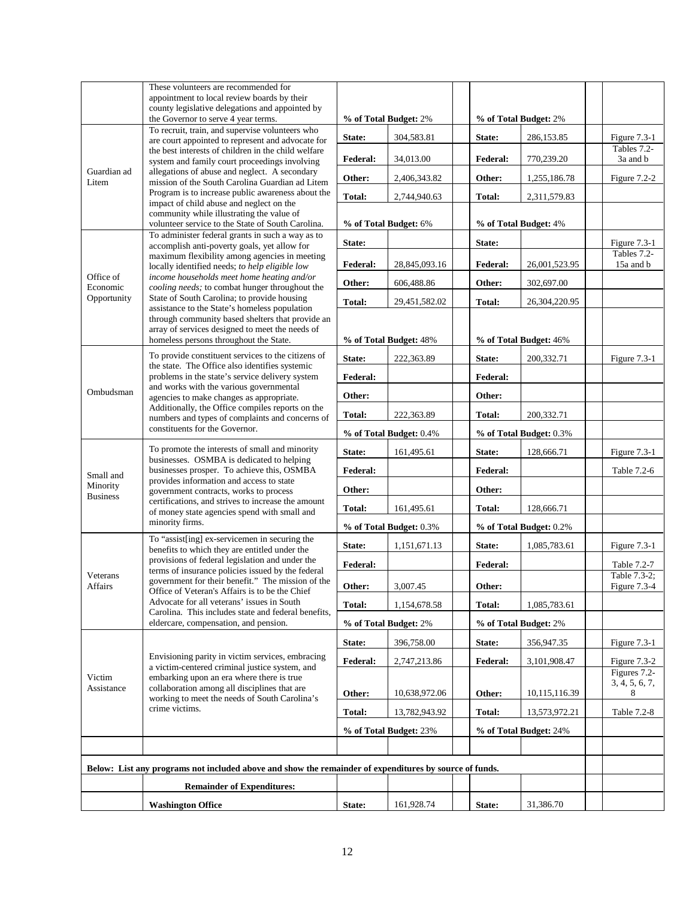| | | | | | | | | |
|---|---|---|---|---|---|---|---|---|
| | These volunteers are recommended for appointment to local review boards by their county legislative delegations and appointed by the Governor to serve 4 year terms. | **% of Total Budget:** 2% | | | **% of Total Budget:** 2% | | | |
| Guardian ad Litem | To recruit, train, and supervise volunteers who are court appointed to represent and advocate for the best interests of children in the child welfare system and family court proceedings involving allegations of abuse and neglect. A secondary mission of the South Carolina Guardian ad Litem Program is to increase public awareness about the impact of child abuse and neglect on the community while illustrating the value of volunteer service to the State of South Carolina. | **State:** | 304,583.81 | | **State:** | 286,153.85 | | Figure 7.3-1 |
| | | **Federal:** | 34,013.00 | | **Federal:** | 770,239.20 | | Tables 7.2-3a and b |
| | | **Other:** | 2,406,343.82 | | **Other:** | 1,255,186.78 | | Figure 7.2-2 |
| | | **Total:** | 2,744,940.63 | | **Total:** | 2,311,579.83 | | |
| | | **% of Total Budget:** 6% | | | **% of Total Budget:** 4% | | | |
| Office of Economic Opportunity | To administer federal grants in such a way as to accomplish anti-poverty goals, yet allow for maximum flexibility among agencies in meeting locally identified needs; *to help eligible low income households meet home heating and/or cooling needs;* to combat hunger throughout the State of South Carolina; to provide housing assistance to the State's homeless population through community based shelters that provide an array of services designed to meet the needs of homeless persons throughout the State. | **State:** | | | **State:** | | | Figure 7.3-1 |
| | | **Federal:** | 28,845,093.16 | | **Federal:** | 26,001,523.95 | | Tables 7.2-15a and b |
| | | **Other:** | 606,488.86 | | **Other:** | 302,697.00 | | |
| | | **Total:** | 29,451,582.02 | | **Total:** | 26,304,220.95 | | |
| | | **% of Total Budget:** 48% | | | **% of Total Budget:** 46% | | | |
| Ombudsman | To provide constituent services to the citizens of the state. The Office also identifies systemic problems in the state's service delivery system and works with the various governmental agencies to make changes as appropriate. Additionally, the Office compiles reports on the numbers and types of complaints and concerns of constituents for the Governor. | **State:** | 222,363.89 | | **State:** | 200,332.71 | | Figure 7.3-1 |
| | | **Federal:** | | | **Federal:** | | | |
| | | **Other:** | | | **Other:** | | | |
| | | **Total:** | 222,363.89 | | **Total:** | 200,332.71 | | |
| | | **% of Total Budget:** 0.4% | | | **% of Total Budget:** 0.3% | | | |
| Small and Minority Business | To promote the interests of small and minority businesses. OSMBA is dedicated to helping businesses prosper. To achieve this, OSMBA provides information and access to state government contracts, works to process certifications, and strives to increase the amount of money state agencies spend with small and minority firms. | **State:** | 161,495.61 | | **State:** | 128,666.71 | | Figure 7.3-1 |
| | | **Federal:** | | | **Federal:** | | | Table 7.2-6 |
| | | **Other:** | | | **Other:** | | | |
| | | **Total:** | 161,495.61 | | **Total:** | 128,666.71 | | |
| | | **% of Total Budget:** 0.3% | | | **% of Total Budget:** 0.2% | | | |
| Veterans Affairs | To "assist[ing] ex-servicemen in securing the benefits to which they are entitled under the provisions of federal legislation and under the terms of insurance policies issued by the federal government for their benefit." The mission of the Office of Veteran's Affairs is to be the Chief Advocate for all veterans' issues in South Carolina. This includes state and federal benefits, eldercare, compensation, and pension. | **State:** | 1,151,671.13 | | **State:** | 1,085,783.61 | | Figure 7.3-1 |
| | | **Federal:** | | | **Federal:** | | | Table 7.2-7 |
| | | **Other:** | 3,007.45 | | **Other:** | | | Table 7.3-2; Figure 7.3-4 |
| | | **Total:** | 1,154,678.58 | | **Total:** | 1,085,783.61 | | |
| | | **% of Total Budget:** 2% | | | **% of Total Budget:** 2% | | | |
| Victim Assistance | Envisioning parity in victim services, embracing a victim-centered criminal justice system, and embarking upon an era where there is true collaboration among all disciplines that are working to meet the needs of South Carolina's crime victims. | **State:** | 396,758.00 | | **State:** | 356,947.35 | | Figure 7.3-1 |
| | | **Federal:** | 2,747,213.86 | | **Federal:** | 3,101,908.47 | | Figure 7.3-2 |
| | | **Other:** | 10,638,972.06 | | **Other:** | 10,115,116.39 | | Figures 7.2-3, 4, 5, 6, 7, 8 |
| | | **Total:** | 13,782,943.92 | | **Total:** | 13,573,972.21 | | Table 7.2-8 |
| | | **% of Total Budget:** 23% | | | **% of Total Budget:** 24% | | | |
| | | | | | | | | |
| **Below: List any programs not included above and show the remainder of expenditures by source of funds.** | | | | | | | | |
| | **Remainder of Expenditures:** | | | | | | | |
| | **Washington Office** | **State:** | 161,928.74 | | **State:** | 31,386.70 | | |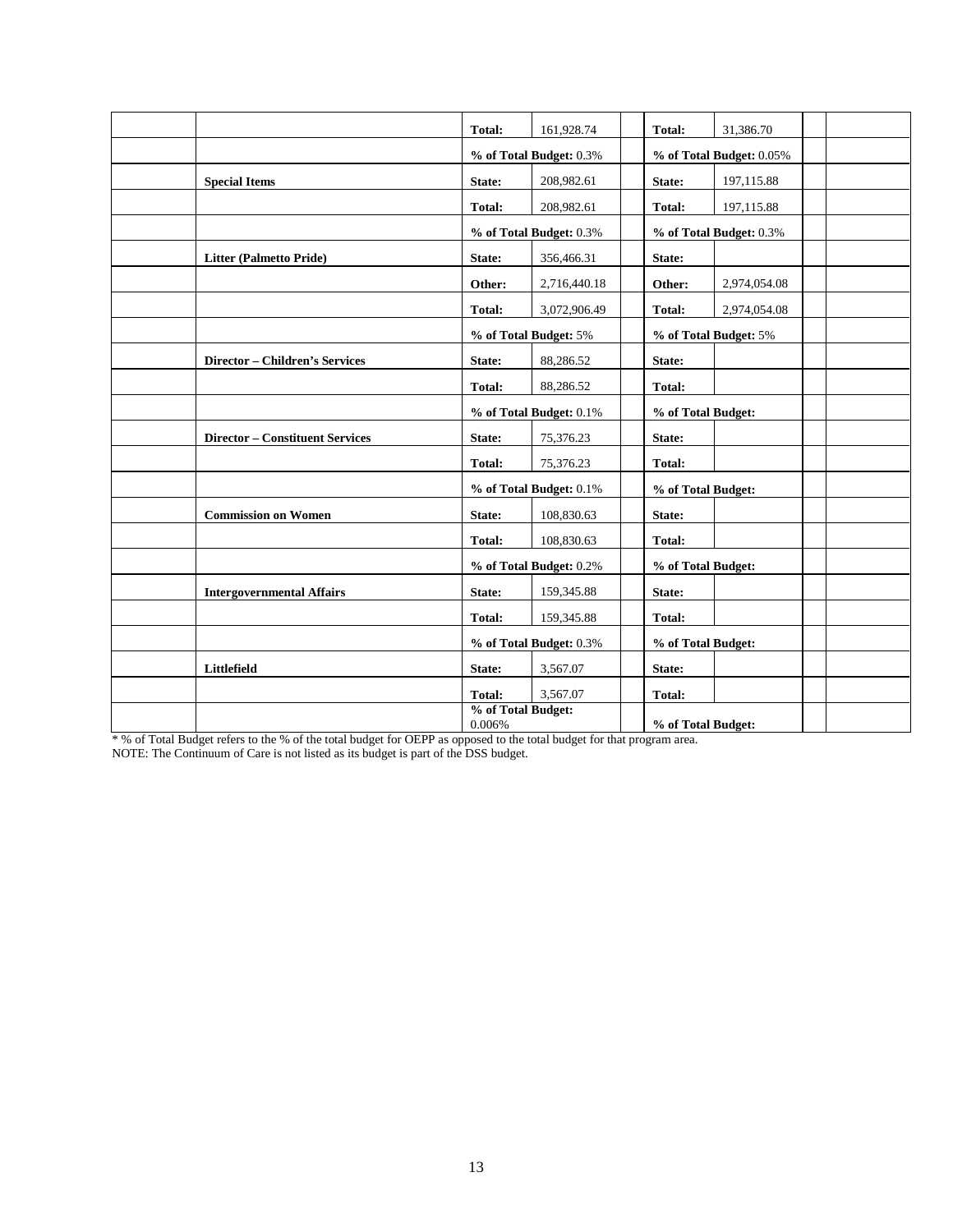| | | | | | | | | | |
|---|---|---|---|---|---|---|---|---|---|
| | | **Total:** | 161,928.74 | | **Total:** | 31,386.70 | | | |
| | | **% of Total Budget:** 0.3% | | | **% of Total Budget:** 0.05% | | | | |
| | **Special Items** | **State:** | 208,982.61 | | **State:** | 197,115.88 | | | |
| | | **Total:** | 208,982.61 | | **Total:** | 197,115.88 | | | |
| | | **% of Total Budget:** 0.3% | | | **% of Total Budget:** 0.3% | | | | |
| | **Litter (Palmetto Pride)** | **State:** | 356,466.31 | | **State:** | | | | |
| | | **Other:** | 2,716,440.18 | | **Other:** | 2,974,054.08 | | | |
| | | **Total:** | 3,072,906.49 | | **Total:** | 2,974,054.08 | | | |
| | | **% of Total Budget:** 5% | | | **% of Total Budget:** 5% | | | | |
| | **Director – Children's Services** | **State:** | 88,286.52 | | **State:** | | | | |
| | | **Total:** | 88,286.52 | | **Total:** | | | | |
| | | **% of Total Budget:** 0.1% | | | **% of Total Budget:** | | | | |
| | **Director – Constituent Services** | **State:** | 75,376.23 | | **State:** | | | | |
| | | **Total:** | 75,376.23 | | **Total:** | | | | |
| | | **% of Total Budget:** 0.1% | | | **% of Total Budget:** | | | | |
| | **Commission on Women** | **State:** | 108,830.63 | | **State:** | | | | |
| | | **Total:** | 108,830.63 | | **Total:** | | | | |
| | | **% of Total Budget:** 0.2% | | | **% of Total Budget:** | | | | |
| | **Intergovernmental Affairs** | **State:** | 159,345.88 | | **State:** | | | | |
| | | **Total:** | 159,345.88 | | **Total:** | | | | |
| | | **% of Total Budget:** 0.3% | | | **% of Total Budget:** | | | | |
| | **Littlefield** | **State:** | 3,567.07 | | **State:** | | | | |
| | | **Total:** | 3,567.07 | | **Total:** | | | | |
| | | **% of Total Budget:** 0.006% | | | **% of Total Budget:** | | | | |

* % of Total Budget refers to the % of the total budget for OEPP as opposed to the total budget for that program area.
NOTE: The Continuum of Care is not listed as its budget is part of the DSS budget.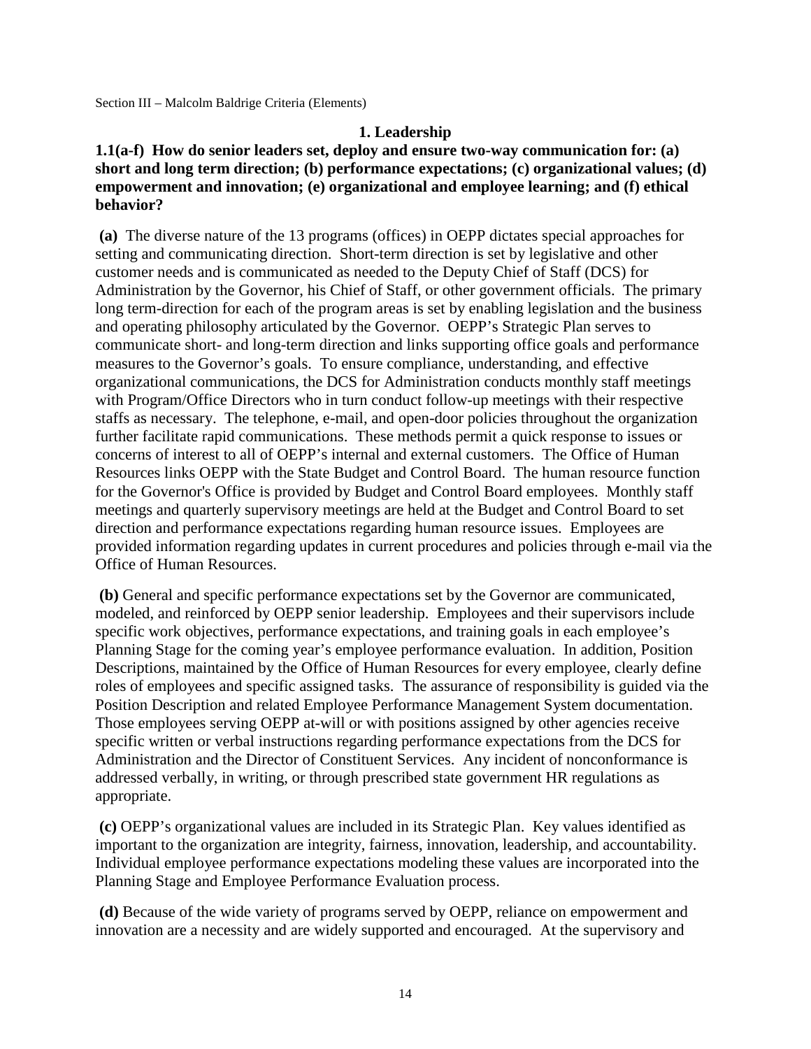Section III – Malcolm Baldrige Criteria (Elements)

## 1. Leadership

**1.1(a-f) How do senior leaders set, deploy and ensure two-way communication for: (a) short and long term direction; (b) performance expectations; (c) organizational values; (d) empowerment and innovation; (e) organizational and employee learning; and (f) ethical behavior?**

**(a)** The diverse nature of the 13 programs (offices) in OEPP dictates special approaches for setting and communicating direction. Short-term direction is set by legislative and other customer needs and is communicated as needed to the Deputy Chief of Staff (DCS) for Administration by the Governor, his Chief of Staff, or other government officials. The primary long term-direction for each of the program areas is set by enabling legislation and the business and operating philosophy articulated by the Governor. OEPP's Strategic Plan serves to communicate short- and long-term direction and links supporting office goals and performance measures to the Governor's goals. To ensure compliance, understanding, and effective organizational communications, the DCS for Administration conducts monthly staff meetings with Program/Office Directors who in turn conduct follow-up meetings with their respective staffs as necessary. The telephone, e-mail, and open-door policies throughout the organization further facilitate rapid communications. These methods permit a quick response to issues or concerns of interest to all of OEPP's internal and external customers. The Office of Human Resources links OEPP with the State Budget and Control Board. The human resource function for the Governor's Office is provided by Budget and Control Board employees. Monthly staff meetings and quarterly supervisory meetings are held at the Budget and Control Board to set direction and performance expectations regarding human resource issues. Employees are provided information regarding updates in current procedures and policies through e-mail via the Office of Human Resources.

**(b)** General and specific performance expectations set by the Governor are communicated, modeled, and reinforced by OEPP senior leadership. Employees and their supervisors include specific work objectives, performance expectations, and training goals in each employee's Planning Stage for the coming year's employee performance evaluation. In addition, Position Descriptions, maintained by the Office of Human Resources for every employee, clearly define roles of employees and specific assigned tasks. The assurance of responsibility is guided via the Position Description and related Employee Performance Management System documentation. Those employees serving OEPP at-will or with positions assigned by other agencies receive specific written or verbal instructions regarding performance expectations from the DCS for Administration and the Director of Constituent Services. Any incident of nonconformance is addressed verbally, in writing, or through prescribed state government HR regulations as appropriate.

**(c)** OEPP's organizational values are included in its Strategic Plan. Key values identified as important to the organization are integrity, fairness, innovation, leadership, and accountability. Individual employee performance expectations modeling these values are incorporated into the Planning Stage and Employee Performance Evaluation process.

**(d)** Because of the wide variety of programs served by OEPP, reliance on empowerment and innovation are a necessity and are widely supported and encouraged. At the supervisory and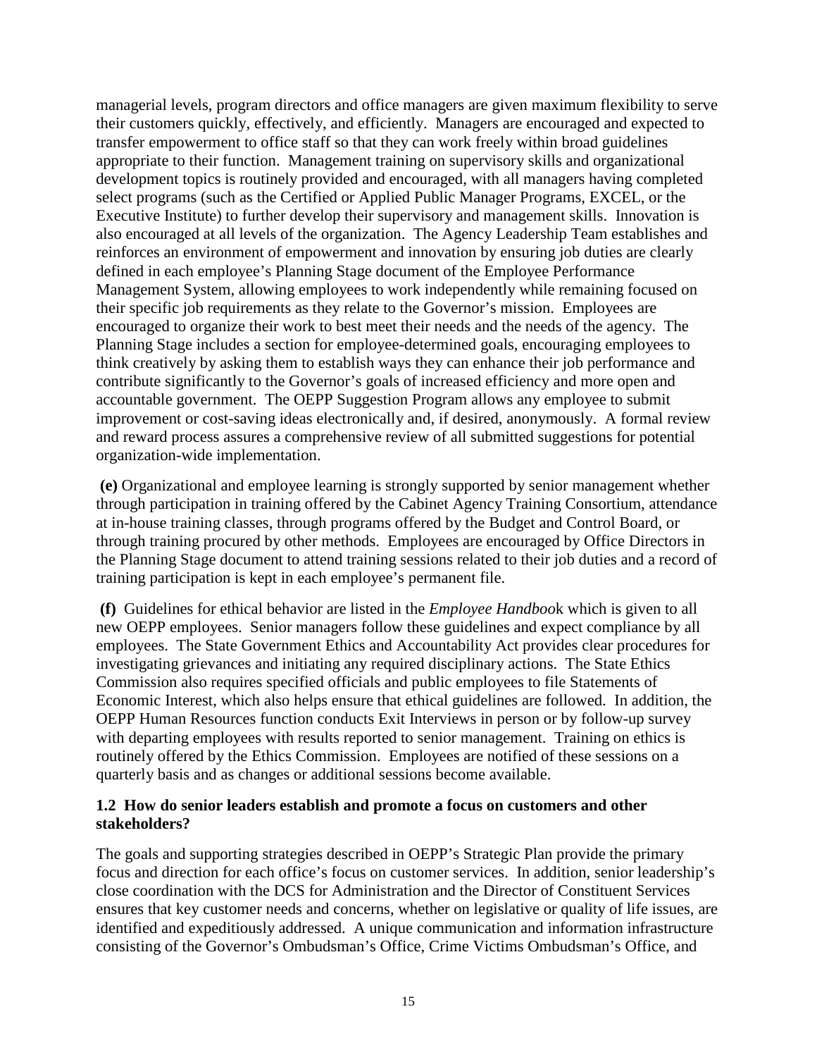managerial levels, program directors and office managers are given maximum flexibility to serve their customers quickly, effectively, and efficiently. Managers are encouraged and expected to transfer empowerment to office staff so that they can work freely within broad guidelines appropriate to their function. Management training on supervisory skills and organizational development topics is routinely provided and encouraged, with all managers having completed select programs (such as the Certified or Applied Public Manager Programs, EXCEL, or the Executive Institute) to further develop their supervisory and management skills. Innovation is also encouraged at all levels of the organization. The Agency Leadership Team establishes and reinforces an environment of empowerment and innovation by ensuring job duties are clearly defined in each employee's Planning Stage document of the Employee Performance Management System, allowing employees to work independently while remaining focused on their specific job requirements as they relate to the Governor's mission. Employees are encouraged to organize their work to best meet their needs and the needs of the agency. The Planning Stage includes a section for employee-determined goals, encouraging employees to think creatively by asking them to establish ways they can enhance their job performance and contribute significantly to the Governor's goals of increased efficiency and more open and accountable government. The OEPP Suggestion Program allows any employee to submit improvement or cost-saving ideas electronically and, if desired, anonymously. A formal review and reward process assures a comprehensive review of all submitted suggestions for potential organization-wide implementation.

**(e)** Organizational and employee learning is strongly supported by senior management whether through participation in training offered by the Cabinet Agency Training Consortium, attendance at in-house training classes, through programs offered by the Budget and Control Board, or through training procured by other methods. Employees are encouraged by Office Directors in the Planning Stage document to attend training sessions related to their job duties and a record of training participation is kept in each employee's permanent file.

**(f)** Guidelines for ethical behavior are listed in the *Employee Handbook* which is given to all new OEPP employees. Senior managers follow these guidelines and expect compliance by all employees. The State Government Ethics and Accountability Act provides clear procedures for investigating grievances and initiating any required disciplinary actions. The State Ethics Commission also requires specified officials and public employees to file Statements of Economic Interest, which also helps ensure that ethical guidelines are followed. In addition, the OEPP Human Resources function conducts Exit Interviews in person or by follow-up survey with departing employees with results reported to senior management. Training on ethics is routinely offered by the Ethics Commission. Employees are notified of these sessions on a quarterly basis and as changes or additional sessions become available.

### 1.2 How do senior leaders establish and promote a focus on customers and other stakeholders?

The goals and supporting strategies described in OEPP's Strategic Plan provide the primary focus and direction for each office's focus on customer services. In addition, senior leadership's close coordination with the DCS for Administration and the Director of Constituent Services ensures that key customer needs and concerns, whether on legislative or quality of life issues, are identified and expeditiously addressed. A unique communication and information infrastructure consisting of the Governor's Ombudsman's Office, Crime Victims Ombudsman's Office, and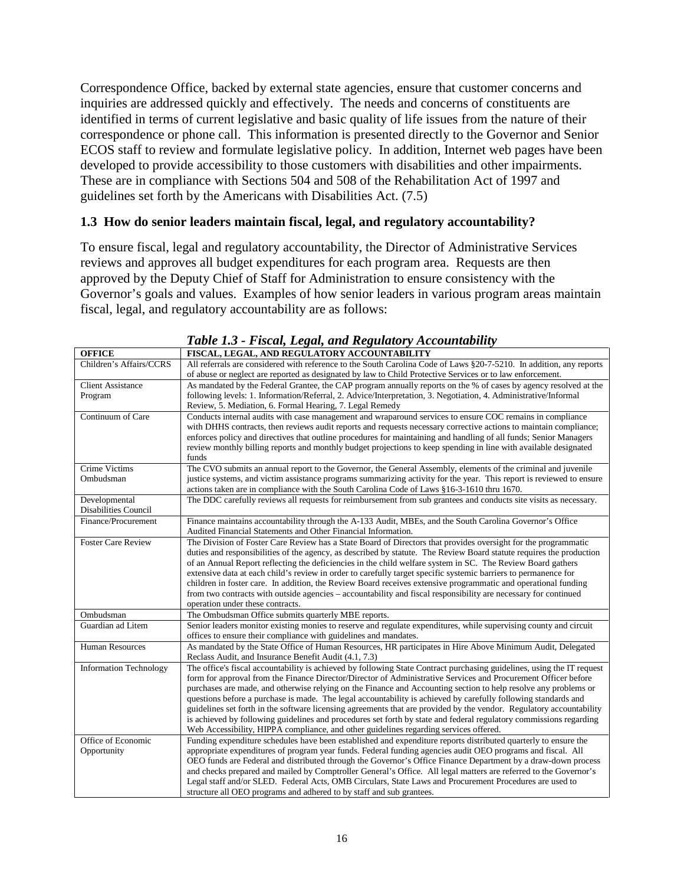Correspondence Office, backed by external state agencies, ensure that customer concerns and inquiries are addressed quickly and effectively. The needs and concerns of constituents are identified in terms of current legislative and basic quality of life issues from the nature of their correspondence or phone call. This information is presented directly to the Governor and Senior ECOS staff to review and formulate legislative policy. In addition, Internet web pages have been developed to provide accessibility to those customers with disabilities and other impairments. These are in compliance with Sections 504 and 508 of the Rehabilitation Act of 1997 and guidelines set forth by the Americans with Disabilities Act. (7.5)

### 1.3 How do senior leaders maintain fiscal, legal, and regulatory accountability?

To ensure fiscal, legal and regulatory accountability, the Director of Administrative Services reviews and approves all budget expenditures for each program area. Requests are then approved by the Deputy Chief of Staff for Administration to ensure consistency with the Governor's goals and values. Examples of how senior leaders in various program areas maintain fiscal, legal, and regulatory accountability are as follows:

***Table 1.3 - Fiscal, Legal, and Regulatory Accountability***

| OFFICE | FISCAL, LEGAL, AND REGULATORY ACCOUNTABILITY |
|---|---|
| Children's Affairs/CCRS | All referrals are considered with reference to the South Carolina Code of Laws §20-7-5210. In addition, any reports of abuse or neglect are reported as designated by law to Child Protective Services or to law enforcement. |
| Client Assistance Program | As mandated by the Federal Grantee, the CAP program annually reports on the % of cases by agency resolved at the following levels: 1. Information/Referral, 2. Advice/Interpretation, 3. Negotiation, 4. Administrative/Informal Review, 5. Mediation, 6. Formal Hearing, 7. Legal Remedy |
| Continuum of Care | Conducts internal audits with case management and wraparound services to ensure COC remains in compliance with DHHS contracts, then reviews audit reports and requests necessary corrective actions to maintain compliance; enforces policy and directives that outline procedures for maintaining and handling of all funds; Senior Managers review monthly billing reports and monthly budget projections to keep spending in line with available designated funds |
| Crime Victims Ombudsman | The CVO submits an annual report to the Governor, the General Assembly, elements of the criminal and juvenile justice systems, and victim assistance programs summarizing activity for the year. This report is reviewed to ensure actions taken are in compliance with the South Carolina Code of Laws §16-3-1610 thru 1670. |
| Developmental Disabilities Council | The DDC carefully reviews all requests for reimbursement from sub grantees and conducts site visits as necessary. |
| Finance/Procurement | Finance maintains accountability through the A-133 Audit, MBEs, and the South Carolina Governor's Office Audited Financial Statements and Other Financial Information. |
| Foster Care Review | The Division of Foster Care Review has a State Board of Directors that provides oversight for the programmatic duties and responsibilities of the agency, as described by statute. The Review Board statute requires the production of an Annual Report reflecting the deficiencies in the child welfare system in SC. The Review Board gathers extensive data at each child's review in order to carefully target specific systemic barriers to permanence for children in foster care. In addition, the Review Board receives extensive programmatic and operational funding from two contracts with outside agencies – accountability and fiscal responsibility are necessary for continued operation under these contracts. |
| Ombudsman | The Ombudsman Office submits quarterly MBE reports. |
| Guardian ad Litem | Senior leaders monitor existing monies to reserve and regulate expenditures, while supervising county and circuit offices to ensure their compliance with guidelines and mandates. |
| Human Resources | As mandated by the State Office of Human Resources, HR participates in Hire Above Minimum Audit, Delegated Reclass Audit, and Insurance Benefit Audit (4.1, 7.3) |
| Information Technology | The office's fiscal accountability is achieved by following State Contract purchasing guidelines, using the IT request form for approval from the Finance Director/Director of Administrative Services and Procurement Officer before purchases are made, and otherwise relying on the Finance and Accounting section to help resolve any problems or questions before a purchase is made. The legal accountability is achieved by carefully following standards and guidelines set forth in the software licensing agreements that are provided by the vendor. Regulatory accountability is achieved by following guidelines and procedures set forth by state and federal regulatory commissions regarding Web Accessibility, HIPPA compliance, and other guidelines regarding services offered. |
| Office of Economic Opportunity | Funding expenditure schedules have been established and expenditure reports distributed quarterly to ensure the appropriate expenditures of program year funds. Federal funding agencies audit OEO programs and fiscal. All OEO funds are Federal and distributed through the Governor's Office Finance Department by a draw-down process and checks prepared and mailed by Comptroller General's Office. All legal matters are referred to the Governor's Legal staff and/or SLED. Federal Acts, OMB Circulars, State Laws and Procurement Procedures are used to structure all OEO programs and adhered to by staff and sub grantees. |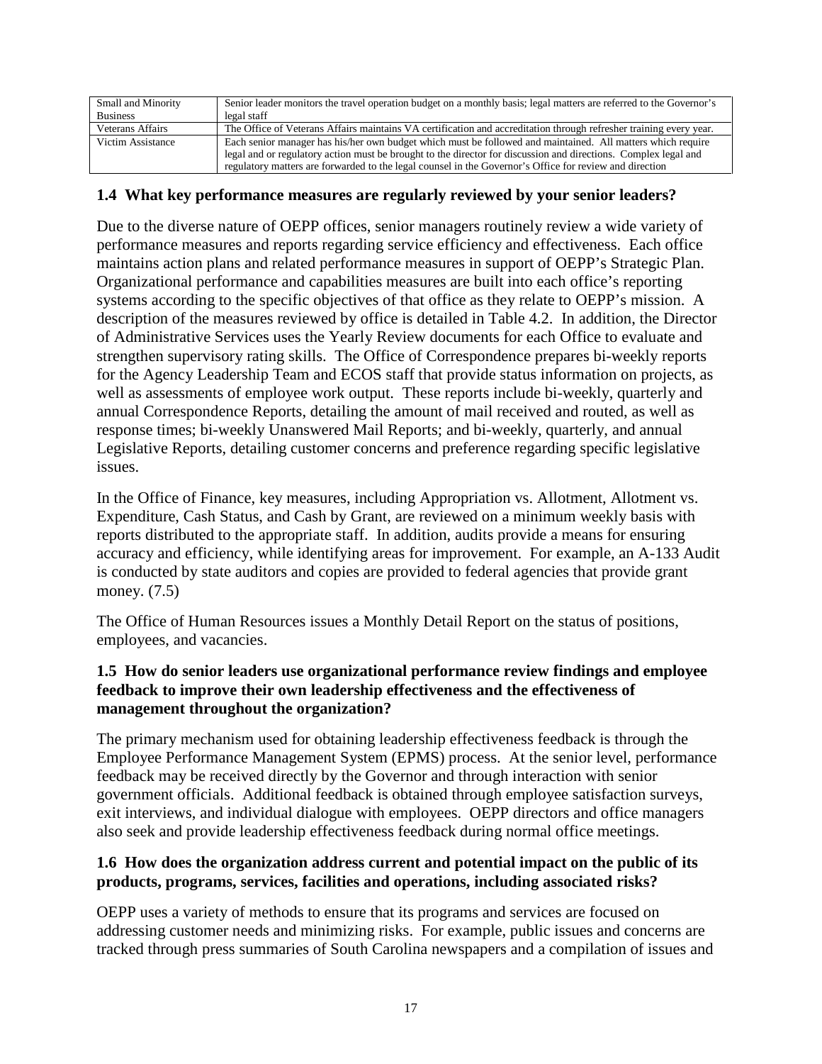| Small and Minority Business | Senior leader monitors the travel operation budget on a monthly basis; legal matters are referred to the Governor's legal staff |
|---|---|
| Veterans Affairs | The Office of Veterans Affairs maintains VA certification and accreditation through refresher training every year. |
| Victim Assistance | Each senior manager has his/her own budget which must be followed and maintained. All matters which require legal and or regulatory action must be brought to the director for discussion and directions. Complex legal and regulatory matters are forwarded to the legal counsel in the Governor's Office for review and direction |

### 1.4 What key performance measures are regularly reviewed by your senior leaders?

Due to the diverse nature of OEPP offices, senior managers routinely review a wide variety of performance measures and reports regarding service efficiency and effectiveness. Each office maintains action plans and related performance measures in support of OEPP's Strategic Plan. Organizational performance and capabilities measures are built into each office's reporting systems according to the specific objectives of that office as they relate to OEPP's mission. A description of the measures reviewed by office is detailed in Table 4.2. In addition, the Director of Administrative Services uses the Yearly Review documents for each Office to evaluate and strengthen supervisory rating skills. The Office of Correspondence prepares bi-weekly reports for the Agency Leadership Team and ECOS staff that provide status information on projects, as well as assessments of employee work output. These reports include bi-weekly, quarterly and annual Correspondence Reports, detailing the amount of mail received and routed, as well as response times; bi-weekly Unanswered Mail Reports; and bi-weekly, quarterly, and annual Legislative Reports, detailing customer concerns and preference regarding specific legislative issues.

In the Office of Finance, key measures, including Appropriation vs. Allotment, Allotment vs. Expenditure, Cash Status, and Cash by Grant, are reviewed on a minimum weekly basis with reports distributed to the appropriate staff. In addition, audits provide a means for ensuring accuracy and efficiency, while identifying areas for improvement. For example, an A-133 Audit is conducted by state auditors and copies are provided to federal agencies that provide grant money. (7.5)

The Office of Human Resources issues a Monthly Detail Report on the status of positions, employees, and vacancies.

### 1.5 How do senior leaders use organizational performance review findings and employee feedback to improve their own leadership effectiveness and the effectiveness of management throughout the organization?

The primary mechanism used for obtaining leadership effectiveness feedback is through the Employee Performance Management System (EPMS) process. At the senior level, performance feedback may be received directly by the Governor and through interaction with senior government officials. Additional feedback is obtained through employee satisfaction surveys, exit interviews, and individual dialogue with employees. OEPP directors and office managers also seek and provide leadership effectiveness feedback during normal office meetings.

### 1.6 How does the organization address current and potential impact on the public of its products, programs, services, facilities and operations, including associated risks?

OEPP uses a variety of methods to ensure that its programs and services are focused on addressing customer needs and minimizing risks. For example, public issues and concerns are tracked through press summaries of South Carolina newspapers and a compilation of issues and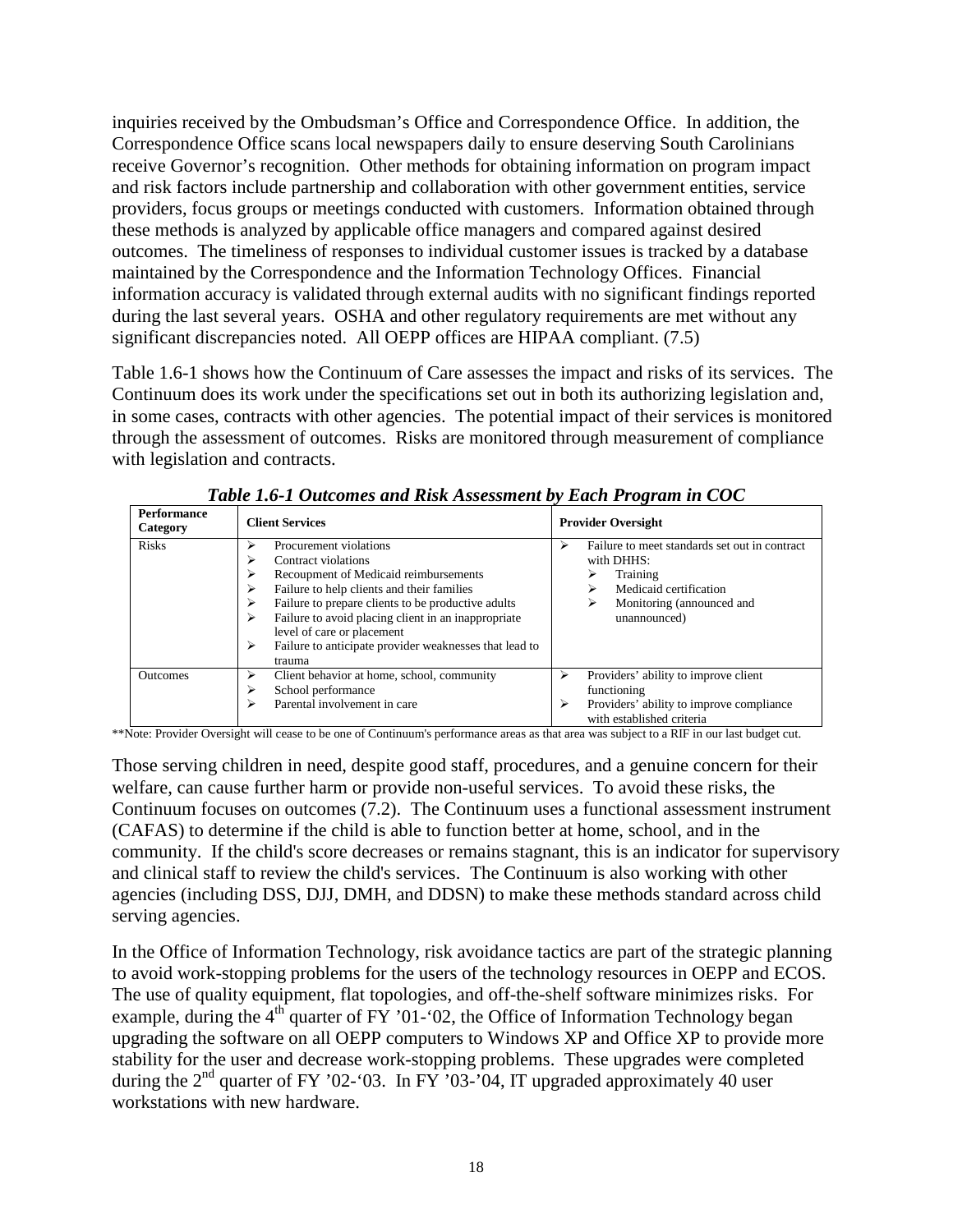inquiries received by the Ombudsman's Office and Correspondence Office. In addition, the Correspondence Office scans local newspapers daily to ensure deserving South Carolinians receive Governor's recognition. Other methods for obtaining information on program impact and risk factors include partnership and collaboration with other government entities, service providers, focus groups or meetings conducted with customers. Information obtained through these methods is analyzed by applicable office managers and compared against desired outcomes. The timeliness of responses to individual customer issues is tracked by a database maintained by the Correspondence and the Information Technology Offices. Financial information accuracy is validated through external audits with no significant findings reported during the last several years. OSHA and other regulatory requirements are met without any significant discrepancies noted. All OEPP offices are HIPAA compliant. (7.5)

Table 1.6-1 shows how the Continuum of Care assesses the impact and risks of its services. The Continuum does its work under the specifications set out in both its authorizing legislation and, in some cases, contracts with other agencies. The potential impact of their services is monitored through the assessment of outcomes. Risks are monitored through measurement of compliance with legislation and contracts.

***Table 1.6-1 Outcomes and Risk Assessment by Each Program in COC***

| Performance Category | Client Services | Provider Oversight |
|---|---|---|
| Risks | ➢ Procurement violations<br>➢ Contract violations<br>➢ Recoupment of Medicaid reimbursements<br>➢ Failure to help clients and their families<br>➢ Failure to prepare clients to be productive adults<br>➢ Failure to avoid placing client in an inappropriate level of care or placement<br>➢ Failure to anticipate provider weaknesses that lead to trauma | ➢ Failure to meet standards set out in contract with DHHS:<br>➢ Training<br>➢ Medicaid certification<br>➢ Monitoring (announced and unannounced) |
| Outcomes | ➢ Client behavior at home, school, community<br>➢ School performance<br>➢ Parental involvement in care | ➢ Providers' ability to improve client functioning<br>➢ Providers' ability to improve compliance with established criteria |

**Note: Provider Oversight will cease to be one of Continuum's performance areas as that area was subject to a RIF in our last budget cut.

Those serving children in need, despite good staff, procedures, and a genuine concern for their welfare, can cause further harm or provide non-useful services. To avoid these risks, the Continuum focuses on outcomes (7.2). The Continuum uses a functional assessment instrument (CAFAS) to determine if the child is able to function better at home, school, and in the community. If the child's score decreases or remains stagnant, this is an indicator for supervisory and clinical staff to review the child's services. The Continuum is also working with other agencies (including DSS, DJJ, DMH, and DDSN) to make these methods standard across child serving agencies.

In the Office of Information Technology, risk avoidance tactics are part of the strategic planning to avoid work-stopping problems for the users of the technology resources in OEPP and ECOS. The use of quality equipment, flat topologies, and off-the-shelf software minimizes risks. For example, during the 4th quarter of FY '01-'02, the Office of Information Technology began upgrading the software on all OEPP computers to Windows XP and Office XP to provide more stability for the user and decrease work-stopping problems. These upgrades were completed during the 2nd quarter of FY '02-'03. In FY '03-'04, IT upgraded approximately 40 user workstations with new hardware.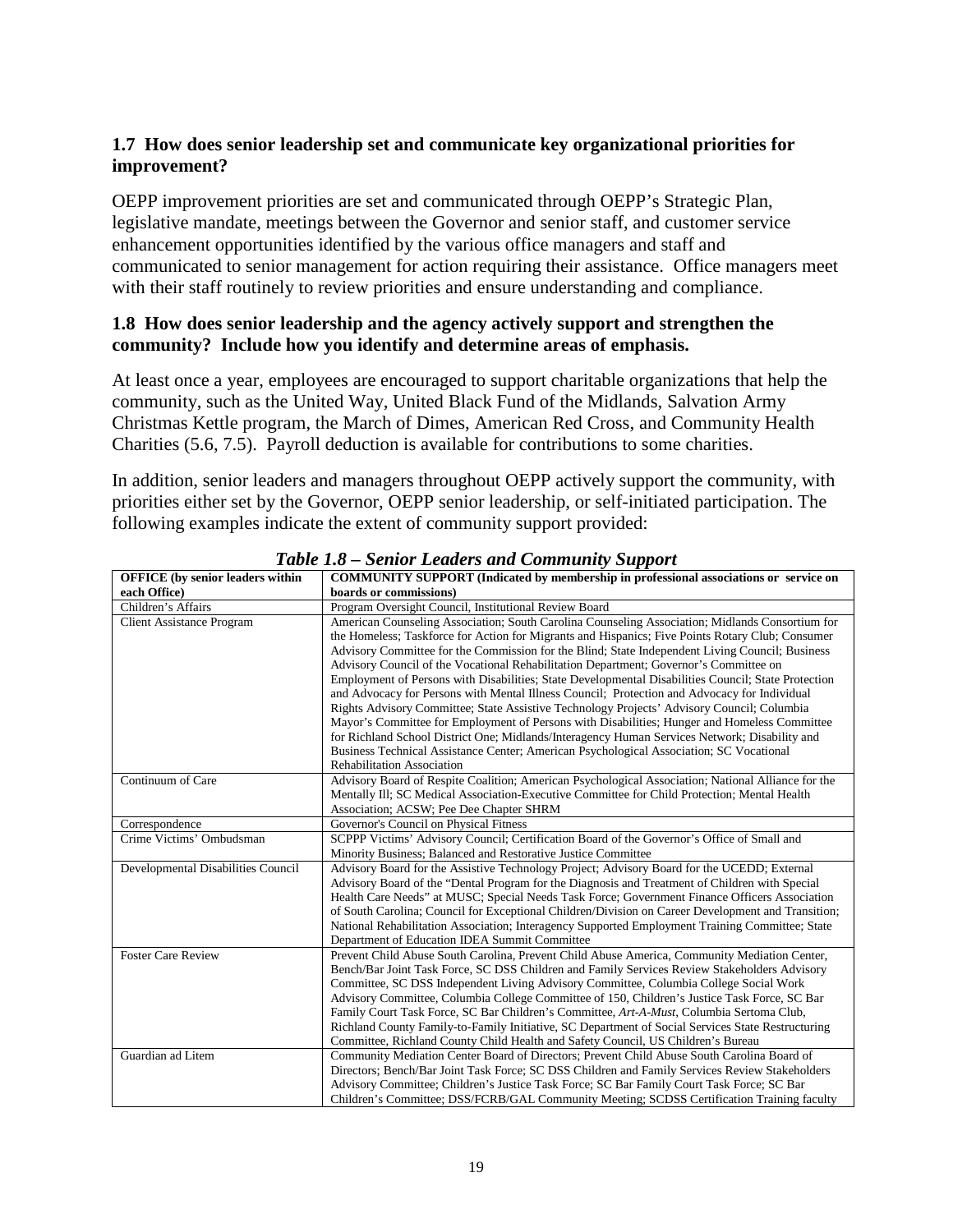### 1.7 How does senior leadership set and communicate key organizational priorities for improvement?

OEPP improvement priorities are set and communicated through OEPP's Strategic Plan, legislative mandate, meetings between the Governor and senior staff, and customer service enhancement opportunities identified by the various office managers and staff and communicated to senior management for action requiring their assistance. Office managers meet with their staff routinely to review priorities and ensure understanding and compliance.

### 1.8 How does senior leadership and the agency actively support and strengthen the community? Include how you identify and determine areas of emphasis.

At least once a year, employees are encouraged to support charitable organizations that help the community, such as the United Way, United Black Fund of the Midlands, Salvation Army Christmas Kettle program, the March of Dimes, American Red Cross, and Community Health Charities (5.6, 7.5). Payroll deduction is available for contributions to some charities.

In addition, senior leaders and managers throughout OEPP actively support the community, with priorities either set by the Governor, OEPP senior leadership, or self-initiated participation. The following examples indicate the extent of community support provided:

***Table 1.8 – Senior Leaders and Community Support***

| OFFICE (by senior leaders within each Office) | COMMUNITY SUPPORT (Indicated by membership in professional associations or service on boards or commissions) |
|---|---|
| Children's Affairs | Program Oversight Council, Institutional Review Board |
| Client Assistance Program | American Counseling Association; South Carolina Counseling Association; Midlands Consortium for the Homeless; Taskforce for Action for Migrants and Hispanics; Five Points Rotary Club; Consumer Advisory Committee for the Commission for the Blind; State Independent Living Council; Business Advisory Council of the Vocational Rehabilitation Department; Governor's Committee on Employment of Persons with Disabilities; State Developmental Disabilities Council; State Protection and Advocacy for Persons with Mental Illness Council; Protection and Advocacy for Individual Rights Advisory Committee; State Assistive Technology Projects' Advisory Council; Columbia Mayor's Committee for Employment of Persons with Disabilities; Hunger and Homeless Committee for Richland School District One; Midlands/Interagency Human Services Network; Disability and Business Technical Assistance Center; American Psychological Association; SC Vocational Rehabilitation Association |
| Continuum of Care | Advisory Board of Respite Coalition; American Psychological Association; National Alliance for the Mentally Ill; SC Medical Association-Executive Committee for Child Protection; Mental Health Association; ACSW; Pee Dee Chapter SHRM |
| Correspondence | Governor's Council on Physical Fitness |
| Crime Victims' Ombudsman | SCPPP Victims' Advisory Council; Certification Board of the Governor's Office of Small and Minority Business; Balanced and Restorative Justice Committee |
| Developmental Disabilities Council | Advisory Board for the Assistive Technology Project; Advisory Board for the UCEDD; External Advisory Board of the "Dental Program for the Diagnosis and Treatment of Children with Special Health Care Needs" at MUSC; Special Needs Task Force; Government Finance Officers Association of South Carolina; Council for Exceptional Children/Division on Career Development and Transition; National Rehabilitation Association; Interagency Supported Employment Training Committee; State Department of Education IDEA Summit Committee |
| Foster Care Review | Prevent Child Abuse South Carolina, Prevent Child Abuse America, Community Mediation Center, Bench/Bar Joint Task Force, SC DSS Children and Family Services Review Stakeholders Advisory Committee, SC DSS Independent Living Advisory Committee, Columbia College Social Work Advisory Committee, Columbia College Committee of 150, Children's Justice Task Force, SC Bar Family Court Task Force, SC Bar Children's Committee, *Art-A-Must*, Columbia Sertoma Club, Richland County Family-to-Family Initiative, SC Department of Social Services State Restructuring Committee, Richland County Child Health and Safety Council, US Children's Bureau |
| Guardian ad Litem | Community Mediation Center Board of Directors; Prevent Child Abuse South Carolina Board of Directors; Bench/Bar Joint Task Force; SC DSS Children and Family Services Review Stakeholders Advisory Committee; Children's Justice Task Force; SC Bar Family Court Task Force; SC Bar Children's Committee; DSS/FCRB/GAL Community Meeting; SCDSS Certification Training faculty |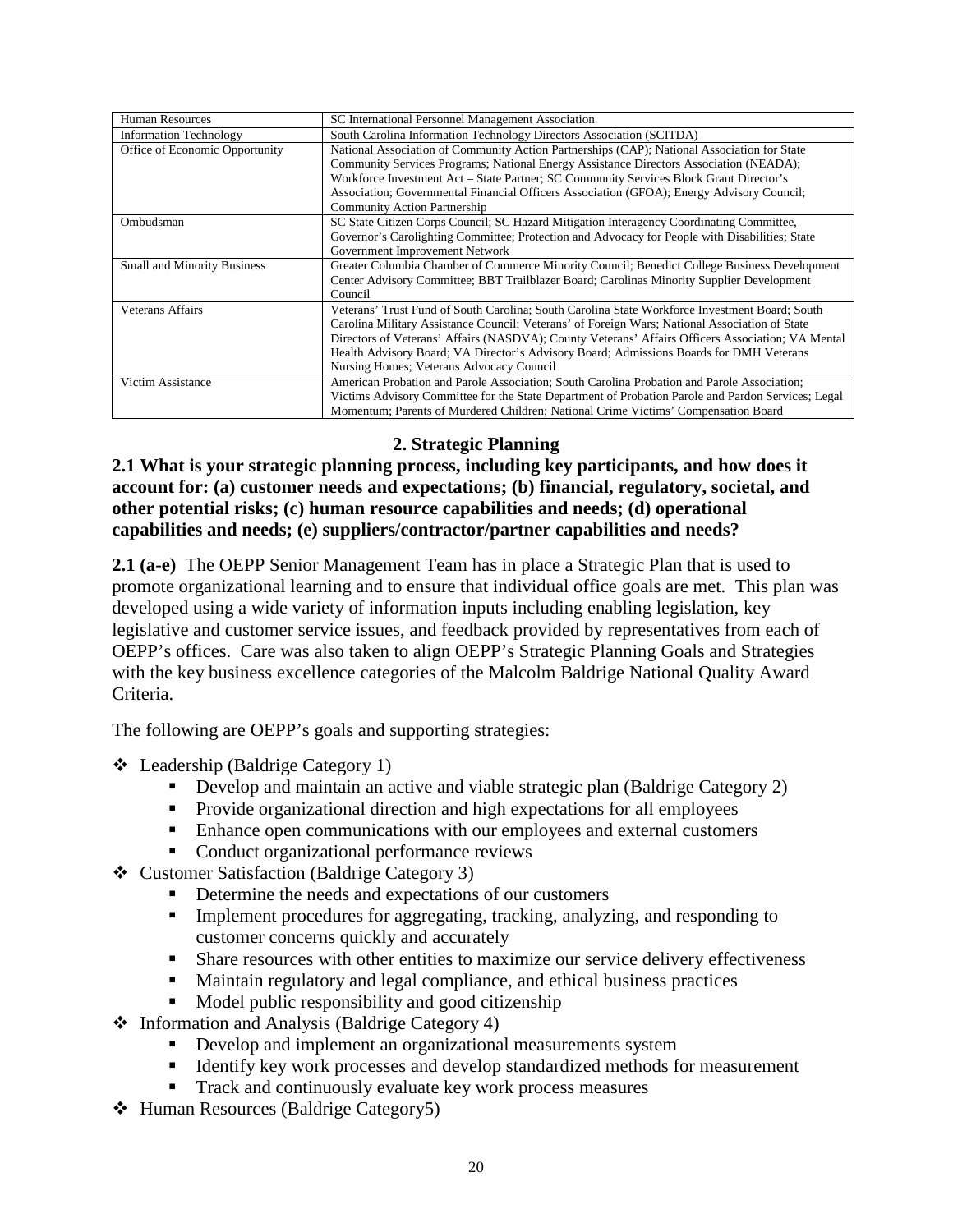| Human Resources | SC International Personnel Management Association |
|---|---|
| Information Technology | South Carolina Information Technology Directors Association (SCITDA) |
| Office of Economic Opportunity | National Association of Community Action Partnerships (CAP); National Association for State Community Services Programs; National Energy Assistance Directors Association (NEADA); Workforce Investment Act – State Partner; SC Community Services Block Grant Director's Association; Governmental Financial Officers Association (GFOA); Energy Advisory Council; Community Action Partnership |
| Ombudsman | SC State Citizen Corps Council; SC Hazard Mitigation Interagency Coordinating Committee, Governor's Carolighting Committee; Protection and Advocacy for People with Disabilities; State Government Improvement Network |
| Small and Minority Business | Greater Columbia Chamber of Commerce Minority Council; Benedict College Business Development Center Advisory Committee; BBT Trailblazer Board; Carolinas Minority Supplier Development Council |
| Veterans Affairs | Veterans' Trust Fund of South Carolina; South Carolina State Workforce Investment Board; South Carolina Military Assistance Council; Veterans' of Foreign Wars; National Association of State Directors of Veterans' Affairs (NASDVA); County Veterans' Affairs Officers Association; VA Mental Health Advisory Board; VA Director's Advisory Board; Admissions Boards for DMH Veterans Nursing Homes; Veterans Advocacy Council |
| Victim Assistance | American Probation and Parole Association; South Carolina Probation and Parole Association; Victims Advisory Committee for the State Department of Probation Parole and Pardon Services; Legal Momentum; Parents of Murdered Children; National Crime Victims' Compensation Board |

## 2. Strategic Planning

**2.1 What is your strategic planning process, including key participants, and how does it account for: (a) customer needs and expectations; (b) financial, regulatory, societal, and other potential risks; (c) human resource capabilities and needs; (d) operational capabilities and needs; (e) suppliers/contractor/partner capabilities and needs?**

**2.1 (a-e)** The OEPP Senior Management Team has in place a Strategic Plan that is used to promote organizational learning and to ensure that individual office goals are met. This plan was developed using a wide variety of information inputs including enabling legislation, key legislative and customer service issues, and feedback provided by representatives from each of OEPP's offices. Care was also taken to align OEPP's Strategic Planning Goals and Strategies with the key business excellence categories of the Malcolm Baldrige National Quality Award Criteria.

The following are OEPP's goals and supporting strategies:

- Leadership (Baldrige Category 1)
  - Develop and maintain an active and viable strategic plan (Baldrige Category 2)
  - Provide organizational direction and high expectations for all employees
  - Enhance open communications with our employees and external customers
  - Conduct organizational performance reviews
- Customer Satisfaction (Baldrige Category 3)
  - Determine the needs and expectations of our customers
  - Implement procedures for aggregating, tracking, analyzing, and responding to customer concerns quickly and accurately
  - Share resources with other entities to maximize our service delivery effectiveness
  - Maintain regulatory and legal compliance, and ethical business practices
  - Model public responsibility and good citizenship
- Information and Analysis (Baldrige Category 4)
  - Develop and implement an organizational measurements system
  - Identify key work processes and develop standardized methods for measurement
  - Track and continuously evaluate key work process measures
- Human Resources (Baldrige Category5)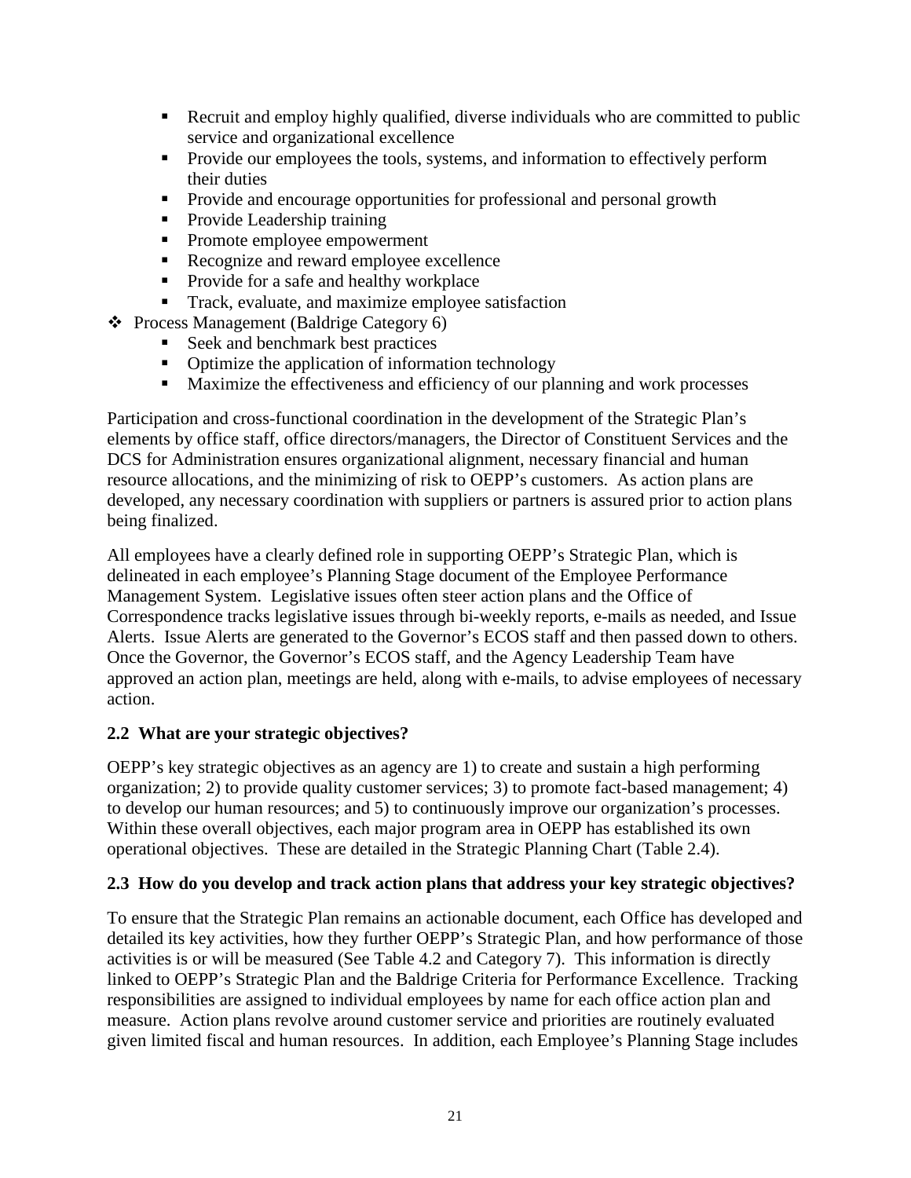- Recruit and employ highly qualified, diverse individuals who are committed to public service and organizational excellence
  - Provide our employees the tools, systems, and information to effectively perform their duties
  - Provide and encourage opportunities for professional and personal growth
  - Provide Leadership training
  - Promote employee empowerment
  - Recognize and reward employee excellence
  - Provide for a safe and healthy workplace
  - Track, evaluate, and maximize employee satisfaction
- Process Management (Baldrige Category 6)
  - Seek and benchmark best practices
  - Optimize the application of information technology
  - Maximize the effectiveness and efficiency of our planning and work processes

Participation and cross-functional coordination in the development of the Strategic Plan's elements by office staff, office directors/managers, the Director of Constituent Services and the DCS for Administration ensures organizational alignment, necessary financial and human resource allocations, and the minimizing of risk to OEPP's customers. As action plans are developed, any necessary coordination with suppliers or partners is assured prior to action plans being finalized.

All employees have a clearly defined role in supporting OEPP's Strategic Plan, which is delineated in each employee's Planning Stage document of the Employee Performance Management System. Legislative issues often steer action plans and the Office of Correspondence tracks legislative issues through bi-weekly reports, e-mails as needed, and Issue Alerts. Issue Alerts are generated to the Governor's ECOS staff and then passed down to others. Once the Governor, the Governor's ECOS staff, and the Agency Leadership Team have approved an action plan, meetings are held, along with e-mails, to advise employees of necessary action.

### 2.2 What are your strategic objectives?

OEPP's key strategic objectives as an agency are 1) to create and sustain a high performing organization; 2) to provide quality customer services; 3) to promote fact-based management; 4) to develop our human resources; and 5) to continuously improve our organization's processes. Within these overall objectives, each major program area in OEPP has established its own operational objectives. These are detailed in the Strategic Planning Chart (Table 2.4).

### 2.3 How do you develop and track action plans that address your key strategic objectives?

To ensure that the Strategic Plan remains an actionable document, each Office has developed and detailed its key activities, how they further OEPP's Strategic Plan, and how performance of those activities is or will be measured (See Table 4.2 and Category 7). This information is directly linked to OEPP's Strategic Plan and the Baldrige Criteria for Performance Excellence. Tracking responsibilities are assigned to individual employees by name for each office action plan and measure. Action plans revolve around customer service and priorities are routinely evaluated given limited fiscal and human resources. In addition, each Employee's Planning Stage includes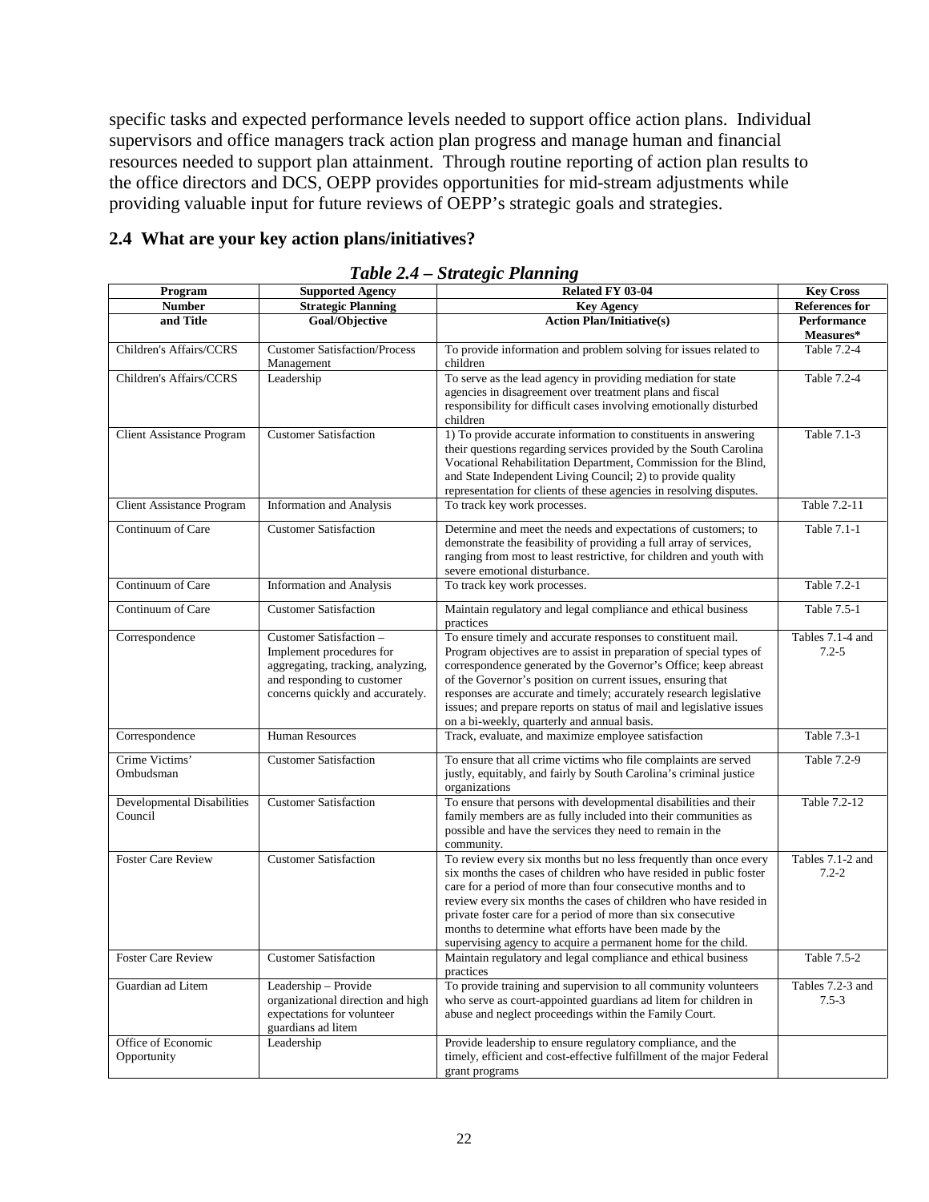specific tasks and expected performance levels needed to support office action plans. Individual supervisors and office managers track action plan progress and manage human and financial resources needed to support plan attainment. Through routine reporting of action plan results to the office directors and DCS, OEPP provides opportunities for mid-stream adjustments while providing valuable input for future reviews of OEPP's strategic goals and strategies.

## 2.4 What are your key action plans/initiatives?

***Table 2.4 – Strategic Planning***

| Program Number and Title | Supported Agency Strategic Planning Goal/Objective | Related FY 03-04 Key Agency Action Plan/Initiative(s) | Key Cross References for Performance Measures* |
|---|---|---|---|
| Children's Affairs/CCRS | Customer Satisfaction/Process Management | To provide information and problem solving for issues related to children | Table 7.2-4 |
| Children's Affairs/CCRS | Leadership | To serve as the lead agency in providing mediation for state agencies in disagreement over treatment plans and fiscal responsibility for difficult cases involving emotionally disturbed children | Table 7.2-4 |
| Client Assistance Program | Customer Satisfaction | 1) To provide accurate information to constituents in answering their questions regarding services provided by the South Carolina Vocational Rehabilitation Department, Commission for the Blind, and State Independent Living Council; 2) to provide quality representation for clients of these agencies in resolving disputes. | Table 7.1-3 |
| Client Assistance Program | Information and Analysis | To track key work processes. | Table 7.2-11 |
| Continuum of Care | Customer Satisfaction | Determine and meet the needs and expectations of customers; to demonstrate the feasibility of providing a full array of services, ranging from most to least restrictive, for children and youth with severe emotional disturbance. | Table 7.1-1 |
| Continuum of Care | Information and Analysis | To track key work processes. | Table 7.2-1 |
| Continuum of Care | Customer Satisfaction | Maintain regulatory and legal compliance and ethical business practices | Table 7.5-1 |
| Correspondence | Customer Satisfaction – Implement procedures for aggregating, tracking, analyzing, and responding to customer concerns quickly and accurately. | To ensure timely and accurate responses to constituent mail. Program objectives are to assist in preparation of special types of correspondence generated by the Governor's Office; keep abreast of the Governor's position on current issues, ensuring that responses are accurate and timely; accurately research legislative issues; and prepare reports on status of mail and legislative issues on a bi-weekly, quarterly and annual basis. | Tables 7.1-4 and 7.2-5 |
| Correspondence | Human Resources | Track, evaluate, and maximize employee satisfaction | Table 7.3-1 |
| Crime Victims' Ombudsman | Customer Satisfaction | To ensure that all crime victims who file complaints are served justly, equitably, and fairly by South Carolina's criminal justice organizations | Table 7.2-9 |
| Developmental Disabilities Council | Customer Satisfaction | To ensure that persons with developmental disabilities and their family members are as fully included into their communities as possible and have the services they need to remain in the community. | Table 7.2-12 |
| Foster Care Review | Customer Satisfaction | To review every six months but no less frequently than once every six months the cases of children who have resided in public foster care for a period of more than four consecutive months and to review every six months the cases of children who have resided in private foster care for a period of more than six consecutive months to determine what efforts have been made by the supervising agency to acquire a permanent home for the child. | Tables 7.1-2 and 7.2-2 |
| Foster Care Review | Customer Satisfaction | Maintain regulatory and legal compliance and ethical business practices | Table 7.5-2 |
| Guardian ad Litem | Leadership – Provide organizational direction and high expectations for volunteer guardians ad litem | To provide training and supervision to all community volunteers who serve as court-appointed guardians ad litem for children in abuse and neglect proceedings within the Family Court. | Tables 7.2-3 and 7.5-3 |
| Office of Economic Opportunity | Leadership | Provide leadership to ensure regulatory compliance, and the timely, efficient and cost-effective fulfillment of the major Federal grant programs | |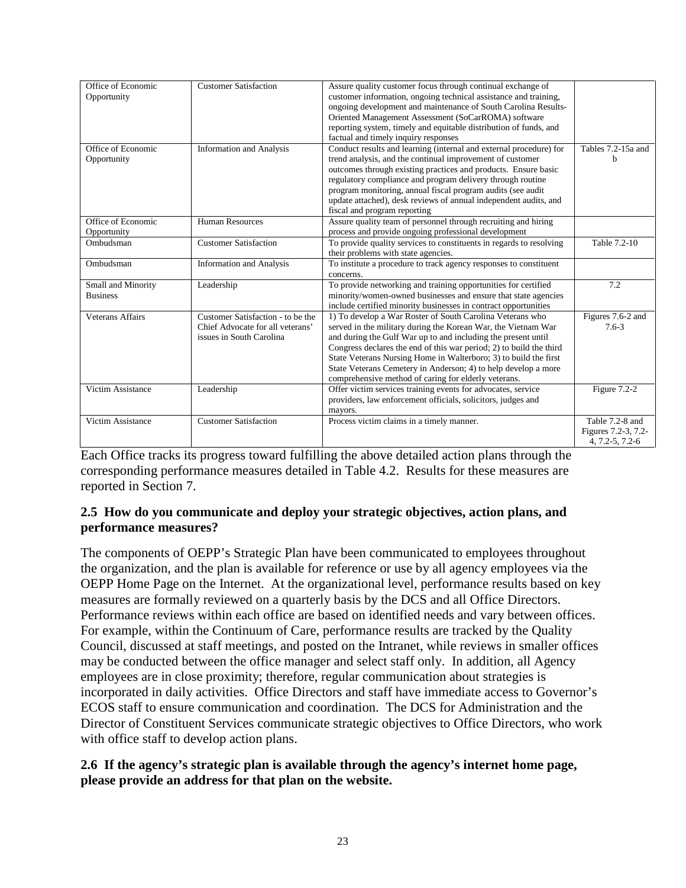| | | | |
|---|---|---|---|
| Office of Economic Opportunity | Customer Satisfaction | Assure quality customer focus through continual exchange of customer information, ongoing technical assistance and training, ongoing development and maintenance of South Carolina Results-Oriented Management Assessment (SoCarROMA) software reporting system, timely and equitable distribution of funds, and factual and timely inquiry responses | |
| Office of Economic Opportunity | Information and Analysis | Conduct results and learning (internal and external procedure) for trend analysis, and the continual improvement of customer outcomes through existing practices and products. Ensure basic regulatory compliance and program delivery through routine program monitoring, annual fiscal program audits (see audit update attached), desk reviews of annual independent audits, and fiscal and program reporting | Tables 7.2-15a and b |
| Office of Economic Opportunity | Human Resources | Assure quality team of personnel through recruiting and hiring process and provide ongoing professional development | |
| Ombudsman | Customer Satisfaction | To provide quality services to constituents in regards to resolving their problems with state agencies. | Table 7.2-10 |
| Ombudsman | Information and Analysis | To institute a procedure to track agency responses to constituent concerns. | |
| Small and Minority Business | Leadership | To provide networking and training opportunities for certified minority/women-owned businesses and ensure that state agencies include certified minority businesses in contract opportunities | 7.2 |
| Veterans Affairs | Customer Satisfaction - to be the Chief Advocate for all veterans' issues in South Carolina | 1) To develop a War Roster of South Carolina Veterans who served in the military during the Korean War, the Vietnam War and during the Gulf War up to and including the present until Congress declares the end of this war period; 2) to build the third State Veterans Nursing Home in Walterboro; 3) to build the first State Veterans Cemetery in Anderson; 4) to help develop a more comprehensive method of caring for elderly veterans. | Figures 7.6-2 and 7.6-3 |
| Victim Assistance | Leadership | Offer victim services training events for advocates, service providers, law enforcement officials, solicitors, judges and mayors. | Figure 7.2-2 |
| Victim Assistance | Customer Satisfaction | Process victim claims in a timely manner. | Table 7.2-8 and Figures 7.2-3, 7.2-4, 7.2-5, 7.2-6 |

Each Office tracks its progress toward fulfilling the above detailed action plans through the corresponding performance measures detailed in Table 4.2. Results for these measures are reported in Section 7.

**2.5 How do you communicate and deploy your strategic objectives, action plans, and performance measures?**

The components of OEPP's Strategic Plan have been communicated to employees throughout the organization, and the plan is available for reference or use by all agency employees via the OEPP Home Page on the Internet. At the organizational level, performance results based on key measures are formally reviewed on a quarterly basis by the DCS and all Office Directors. Performance reviews within each office are based on identified needs and vary between offices. For example, within the Continuum of Care, performance results are tracked by the Quality Council, discussed at staff meetings, and posted on the Intranet, while reviews in smaller offices may be conducted between the office manager and select staff only. In addition, all Agency employees are in close proximity; therefore, regular communication about strategies is incorporated in daily activities. Office Directors and staff have immediate access to Governor's ECOS staff to ensure communication and coordination. The DCS for Administration and the Director of Constituent Services communicate strategic objectives to Office Directors, who work with office staff to develop action plans.

**2.6 If the agency's strategic plan is available through the agency's internet home page, please provide an address for that plan on the website.**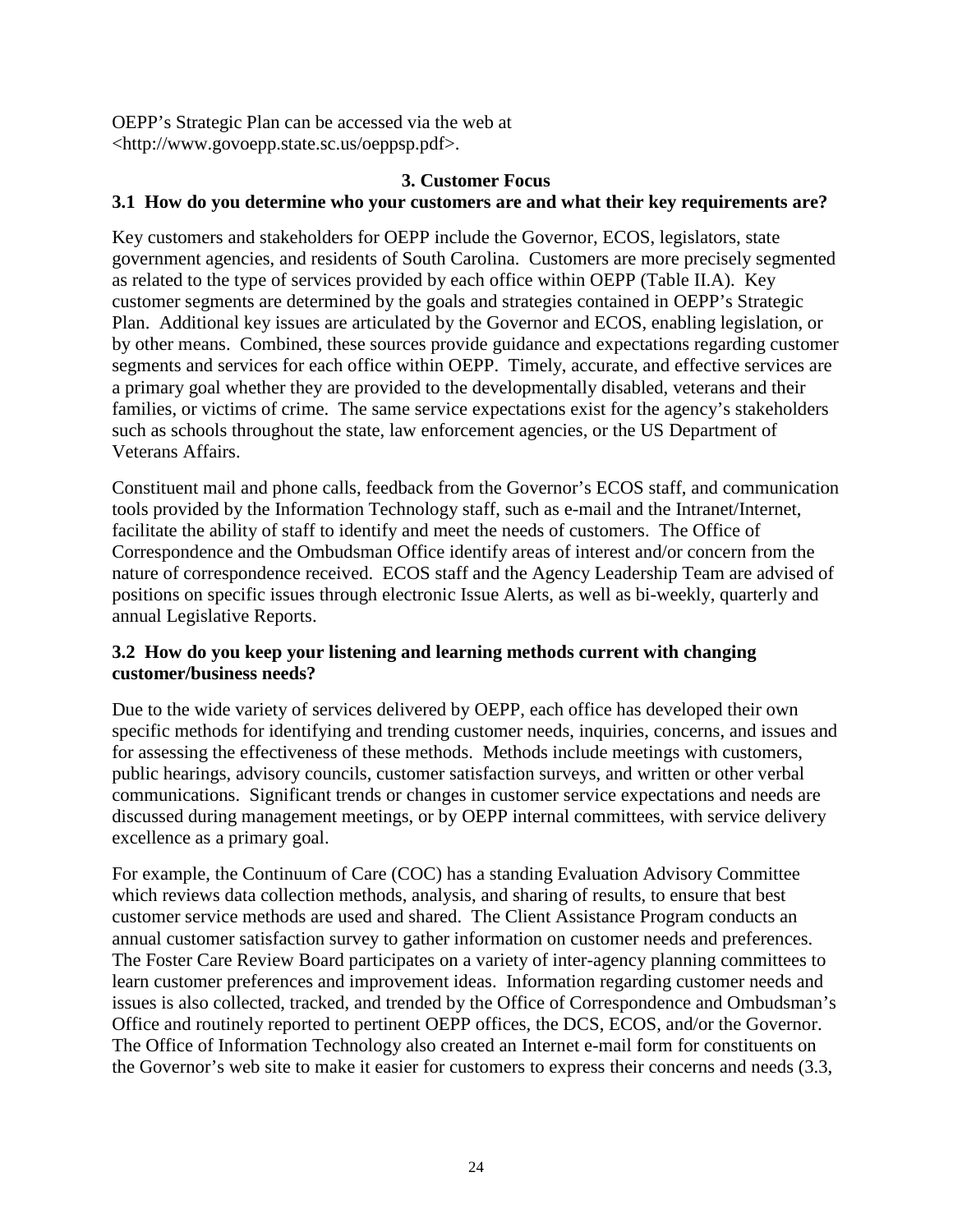OEPP's Strategic Plan can be accessed via the web at <http://www.govoepp.state.sc.us/oeppsp.pdf>.

## 3. Customer Focus

### 3.1 How do you determine who your customers are and what their key requirements are?

Key customers and stakeholders for OEPP include the Governor, ECOS, legislators, state government agencies, and residents of South Carolina. Customers are more precisely segmented as related to the type of services provided by each office within OEPP (Table II.A). Key customer segments are determined by the goals and strategies contained in OEPP's Strategic Plan. Additional key issues are articulated by the Governor and ECOS, enabling legislation, or by other means. Combined, these sources provide guidance and expectations regarding customer segments and services for each office within OEPP. Timely, accurate, and effective services are a primary goal whether they are provided to the developmentally disabled, veterans and their families, or victims of crime. The same service expectations exist for the agency's stakeholders such as schools throughout the state, law enforcement agencies, or the US Department of Veterans Affairs.

Constituent mail and phone calls, feedback from the Governor's ECOS staff, and communication tools provided by the Information Technology staff, such as e-mail and the Intranet/Internet, facilitate the ability of staff to identify and meet the needs of customers. The Office of Correspondence and the Ombudsman Office identify areas of interest and/or concern from the nature of correspondence received. ECOS staff and the Agency Leadership Team are advised of positions on specific issues through electronic Issue Alerts, as well as bi-weekly, quarterly and annual Legislative Reports.

### 3.2 How do you keep your listening and learning methods current with changing customer/business needs?

Due to the wide variety of services delivered by OEPP, each office has developed their own specific methods for identifying and trending customer needs, inquiries, concerns, and issues and for assessing the effectiveness of these methods. Methods include meetings with customers, public hearings, advisory councils, customer satisfaction surveys, and written or other verbal communications. Significant trends or changes in customer service expectations and needs are discussed during management meetings, or by OEPP internal committees, with service delivery excellence as a primary goal.

For example, the Continuum of Care (COC) has a standing Evaluation Advisory Committee which reviews data collection methods, analysis, and sharing of results, to ensure that best customer service methods are used and shared. The Client Assistance Program conducts an annual customer satisfaction survey to gather information on customer needs and preferences. The Foster Care Review Board participates on a variety of inter-agency planning committees to learn customer preferences and improvement ideas. Information regarding customer needs and issues is also collected, tracked, and trended by the Office of Correspondence and Ombudsman's Office and routinely reported to pertinent OEPP offices, the DCS, ECOS, and/or the Governor. The Office of Information Technology also created an Internet e-mail form for constituents on the Governor's web site to make it easier for customers to express their concerns and needs (3.3,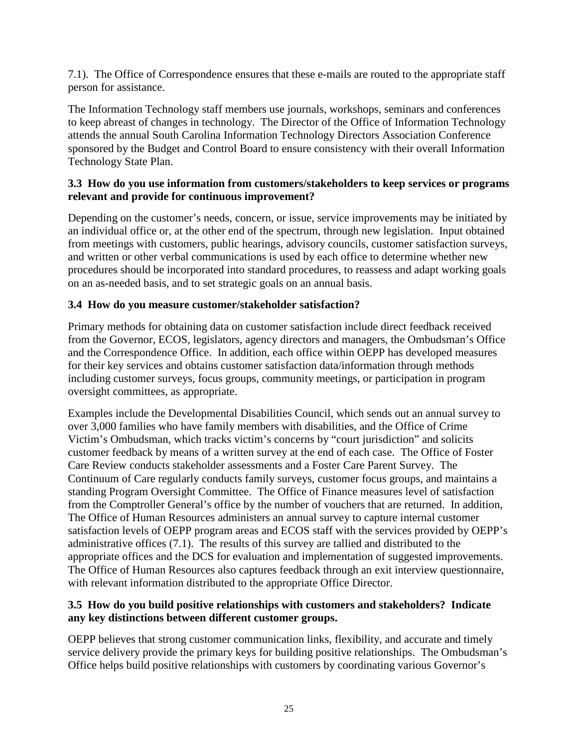7.1). The Office of Correspondence ensures that these e-mails are routed to the appropriate staff person for assistance.

The Information Technology staff members use journals, workshops, seminars and conferences to keep abreast of changes in technology. The Director of the Office of Information Technology attends the annual South Carolina Information Technology Directors Association Conference sponsored by the Budget and Control Board to ensure consistency with their overall Information Technology State Plan.

**3.3 How do you use information from customers/stakeholders to keep services or programs relevant and provide for continuous improvement?**

Depending on the customer's needs, concern, or issue, service improvements may be initiated by an individual office or, at the other end of the spectrum, through new legislation. Input obtained from meetings with customers, public hearings, advisory councils, customer satisfaction surveys, and written or other verbal communications is used by each office to determine whether new procedures should be incorporated into standard procedures, to reassess and adapt working goals on an as-needed basis, and to set strategic goals on an annual basis.

**3.4 How do you measure customer/stakeholder satisfaction?**

Primary methods for obtaining data on customer satisfaction include direct feedback received from the Governor, ECOS, legislators, agency directors and managers, the Ombudsman's Office and the Correspondence Office. In addition, each office within OEPP has developed measures for their key services and obtains customer satisfaction data/information through methods including customer surveys, focus groups, community meetings, or participation in program oversight committees, as appropriate.

Examples include the Developmental Disabilities Council, which sends out an annual survey to over 3,000 families who have family members with disabilities, and the Office of Crime Victim's Ombudsman, which tracks victim's concerns by "court jurisdiction" and solicits customer feedback by means of a written survey at the end of each case. The Office of Foster Care Review conducts stakeholder assessments and a Foster Care Parent Survey. The Continuum of Care regularly conducts family surveys, customer focus groups, and maintains a standing Program Oversight Committee. The Office of Finance measures level of satisfaction from the Comptroller General's office by the number of vouchers that are returned. In addition, The Office of Human Resources administers an annual survey to capture internal customer satisfaction levels of OEPP program areas and ECOS staff with the services provided by OEPP's administrative offices (7.1). The results of this survey are tallied and distributed to the appropriate offices and the DCS for evaluation and implementation of suggested improvements. The Office of Human Resources also captures feedback through an exit interview questionnaire, with relevant information distributed to the appropriate Office Director.

**3.5 How do you build positive relationships with customers and stakeholders? Indicate any key distinctions between different customer groups.**

OEPP believes that strong customer communication links, flexibility, and accurate and timely service delivery provide the primary keys for building positive relationships. The Ombudsman's Office helps build positive relationships with customers by coordinating various Governor's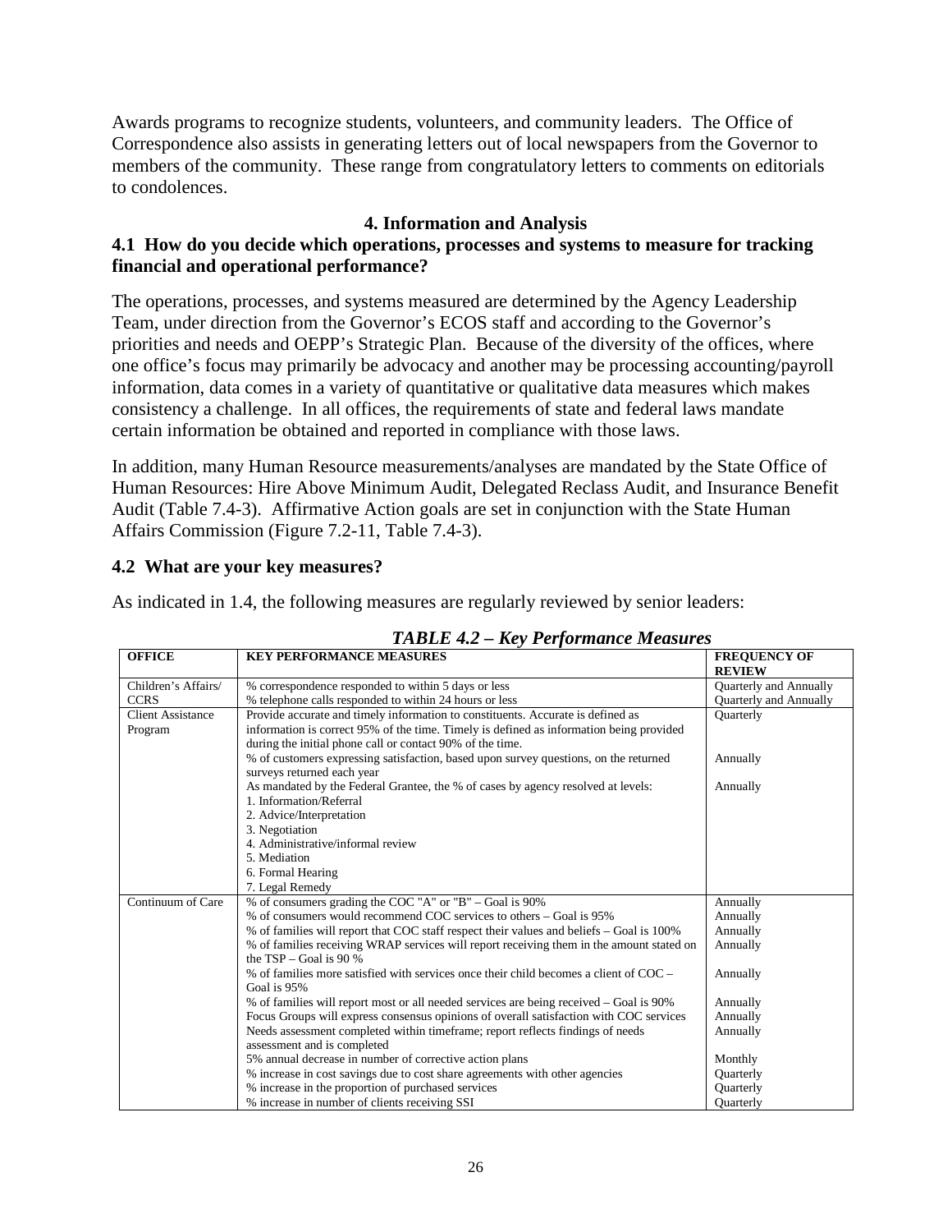Awards programs to recognize students, volunteers, and community leaders. The Office of Correspondence also assists in generating letters out of local newspapers from the Governor to members of the community. These range from congratulatory letters to comments on editorials to condolences.

## 4. Information and Analysis

### 4.1 How do you decide which operations, processes and systems to measure for tracking financial and operational performance?

The operations, processes, and systems measured are determined by the Agency Leadership Team, under direction from the Governor's ECOS staff and according to the Governor's priorities and needs and OEPP's Strategic Plan. Because of the diversity of the offices, where one office's focus may primarily be advocacy and another may be processing accounting/payroll information, data comes in a variety of quantitative or qualitative data measures which makes consistency a challenge. In all offices, the requirements of state and federal laws mandate certain information be obtained and reported in compliance with those laws.

In addition, many Human Resource measurements/analyses are mandated by the State Office of Human Resources: Hire Above Minimum Audit, Delegated Reclass Audit, and Insurance Benefit Audit (Table 7.4-3). Affirmative Action goals are set in conjunction with the State Human Affairs Commission (Figure 7.2-11, Table 7.4-3).

### 4.2 What are your key measures?

As indicated in 1.4, the following measures are regularly reviewed by senior leaders:

***TABLE 4.2 – Key Performance Measures***

| OFFICE | KEY PERFORMANCE MEASURES | FREQUENCY OF REVIEW |
|---|---|---|
| Children's Affairs/ CCRS | % correspondence responded to within 5 days or less | Quarterly and Annually |
| | % telephone calls responded to within 24 hours or less | Quarterly and Annually |
| Client Assistance Program | Provide accurate and timely information to constituents. Accurate is defined as information is correct 95% of the time. Timely is defined as information being provided during the initial phone call or contact 90% of the time. | Quarterly |
| | % of customers expressing satisfaction, based upon survey questions, on the returned surveys returned each year | Annually |
| | As mandated by the Federal Grantee, the % of cases by agency resolved at levels:<br>1. Information/Referral<br>2. Advice/Interpretation<br>3. Negotiation<br>4. Administrative/informal review<br>5. Mediation<br>6. Formal Hearing<br>7. Legal Remedy | Annually |
| Continuum of Care | % of consumers grading the COC "A" or "B" – Goal is 90% | Annually |
| | % of consumers would recommend COC services to others – Goal is 95% | Annually |
| | % of families will report that COC staff respect their values and beliefs – Goal is 100% | Annually |
| | % of families receiving WRAP services will report receiving them in the amount stated on the TSP – Goal is 90 % | Annually |
| | % of families more satisfied with services once their child becomes a client of COC – Goal is 95% | Annually |
| | % of families will report most or all needed services are being received – Goal is 90% | Annually |
| | Focus Groups will express consensus opinions of overall satisfaction with COC services | Annually |
| | Needs assessment completed within timeframe; report reflects findings of needs assessment and is completed | Annually |
| | 5% annual decrease in number of corrective action plans | Monthly |
| | % increase in cost savings due to cost share agreements with other agencies | Quarterly |
| | % increase in the proportion of purchased services | Quarterly |
| | % increase in number of clients receiving SSI | Quarterly |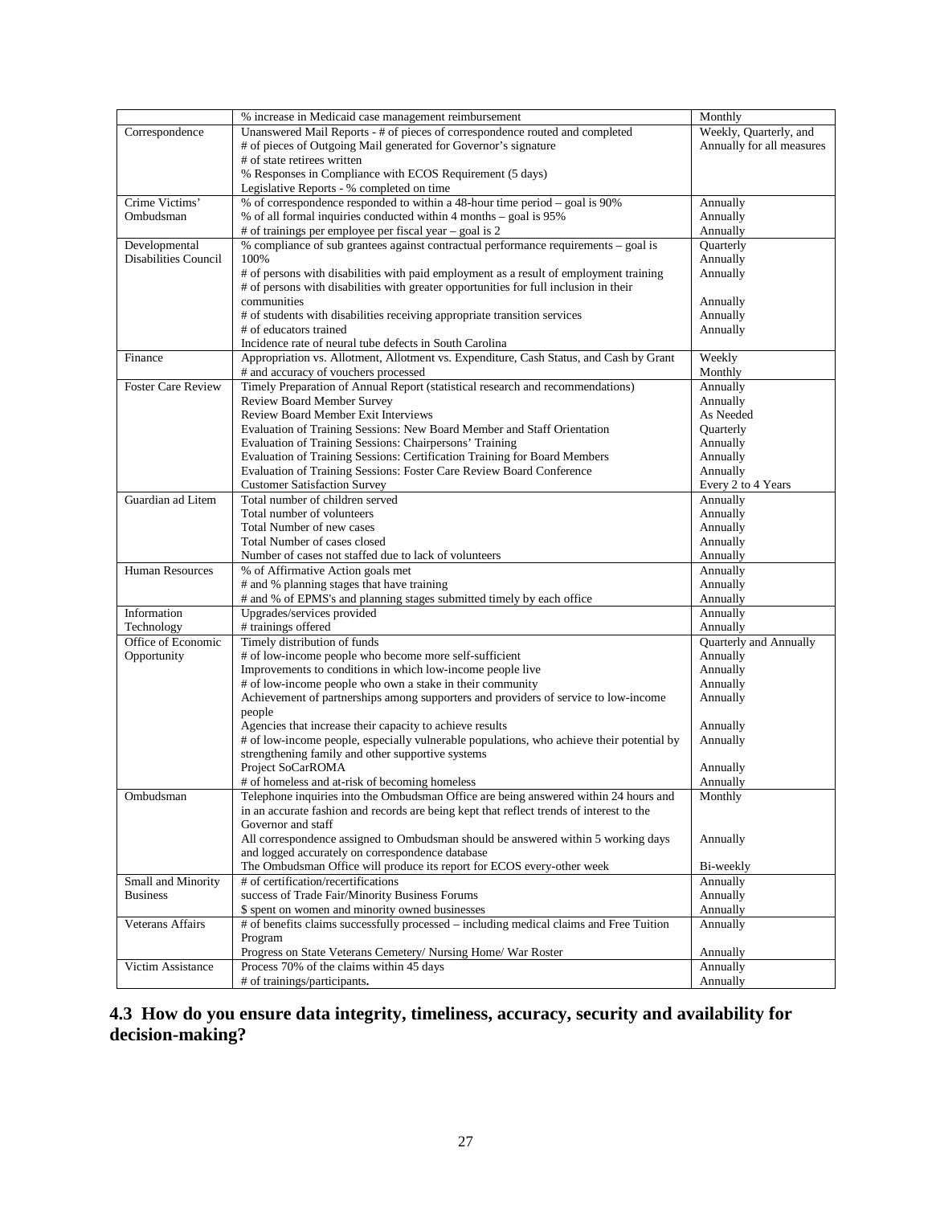| | | |
|---|---|---|
| | % increase in Medicaid case management reimbursement | Monthly |
| Correspondence | Unanswered Mail Reports - # of pieces of correspondence routed and completed<br># of pieces of Outgoing Mail generated for Governor's signature<br># of state retirees written<br>% Responses in Compliance with ECOS Requirement (5 days)<br>Legislative Reports - % completed on time | Weekly, Quarterly, and Annually for all measures |
| Crime Victims' Ombudsman | % of correspondence responded to within a 48-hour time period – goal is 90%<br>% of all formal inquiries conducted within 4 months – goal is 95%<br># of trainings per employee per fiscal year – goal is 2 | Annually<br>Annually<br>Annually |
| Developmental Disabilities Council | % compliance of sub grantees against contractual performance requirements – goal is 100%<br># of persons with disabilities with paid employment as a result of employment training<br># of persons with disabilities with greater opportunities for full inclusion in their communities<br># of students with disabilities receiving appropriate transition services<br># of educators trained<br>Incidence rate of neural tube defects in South Carolina | Quarterly<br>Annually<br>Annually<br><br>Annually<br>Annually<br>Annually |
| Finance | Appropriation vs. Allotment, Allotment vs. Expenditure, Cash Status, and Cash by Grant<br># and accuracy of vouchers processed | Weekly<br>Monthly |
| Foster Care Review | Timely Preparation of Annual Report (statistical research and recommendations)<br>Review Board Member Survey<br>Review Board Member Exit Interviews<br>Evaluation of Training Sessions: New Board Member and Staff Orientation<br>Evaluation of Training Sessions: Chairpersons' Training<br>Evaluation of Training Sessions: Certification Training for Board Members<br>Evaluation of Training Sessions: Foster Care Review Board Conference<br>Customer Satisfaction Survey | Annually<br>Annually<br>As Needed<br>Quarterly<br>Annually<br>Annually<br>Annually<br>Every 2 to 4 Years |
| Guardian ad Litem | Total number of children served<br>Total number of volunteers<br>Total Number of new cases<br>Total Number of cases closed<br>Number of cases not staffed due to lack of volunteers | Annually<br>Annually<br>Annually<br>Annually<br>Annually |
| Human Resources | % of Affirmative Action goals met<br># and % planning stages that have training<br># and % of EPMS's and planning stages submitted timely by each office | Annually<br>Annually<br>Annually |
| Information Technology | Upgrades/services provided<br># trainings offered | Annually<br>Annually |
| Office of Economic Opportunity | Timely distribution of funds<br># of low-income people who become more self-sufficient<br>Improvements to conditions in which low-income people live<br># of low-income people who own a stake in their community<br>Achievement of partnerships among supporters and providers of service to low-income people<br>Agencies that increase their capacity to achieve results<br># of low-income people, especially vulnerable populations, who achieve their potential by strengthening family and other supportive systems<br>Project SoCarROMA<br># of homeless and at-risk of becoming homeless | Quarterly and Annually<br>Annually<br>Annually<br>Annually<br>Annually<br><br>Annually<br>Annually<br><br>Annually<br>Annually |
| Ombudsman | Telephone inquiries into the Ombudsman Office are being answered within 24 hours and in an accurate fashion and records are being kept that reflect trends of interest to the Governor and staff<br>All correspondence assigned to Ombudsman should be answered within 5 working days and logged accurately on correspondence database<br>The Ombudsman Office will produce its report for ECOS every-other week | Monthly<br><br><br>Annually<br><br>Bi-weekly |
| Small and Minority Business | # of certification/recertifications<br>success of Trade Fair/Minority Business Forums<br>$ spent on women and minority owned businesses | Annually<br>Annually<br>Annually |
| Veterans Affairs | # of benefits claims successfully processed – including medical claims and Free Tuition Program<br>Progress on State Veterans Cemetery/ Nursing Home/ War Roster | Annually<br><br>Annually |
| Victim Assistance | Process 70% of the claims within 45 days<br># of trainings/participants. | Annually<br>Annually |

## 4.3 How do you ensure data integrity, timeliness, accuracy, security and availability for decision-making?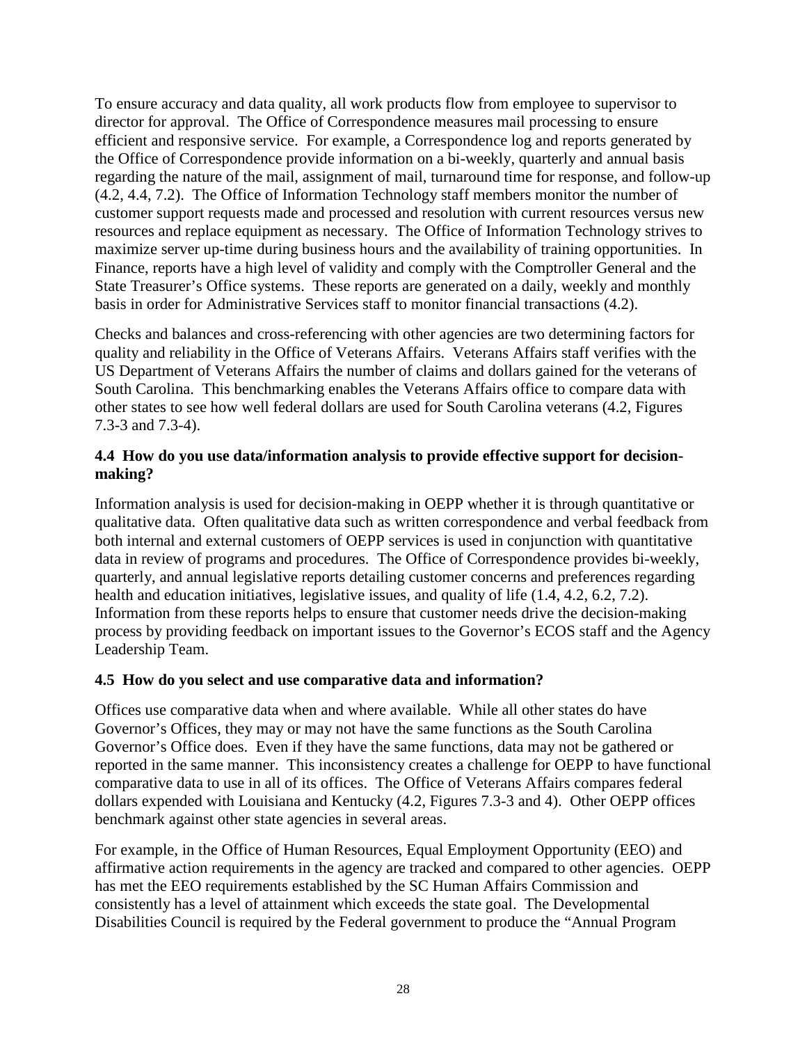To ensure accuracy and data quality, all work products flow from employee to supervisor to director for approval. The Office of Correspondence measures mail processing to ensure efficient and responsive service. For example, a Correspondence log and reports generated by the Office of Correspondence provide information on a bi-weekly, quarterly and annual basis regarding the nature of the mail, assignment of mail, turnaround time for response, and follow-up (4.2, 4.4, 7.2). The Office of Information Technology staff members monitor the number of customer support requests made and processed and resolution with current resources versus new resources and replace equipment as necessary. The Office of Information Technology strives to maximize server up-time during business hours and the availability of training opportunities. In Finance, reports have a high level of validity and comply with the Comptroller General and the State Treasurer's Office systems. These reports are generated on a daily, weekly and monthly basis in order for Administrative Services staff to monitor financial transactions (4.2).

Checks and balances and cross-referencing with other agencies are two determining factors for quality and reliability in the Office of Veterans Affairs. Veterans Affairs staff verifies with the US Department of Veterans Affairs the number of claims and dollars gained for the veterans of South Carolina. This benchmarking enables the Veterans Affairs office to compare data with other states to see how well federal dollars are used for South Carolina veterans (4.2, Figures 7.3-3 and 7.3-4).

**4.4 How do you use data/information analysis to provide effective support for decision-making?**

Information analysis is used for decision-making in OEPP whether it is through quantitative or qualitative data. Often qualitative data such as written correspondence and verbal feedback from both internal and external customers of OEPP services is used in conjunction with quantitative data in review of programs and procedures. The Office of Correspondence provides bi-weekly, quarterly, and annual legislative reports detailing customer concerns and preferences regarding health and education initiatives, legislative issues, and quality of life (1.4, 4.2, 6.2, 7.2). Information from these reports helps to ensure that customer needs drive the decision-making process by providing feedback on important issues to the Governor's ECOS staff and the Agency Leadership Team.

**4.5 How do you select and use comparative data and information?**

Offices use comparative data when and where available. While all other states do have Governor's Offices, they may or may not have the same functions as the South Carolina Governor's Office does. Even if they have the same functions, data may not be gathered or reported in the same manner. This inconsistency creates a challenge for OEPP to have functional comparative data to use in all of its offices. The Office of Veterans Affairs compares federal dollars expended with Louisiana and Kentucky (4.2, Figures 7.3-3 and 4). Other OEPP offices benchmark against other state agencies in several areas.

For example, in the Office of Human Resources, Equal Employment Opportunity (EEO) and affirmative action requirements in the agency are tracked and compared to other agencies. OEPP has met the EEO requirements established by the SC Human Affairs Commission and consistently has a level of attainment which exceeds the state goal. The Developmental Disabilities Council is required by the Federal government to produce the "Annual Program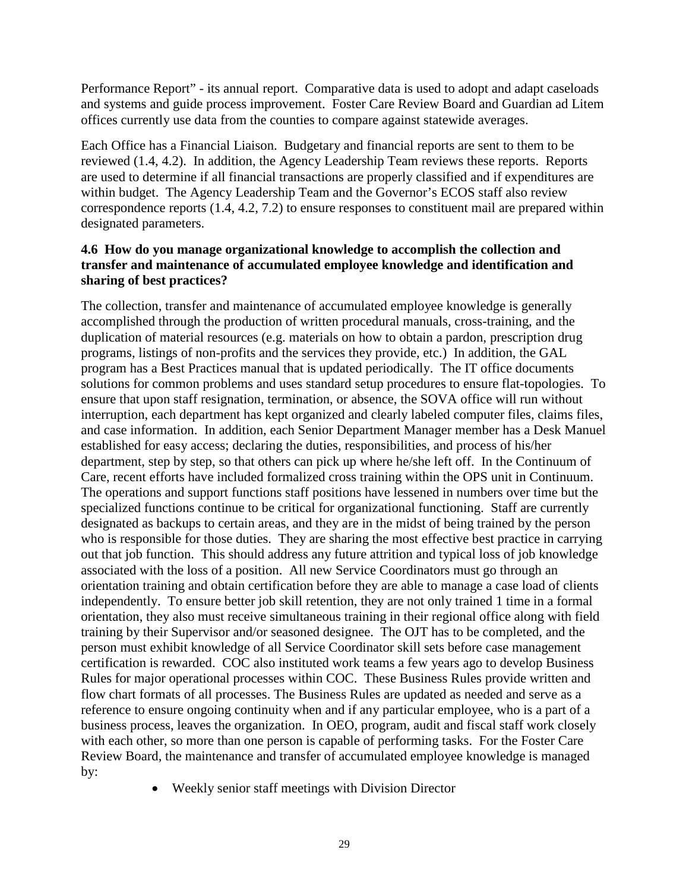Performance Report" - its annual report. Comparative data is used to adopt and adapt caseloads and systems and guide process improvement. Foster Care Review Board and Guardian ad Litem offices currently use data from the counties to compare against statewide averages.

Each Office has a Financial Liaison. Budgetary and financial reports are sent to them to be reviewed (1.4, 4.2). In addition, the Agency Leadership Team reviews these reports. Reports are used to determine if all financial transactions are properly classified and if expenditures are within budget. The Agency Leadership Team and the Governor's ECOS staff also review correspondence reports (1.4, 4.2, 7.2) to ensure responses to constituent mail are prepared within designated parameters.

**4.6 How do you manage organizational knowledge to accomplish the collection and transfer and maintenance of accumulated employee knowledge and identification and sharing of best practices?**

The collection, transfer and maintenance of accumulated employee knowledge is generally accomplished through the production of written procedural manuals, cross-training, and the duplication of material resources (e.g. materials on how to obtain a pardon, prescription drug programs, listings of non-profits and the services they provide, etc.) In addition, the GAL program has a Best Practices manual that is updated periodically. The IT office documents solutions for common problems and uses standard setup procedures to ensure flat-topologies. To ensure that upon staff resignation, termination, or absence, the SOVA office will run without interruption, each department has kept organized and clearly labeled computer files, claims files, and case information. In addition, each Senior Department Manager member has a Desk Manuel established for easy access; declaring the duties, responsibilities, and process of his/her department, step by step, so that others can pick up where he/she left off. In the Continuum of Care, recent efforts have included formalized cross training within the OPS unit in Continuum. The operations and support functions staff positions have lessened in numbers over time but the specialized functions continue to be critical for organizational functioning. Staff are currently designated as backups to certain areas, and they are in the midst of being trained by the person who is responsible for those duties. They are sharing the most effective best practice in carrying out that job function. This should address any future attrition and typical loss of job knowledge associated with the loss of a position. All new Service Coordinators must go through an orientation training and obtain certification before they are able to manage a case load of clients independently. To ensure better job skill retention, they are not only trained 1 time in a formal orientation, they also must receive simultaneous training in their regional office along with field training by their Supervisor and/or seasoned designee. The OJT has to be completed, and the person must exhibit knowledge of all Service Coordinator skill sets before case management certification is rewarded. COC also instituted work teams a few years ago to develop Business Rules for major operational processes within COC. These Business Rules provide written and flow chart formats of all processes. The Business Rules are updated as needed and serve as a reference to ensure ongoing continuity when and if any particular employee, who is a part of a business process, leaves the organization. In OEO, program, audit and fiscal staff work closely with each other, so more than one person is capable of performing tasks. For the Foster Care Review Board, the maintenance and transfer of accumulated employee knowledge is managed by:

- Weekly senior staff meetings with Division Director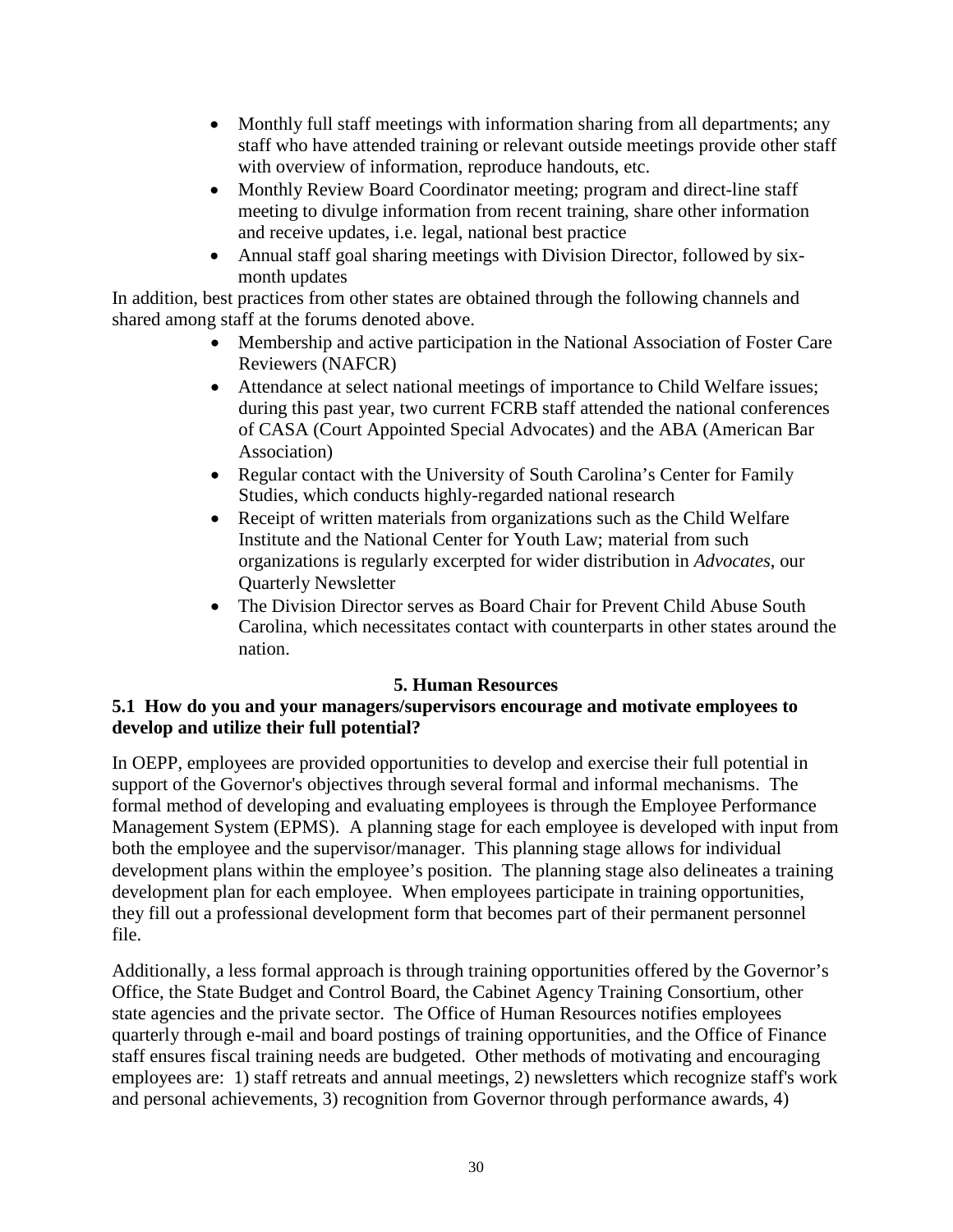- Monthly full staff meetings with information sharing from all departments; any staff who have attended training or relevant outside meetings provide other staff with overview of information, reproduce handouts, etc.
- Monthly Review Board Coordinator meeting; program and direct-line staff meeting to divulge information from recent training, share other information and receive updates, i.e. legal, national best practice
- Annual staff goal sharing meetings with Division Director, followed by six-month updates

In addition, best practices from other states are obtained through the following channels and shared among staff at the forums denoted above.

- Membership and active participation in the National Association of Foster Care Reviewers (NAFCR)
- Attendance at select national meetings of importance to Child Welfare issues; during this past year, two current FCRB staff attended the national conferences of CASA (Court Appointed Special Advocates) and the ABA (American Bar Association)
- Regular contact with the University of South Carolina's Center for Family Studies, which conducts highly-regarded national research
- Receipt of written materials from organizations such as the Child Welfare Institute and the National Center for Youth Law; material from such organizations is regularly excerpted for wider distribution in *Advocates*, our Quarterly Newsletter
- The Division Director serves as Board Chair for Prevent Child Abuse South Carolina, which necessitates contact with counterparts in other states around the nation.

## 5. Human Resources

### 5.1 How do you and your managers/supervisors encourage and motivate employees to develop and utilize their full potential?

In OEPP, employees are provided opportunities to develop and exercise their full potential in support of the Governor's objectives through several formal and informal mechanisms. The formal method of developing and evaluating employees is through the Employee Performance Management System (EPMS). A planning stage for each employee is developed with input from both the employee and the supervisor/manager. This planning stage allows for individual development plans within the employee's position. The planning stage also delineates a training development plan for each employee. When employees participate in training opportunities, they fill out a professional development form that becomes part of their permanent personnel file.

Additionally, a less formal approach is through training opportunities offered by the Governor's Office, the State Budget and Control Board, the Cabinet Agency Training Consortium, other state agencies and the private sector. The Office of Human Resources notifies employees quarterly through e-mail and board postings of training opportunities, and the Office of Finance staff ensures fiscal training needs are budgeted. Other methods of motivating and encouraging employees are: 1) staff retreats and annual meetings, 2) newsletters which recognize staff's work and personal achievements, 3) recognition from Governor through performance awards, 4)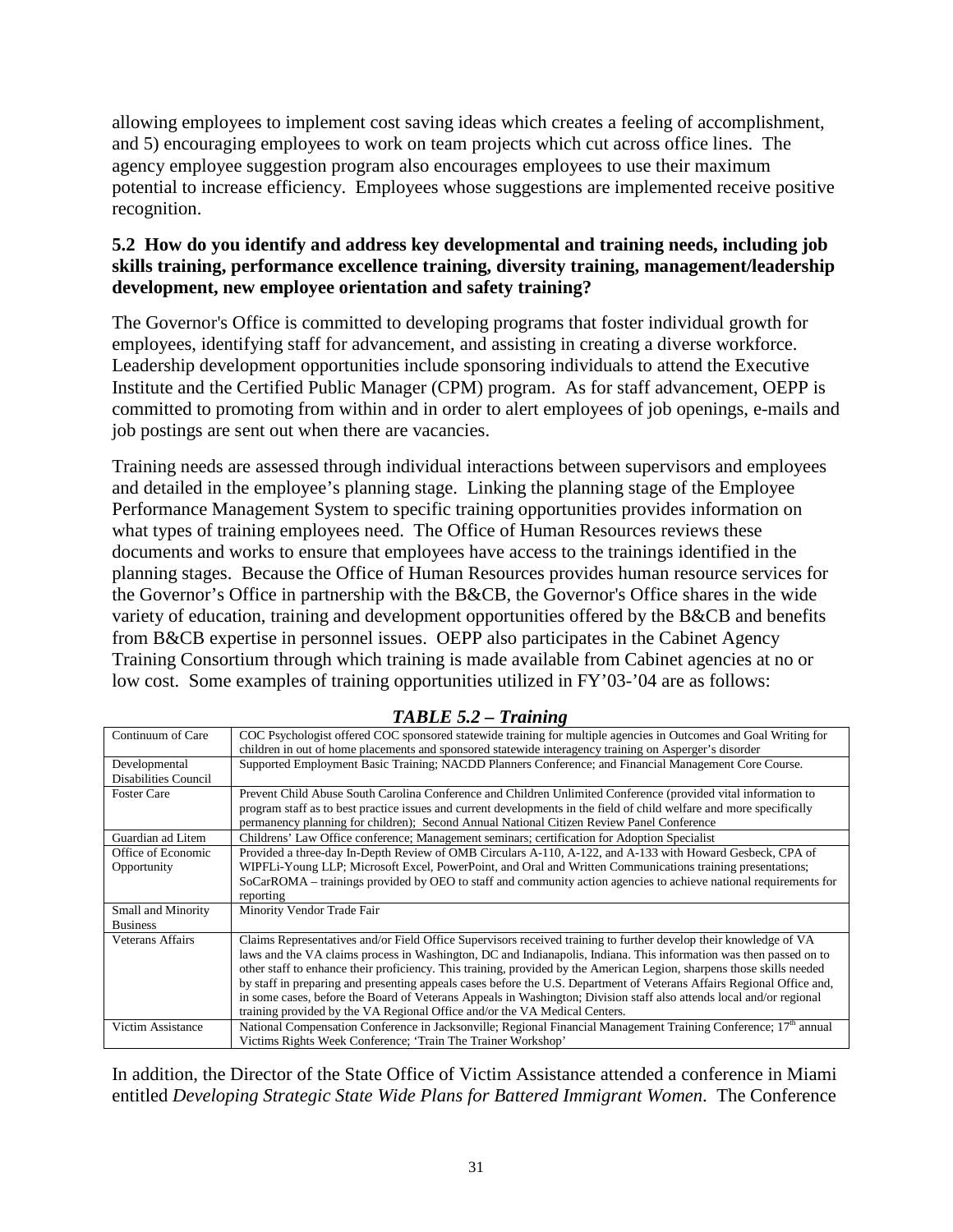allowing employees to implement cost saving ideas which creates a feeling of accomplishment, and 5) encouraging employees to work on team projects which cut across office lines. The agency employee suggestion program also encourages employees to use their maximum potential to increase efficiency. Employees whose suggestions are implemented receive positive recognition.

**5.2 How do you identify and address key developmental and training needs, including job skills training, performance excellence training, diversity training, management/leadership development, new employee orientation and safety training?**

The Governor's Office is committed to developing programs that foster individual growth for employees, identifying staff for advancement, and assisting in creating a diverse workforce. Leadership development opportunities include sponsoring individuals to attend the Executive Institute and the Certified Public Manager (CPM) program. As for staff advancement, OEPP is committed to promoting from within and in order to alert employees of job openings, e-mails and job postings are sent out when there are vacancies.

Training needs are assessed through individual interactions between supervisors and employees and detailed in the employee's planning stage. Linking the planning stage of the Employee Performance Management System to specific training opportunities provides information on what types of training employees need. The Office of Human Resources reviews these documents and works to ensure that employees have access to the trainings identified in the planning stages. Because the Office of Human Resources provides human resource services for the Governor's Office in partnership with the B&CB, the Governor's Office shares in the wide variety of education, training and development opportunities offered by the B&CB and benefits from B&CB expertise in personnel issues. OEPP also participates in the Cabinet Agency Training Consortium through which training is made available from Cabinet agencies at no or low cost. Some examples of training opportunities utilized in FY'03-'04 are as follows:

***TABLE 5.2 – Training***

| | |
|---|---|
| Continuum of Care | COC Psychologist offered COC sponsored statewide training for multiple agencies in Outcomes and Goal Writing for children in out of home placements and sponsored statewide interagency training on Asperger's disorder |
| Developmental Disabilities Council | Supported Employment Basic Training; NACDD Planners Conference; and Financial Management Core Course. |
| Foster Care | Prevent Child Abuse South Carolina Conference and Children Unlimited Conference (provided vital information to program staff as to best practice issues and current developments in the field of child welfare and more specifically permanency planning for children); Second Annual National Citizen Review Panel Conference |
| Guardian ad Litem | Childrens' Law Office conference; Management seminars; certification for Adoption Specialist |
| Office of Economic Opportunity | Provided a three-day In-Depth Review of OMB Circulars A-110, A-122, and A-133 with Howard Gesbeck, CPA of WIPFLi-Young LLP; Microsoft Excel, PowerPoint, and Oral and Written Communications training presentations; SoCarROMA – trainings provided by OEO to staff and community action agencies to achieve national requirements for reporting |
| Small and Minority Business | Minority Vendor Trade Fair |
| Veterans Affairs | Claims Representatives and/or Field Office Supervisors received training to further develop their knowledge of VA laws and the VA claims process in Washington, DC and Indianapolis, Indiana. This information was then passed on to other staff to enhance their proficiency. This training, provided by the American Legion, sharpens those skills needed by staff in preparing and presenting appeals cases before the U.S. Department of Veterans Affairs Regional Office and, in some cases, before the Board of Veterans Appeals in Washington; Division staff also attends local and/or regional training provided by the VA Regional Office and/or the VA Medical Centers. |
| Victim Assistance | National Compensation Conference in Jacksonville; Regional Financial Management Training Conference; 17th annual Victims Rights Week Conference; 'Train The Trainer Workshop' |

In addition, the Director of the State Office of Victim Assistance attended a conference in Miami entitled *Developing Strategic State Wide Plans for Battered Immigrant Women*. The Conference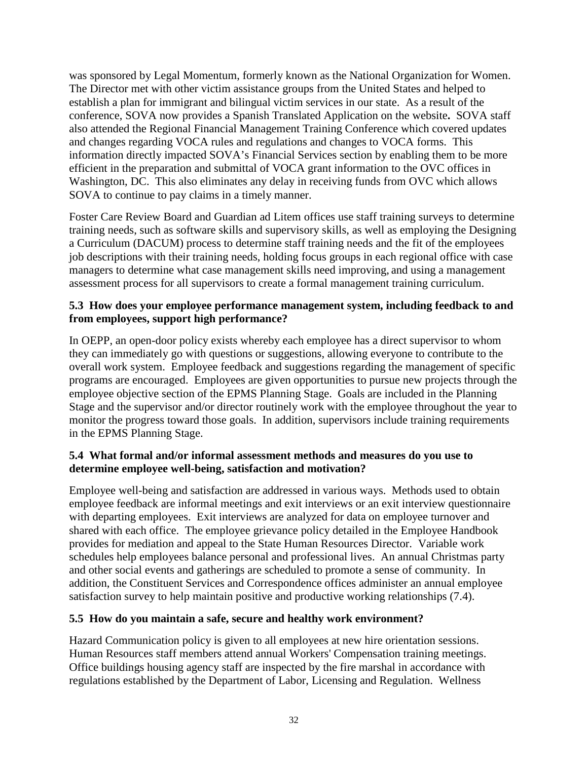was sponsored by Legal Momentum, formerly known as the National Organization for Women. The Director met with other victim assistance groups from the United States and helped to establish a plan for immigrant and bilingual victim services in our state. As a result of the conference, SOVA now provides a Spanish Translated Application on the website**.** SOVA staff also attended the Regional Financial Management Training Conference which covered updates and changes regarding VOCA rules and regulations and changes to VOCA forms. This information directly impacted SOVA's Financial Services section by enabling them to be more efficient in the preparation and submittal of VOCA grant information to the OVC offices in Washington, DC. This also eliminates any delay in receiving funds from OVC which allows SOVA to continue to pay claims in a timely manner.

Foster Care Review Board and Guardian ad Litem offices use staff training surveys to determine training needs, such as software skills and supervisory skills, as well as employing the Designing a Curriculum (DACUM) process to determine staff training needs and the fit of the employees job descriptions with their training needs, holding focus groups in each regional office with case managers to determine what case management skills need improving, and using a management assessment process for all supervisors to create a formal management training curriculum.

### 5.3 How does your employee performance management system, including feedback to and from employees, support high performance?

In OEPP, an open-door policy exists whereby each employee has a direct supervisor to whom they can immediately go with questions or suggestions, allowing everyone to contribute to the overall work system. Employee feedback and suggestions regarding the management of specific programs are encouraged. Employees are given opportunities to pursue new projects through the employee objective section of the EPMS Planning Stage. Goals are included in the Planning Stage and the supervisor and/or director routinely work with the employee throughout the year to monitor the progress toward those goals. In addition, supervisors include training requirements in the EPMS Planning Stage.

### 5.4 What formal and/or informal assessment methods and measures do you use to determine employee well-being, satisfaction and motivation?

Employee well-being and satisfaction are addressed in various ways. Methods used to obtain employee feedback are informal meetings and exit interviews or an exit interview questionnaire with departing employees. Exit interviews are analyzed for data on employee turnover and shared with each office. The employee grievance policy detailed in the Employee Handbook provides for mediation and appeal to the State Human Resources Director. Variable work schedules help employees balance personal and professional lives. An annual Christmas party and other social events and gatherings are scheduled to promote a sense of community. In addition, the Constituent Services and Correspondence offices administer an annual employee satisfaction survey to help maintain positive and productive working relationships (7.4).

### 5.5 How do you maintain a safe, secure and healthy work environment?

Hazard Communication policy is given to all employees at new hire orientation sessions. Human Resources staff members attend annual Workers' Compensation training meetings. Office buildings housing agency staff are inspected by the fire marshal in accordance with regulations established by the Department of Labor, Licensing and Regulation. Wellness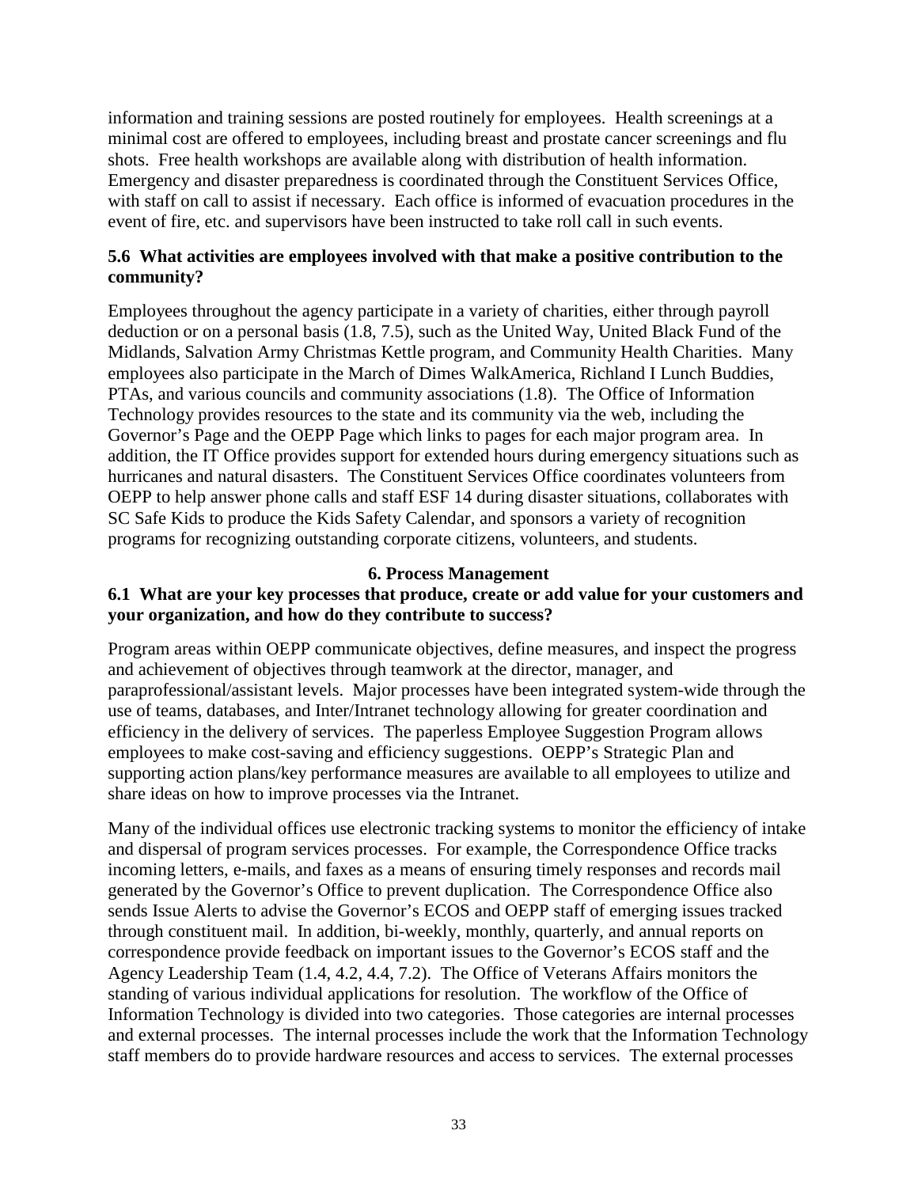information and training sessions are posted routinely for employees. Health screenings at a minimal cost are offered to employees, including breast and prostate cancer screenings and flu shots. Free health workshops are available along with distribution of health information. Emergency and disaster preparedness is coordinated through the Constituent Services Office, with staff on call to assist if necessary. Each office is informed of evacuation procedures in the event of fire, etc. and supervisors have been instructed to take roll call in such events.

**5.6 What activities are employees involved with that make a positive contribution to the community?**

Employees throughout the agency participate in a variety of charities, either through payroll deduction or on a personal basis (1.8, 7.5), such as the United Way, United Black Fund of the Midlands, Salvation Army Christmas Kettle program, and Community Health Charities. Many employees also participate in the March of Dimes WalkAmerica, Richland I Lunch Buddies, PTAs, and various councils and community associations (1.8). The Office of Information Technology provides resources to the state and its community via the web, including the Governor's Page and the OEPP Page which links to pages for each major program area. In addition, the IT Office provides support for extended hours during emergency situations such as hurricanes and natural disasters. The Constituent Services Office coordinates volunteers from OEPP to help answer phone calls and staff ESF 14 during disaster situations, collaborates with SC Safe Kids to produce the Kids Safety Calendar, and sponsors a variety of recognition programs for recognizing outstanding corporate citizens, volunteers, and students.

## 6. Process Management

**6.1 What are your key processes that produce, create or add value for your customers and your organization, and how do they contribute to success?**

Program areas within OEPP communicate objectives, define measures, and inspect the progress and achievement of objectives through teamwork at the director, manager, and paraprofessional/assistant levels. Major processes have been integrated system-wide through the use of teams, databases, and Inter/Intranet technology allowing for greater coordination and efficiency in the delivery of services. The paperless Employee Suggestion Program allows employees to make cost-saving and efficiency suggestions. OEPP's Strategic Plan and supporting action plans/key performance measures are available to all employees to utilize and share ideas on how to improve processes via the Intranet.

Many of the individual offices use electronic tracking systems to monitor the efficiency of intake and dispersal of program services processes. For example, the Correspondence Office tracks incoming letters, e-mails, and faxes as a means of ensuring timely responses and records mail generated by the Governor's Office to prevent duplication. The Correspondence Office also sends Issue Alerts to advise the Governor's ECOS and OEPP staff of emerging issues tracked through constituent mail. In addition, bi-weekly, monthly, quarterly, and annual reports on correspondence provide feedback on important issues to the Governor's ECOS staff and the Agency Leadership Team (1.4, 4.2, 4.4, 7.2). The Office of Veterans Affairs monitors the standing of various individual applications for resolution. The workflow of the Office of Information Technology is divided into two categories. Those categories are internal processes and external processes. The internal processes include the work that the Information Technology staff members do to provide hardware resources and access to services. The external processes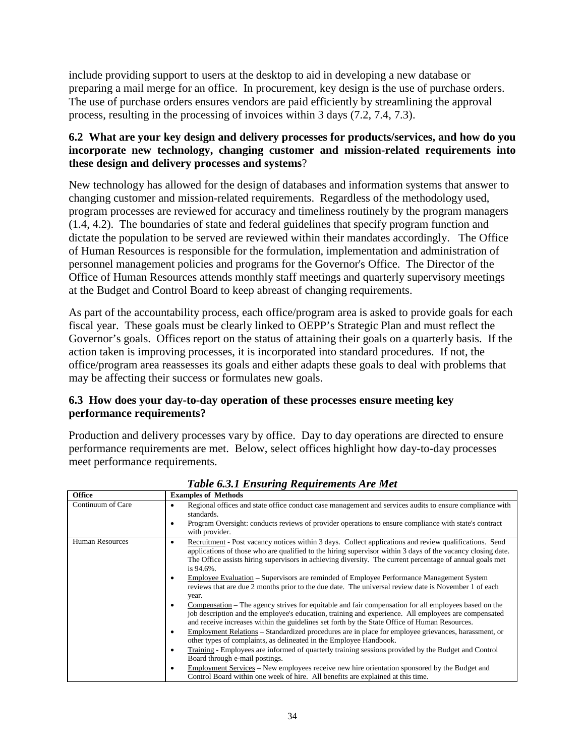include providing support to users at the desktop to aid in developing a new database or preparing a mail merge for an office. In procurement, key design is the use of purchase orders. The use of purchase orders ensures vendors are paid efficiently by streamlining the approval process, resulting in the processing of invoices within 3 days (7.2, 7.4, 7.3).

### 6.2 What are your key design and delivery processes for products/services, and how do you incorporate new technology, changing customer and mission-related requirements into these design and delivery processes and systems?

New technology has allowed for the design of databases and information systems that answer to changing customer and mission-related requirements. Regardless of the methodology used, program processes are reviewed for accuracy and timeliness routinely by the program managers (1.4, 4.2). The boundaries of state and federal guidelines that specify program function and dictate the population to be served are reviewed within their mandates accordingly. The Office of Human Resources is responsible for the formulation, implementation and administration of personnel management policies and programs for the Governor's Office. The Director of the Office of Human Resources attends monthly staff meetings and quarterly supervisory meetings at the Budget and Control Board to keep abreast of changing requirements.

As part of the accountability process, each office/program area is asked to provide goals for each fiscal year. These goals must be clearly linked to OEPP's Strategic Plan and must reflect the Governor's goals. Offices report on the status of attaining their goals on a quarterly basis. If the action taken is improving processes, it is incorporated into standard procedures. If not, the office/program area reassesses its goals and either adapts these goals to deal with problems that may be affecting their success or formulates new goals.

### 6.3 How does your day-to-day operation of these processes ensure meeting key performance requirements?

Production and delivery processes vary by office. Day to day operations are directed to ensure performance requirements are met. Below, select offices highlight how day-to-day processes meet performance requirements.

***Table 6.3.1 Ensuring Requirements Are Met***

| Office | Examples of Methods |
|---|---|
| Continuum of Care | • Regional offices and state office conduct case management and services audits to ensure compliance with standards.<br>• Program Oversight: conducts reviews of provider operations to ensure compliance with state's contract with provider. |
| Human Resources | • Recruitment - Post vacancy notices within 3 days. Collect applications and review qualifications. Send applications of those who are qualified to the hiring supervisor within 3 days of the vacancy closing date. The Office assists hiring supervisors in achieving diversity. The current percentage of annual goals met is 94.6%.<br>• Employee Evaluation – Supervisors are reminded of Employee Performance Management System reviews that are due 2 months prior to the due date. The universal review date is November 1 of each year.<br>• Compensation – The agency strives for equitable and fair compensation for all employees based on the job description and the employee's education, training and experience. All employees are compensated and receive increases within the guidelines set forth by the State Office of Human Resources.<br>• Employment Relations – Standardized procedures are in place for employee grievances, harassment, or other types of complaints, as delineated in the Employee Handbook.<br>• Training - Employees are informed of quarterly training sessions provided by the Budget and Control Board through e-mail postings.<br>• Employment Services – New employees receive new hire orientation sponsored by the Budget and Control Board within one week of hire. All benefits are explained at this time. |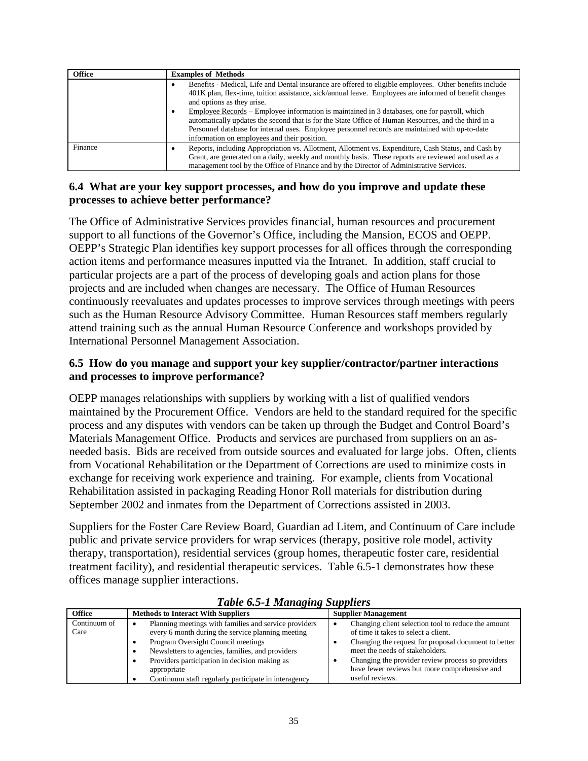| Office | Examples of Methods |
|---|---|
| | • Benefits - Medical, Life and Dental insurance are offered to eligible employees. Other benefits include 401K plan, flex-time, tuition assistance, sick/annual leave. Employees are informed of benefit changes and options as they arise.<br>• Employee Records – Employee information is maintained in 3 databases, one for payroll, which automatically updates the second that is for the State Office of Human Resources, and the third in a Personnel database for internal uses. Employee personnel records are maintained with up-to-date information on employees and their position. |
| Finance | • Reports, including Appropriation vs. Allotment, Allotment vs. Expenditure, Cash Status, and Cash by Grant, are generated on a daily, weekly and monthly basis. These reports are reviewed and used as a management tool by the Office of Finance and by the Director of Administrative Services. |

### 6.4 What are your key support processes, and how do you improve and update these processes to achieve better performance?

The Office of Administrative Services provides financial, human resources and procurement support to all functions of the Governor's Office, including the Mansion, ECOS and OEPP. OEPP's Strategic Plan identifies key support processes for all offices through the corresponding action items and performance measures inputted via the Intranet. In addition, staff crucial to particular projects are a part of the process of developing goals and action plans for those projects and are included when changes are necessary. The Office of Human Resources continuously reevaluates and updates processes to improve services through meetings with peers such as the Human Resource Advisory Committee. Human Resources staff members regularly attend training such as the annual Human Resource Conference and workshops provided by International Personnel Management Association.

### 6.5 How do you manage and support your key supplier/contractor/partner interactions and processes to improve performance?

OEPP manages relationships with suppliers by working with a list of qualified vendors maintained by the Procurement Office. Vendors are held to the standard required for the specific process and any disputes with vendors can be taken up through the Budget and Control Board's Materials Management Office. Products and services are purchased from suppliers on an as-needed basis. Bids are received from outside sources and evaluated for large jobs. Often, clients from Vocational Rehabilitation or the Department of Corrections are used to minimize costs in exchange for receiving work experience and training. For example, clients from Vocational Rehabilitation assisted in packaging Reading Honor Roll materials for distribution during September 2002 and inmates from the Department of Corrections assisted in 2003.

Suppliers for the Foster Care Review Board, Guardian ad Litem, and Continuum of Care include public and private service providers for wrap services (therapy, positive role model, activity therapy, transportation), residential services (group homes, therapeutic foster care, residential treatment facility), and residential therapeutic services. Table 6.5-1 demonstrates how these offices manage supplier interactions.

***Table 6.5-1 Managing Suppliers***

| Office | Methods to Interact With Suppliers | Supplier Management |
|---|---|---|
| Continuum of Care | • Planning meetings with families and service providers every 6 month during the service planning meeting<br>• Program Oversight Council meetings<br>• Newsletters to agencies, families, and providers<br>• Providers participation in decision making as appropriate<br>• Continuum staff regularly participate in interagency | • Changing client selection tool to reduce the amount of time it takes to select a client.<br>• Changing the request for proposal document to better meet the needs of stakeholders.<br>• Changing the provider review process so providers have fewer reviews but more comprehensive and useful reviews. |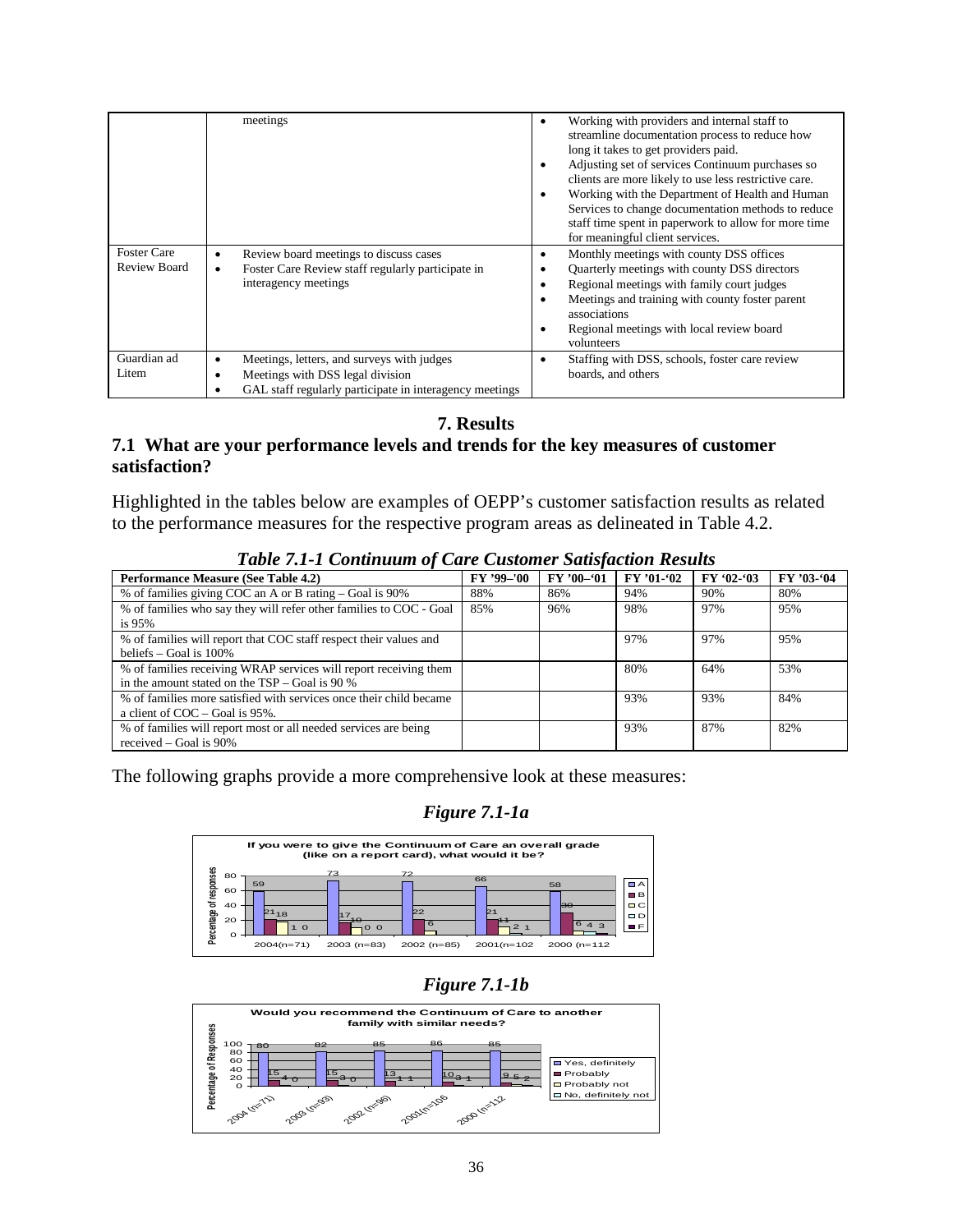| | meetings | • Working with providers and internal staff to streamline documentation process to reduce how long it takes to get providers paid.<br>• Adjusting set of services Continuum purchases so clients are more likely to use less restrictive care.<br>• Working with the Department of Health and Human Services to change documentation methods to reduce staff time spent in paperwork to allow for more time for meaningful client services. |
|---|---|---|
| Foster Care Review Board | • Review board meetings to discuss cases<br>• Foster Care Review staff regularly participate in interagency meetings | • Monthly meetings with county DSS offices<br>• Quarterly meetings with county DSS directors<br>• Regional meetings with family court judges<br>• Meetings and training with county foster parent associations<br>• Regional meetings with local review board volunteers |
| Guardian ad Litem | • Meetings, letters, and surveys with judges<br>• Meetings with DSS legal division<br>• GAL staff regularly participate in interagency meetings | • Staffing with DSS, schools, foster care review boards, and others |

# 7. Results

## 7.1 What are your performance levels and trends for the key measures of customer satisfaction?

Highlighted in the tables below are examples of OEPP's customer satisfaction results as related to the performance measures for the respective program areas as delineated in Table 4.2.

*Table 7.1-1 Continuum of Care Customer Satisfaction Results*

| Performance Measure (See Table 4.2) | FY '99–'00 | FY '00–'01 | FY '01-'02 | FY '02-'03 | FY '03-'04 |
|---|---|---|---|---|---|
| % of families giving COC an A or B rating – Goal is 90% | 88% | 86% | 94% | 90% | 80% |
| % of families who say they will refer other families to COC - Goal is 95% | 85% | 96% | 98% | 97% | 95% |
| % of families will report that COC staff respect their values and beliefs – Goal is 100% | | | 97% | 97% | 95% |
| % of families receiving WRAP services will report receiving them in the amount stated on the TSP – Goal is 90 % | | | 80% | 64% | 53% |
| % of families more satisfied with services once their child became a client of COC – Goal is 95%. | | | 93% | 93% | 84% |
| % of families will report most or all needed services are being received – Goal is 90% | | | 93% | 87% | 82% |

The following graphs provide a more comprehensive look at these measures:

*Figure 7.1-1a*

*Figure 7.1-1b*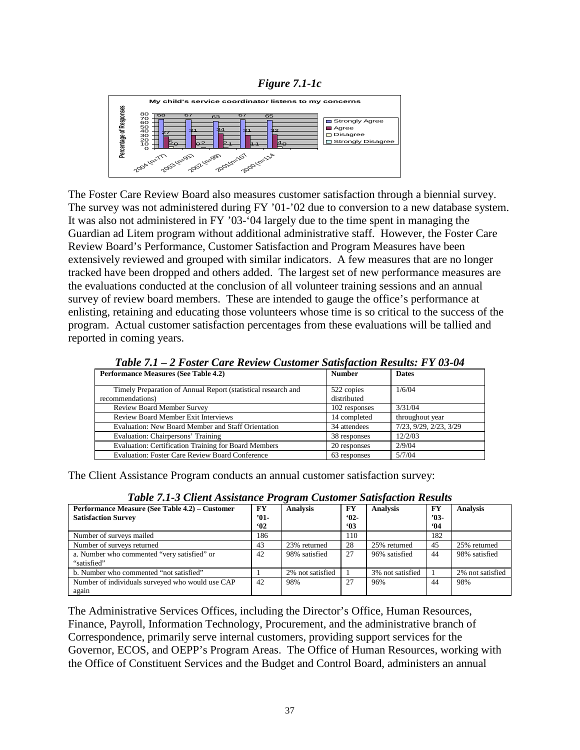*Figure 7.1-1c*

The Foster Care Review Board also measures customer satisfaction through a biennial survey. The survey was not administered during FY '01-'02 due to conversion to a new database system. It was also not administered in FY '03-'04 largely due to the time spent in managing the Guardian ad Litem program without additional administrative staff. However, the Foster Care Review Board's Performance, Customer Satisfaction and Program Measures have been extensively reviewed and grouped with similar indicators. A few measures that are no longer tracked have been dropped and others added. The largest set of new performance measures are the evaluations conducted at the conclusion of all volunteer training sessions and an annual survey of review board members. These are intended to gauge the office's performance at enlisting, retaining and educating those volunteers whose time is so critical to the success of the program. Actual customer satisfaction percentages from these evaluations will be tallied and reported in coming years.

***Table 7.1 – 2 Foster Care Review Customer Satisfaction Results: FY 03-04***

| Performance Measures (See Table 4.2) | Number | Dates |
|---|---|---|
| Timely Preparation of Annual Report (statistical research and recommendations) | 522 copies distributed | 1/6/04 |
| Review Board Member Survey | 102 responses | 3/31/04 |
| Review Board Member Exit Interviews | 14 completed | throughout year |
| Evaluation: New Board Member and Staff Orientation | 34 attendees | 7/23, 9/29, 2/23, 3/29 |
| Evaluation: Chairpersons' Training | 38 responses | 12/2/03 |
| Evaluation: Certification Training for Board Members | 20 responses | 2/9/04 |
| Evaluation: Foster Care Review Board Conference | 63 responses | 5/7/04 |

The Client Assistance Program conducts an annual customer satisfaction survey:

***Table 7.1-3 Client Assistance Program Customer Satisfaction Results***

| Performance Measure (See Table 4.2) – Customer Satisfaction Survey | FY '01-'02 | Analysis | FY '02-'03 | Analysis | FY '03-'04 | Analysis |
|---|---|---|---|---|---|---|
| Number of surveys mailed | 186 | | 110 | | 182 | |
| Number of surveys returned | 43 | 23% returned | 28 | 25% returned | 45 | 25% returned |
| a. Number who commented "very satisfied" or "satisfied" | 42 | 98% satisfied | 27 | 96% satisfied | 44 | 98% satisfied |
| b. Number who commented "not satisfied" | 1 | 2% not satisfied | 1 | 3% not satisfied | 1 | 2% not satisfied |
| Number of individuals surveyed who would use CAP again | 42 | 98% | 27 | 96% | 44 | 98% |

The Administrative Services Offices, including the Director's Office, Human Resources, Finance, Payroll, Information Technology, Procurement, and the administrative branch of Correspondence, primarily serve internal customers, providing support services for the Governor, ECOS, and OEPP's Program Areas. The Office of Human Resources, working with the Office of Constituent Services and the Budget and Control Board, administers an annual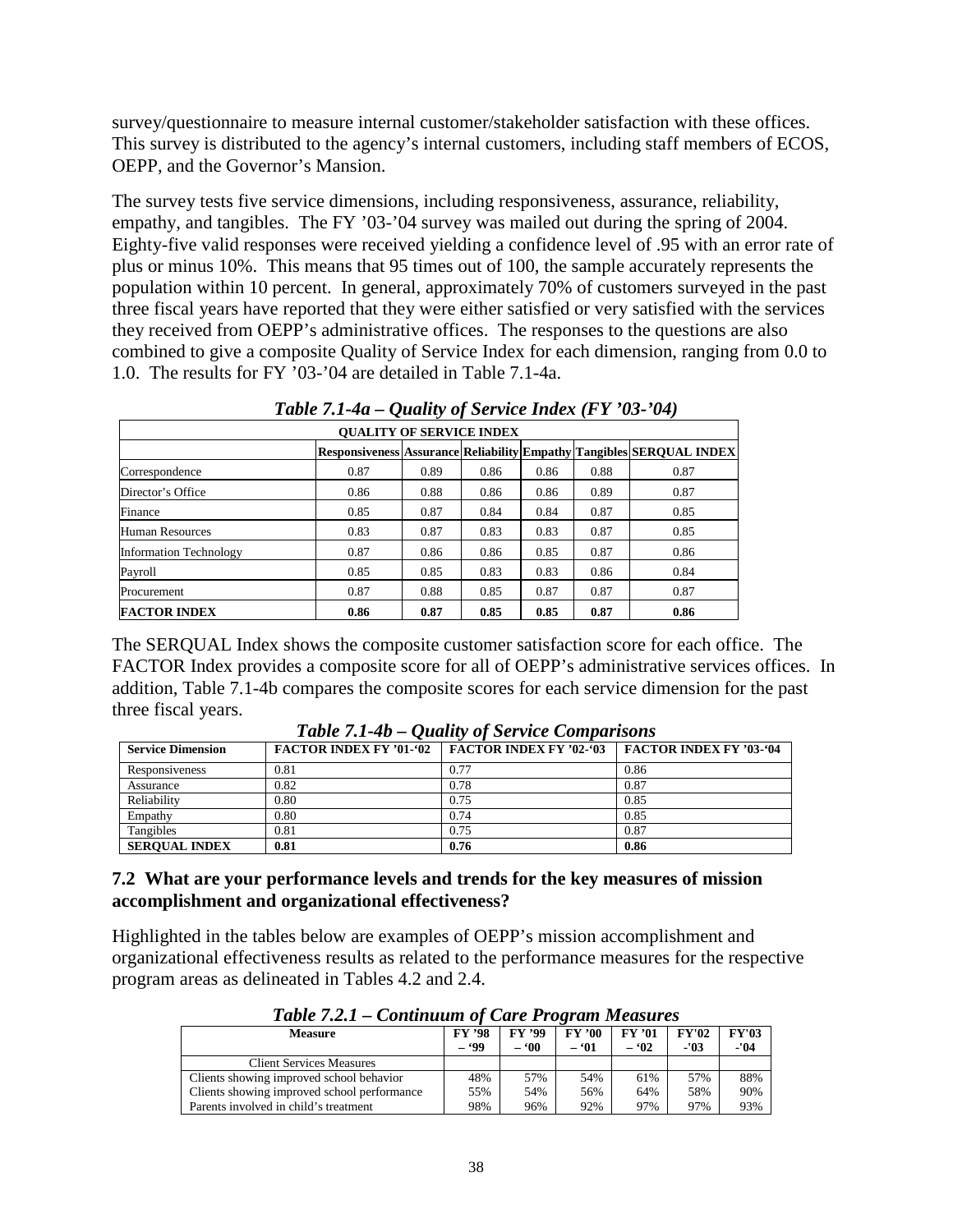survey/questionnaire to measure internal customer/stakeholder satisfaction with these offices. This survey is distributed to the agency's internal customers, including staff members of ECOS, OEPP, and the Governor's Mansion.

The survey tests five service dimensions, including responsiveness, assurance, reliability, empathy, and tangibles. The FY '03-'04 survey was mailed out during the spring of 2004. Eighty-five valid responses were received yielding a confidence level of .95 with an error rate of plus or minus 10%. This means that 95 times out of 100, the sample accurately represents the population within 10 percent. In general, approximately 70% of customers surveyed in the past three fiscal years have reported that they were either satisfied or very satisfied with the services they received from OEPP's administrative offices. The responses to the questions are also combined to give a composite Quality of Service Index for each dimension, ranging from 0.0 to 1.0. The results for FY '03-'04 are detailed in Table 7.1-4a.

***Table 7.1-4a – Quality of Service Index (FY '03-'04)***

| QUALITY OF SERVICE INDEX | | | | | | |
|---|---|---|---|---|---|---|
| | **Responsiveness** | **Assurance** | **Reliability** | **Empathy** | **Tangibles** | **SERQUAL INDEX** |
| Correspondence | 0.87 | 0.89 | 0.86 | 0.86 | 0.88 | 0.87 |
| Director's Office | 0.86 | 0.88 | 0.86 | 0.86 | 0.89 | 0.87 |
| Finance | 0.85 | 0.87 | 0.84 | 0.84 | 0.87 | 0.85 |
| Human Resources | 0.83 | 0.87 | 0.83 | 0.83 | 0.87 | 0.85 |
| Information Technology | 0.87 | 0.86 | 0.86 | 0.85 | 0.87 | 0.86 |
| Payroll | 0.85 | 0.85 | 0.83 | 0.83 | 0.86 | 0.84 |
| Procurement | 0.87 | 0.88 | 0.85 | 0.87 | 0.87 | 0.87 |
| **FACTOR INDEX** | **0.86** | **0.87** | **0.85** | **0.85** | **0.87** | **0.86** |

The SERQUAL Index shows the composite customer satisfaction score for each office. The FACTOR Index provides a composite score for all of OEPP's administrative services offices. In addition, Table 7.1-4b compares the composite scores for each service dimension for the past three fiscal years.

***Table 7.1-4b – Quality of Service Comparisons***

| Service Dimension | FACTOR INDEX FY '01-'02 | FACTOR INDEX FY '02-'03 | FACTOR INDEX FY '03-'04 |
|---|---|---|---|
| Responsiveness | 0.81 | 0.77 | 0.86 |
| Assurance | 0.82 | 0.78 | 0.87 |
| Reliability | 0.80 | 0.75 | 0.85 |
| Empathy | 0.80 | 0.74 | 0.85 |
| Tangibles | 0.81 | 0.75 | 0.87 |
| **SERQUAL INDEX** | **0.81** | **0.76** | **0.86** |

## 7.2 What are your performance levels and trends for the key measures of mission accomplishment and organizational effectiveness?

Highlighted in the tables below are examples of OEPP's mission accomplishment and organizational effectiveness results as related to the performance measures for the respective program areas as delineated in Tables 4.2 and 2.4.

***Table 7.2.1 – Continuum of Care Program Measures***

| Measure | FY '98 – '99 | FY '99 – '00 | FY '00 – '01 | FY '01 – '02 | FY'02 -'03 | FY'03 -'04 |
|---|---|---|---|---|---|---|
| Client Services Measures | | | | | | |
| Clients showing improved school behavior | 48% | 57% | 54% | 61% | 57% | 88% |
| Clients showing improved school performance | 55% | 54% | 56% | 64% | 58% | 90% |
| Parents involved in child's treatment | 98% | 96% | 92% | 97% | 97% | 93% |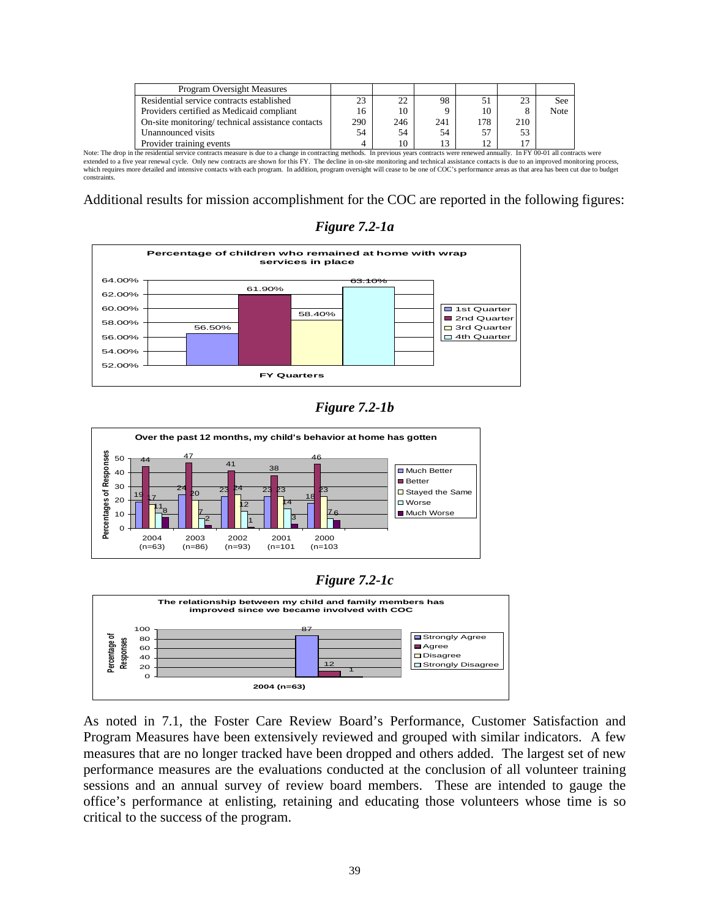| Program Oversight Measures | | | | | | |
|---|---|---|---|---|---|---|
| Residential service contracts established | 23 | 22 | 98 | 51 | 23 | See |
| Providers certified as Medicaid compliant | 16 | 10 | 9 | 10 | 8 | Note |
| On-site monitoring/ technical assistance contacts | 290 | 246 | 241 | 178 | 210 | |
| Unannounced visits | 54 | 54 | 54 | 57 | 53 | |
| Provider training events | 4 | 10 | 13 | 12 | 17 | |

Note: The drop in the residential service contracts measure is due to a change in contracting methods. In previous years contracts were renewed annually. In FY 00-01 all contracts were extended to a five year renewal cycle. Only new contracts are shown for this FY. The decline in on-site monitoring and technical assistance contacts is due to an improved monitoring process, which requires more detailed and intensive contacts with each program. In addition, program oversight will cease to be one of COC's performance areas as that area has been cut due to budget constraints.

Additional results for mission accomplishment for the COC are reported in the following figures:

***Figure 7.2-1a***

**Percentage of children who remained at home with wrap services in place**

| FY Quarters | Percentage |
|---|---|
| 1st Quarter | 56.50% |
| 2nd Quarter | 61.90% |
| 3rd Quarter | 58.40% |
| 4th Quarter | 63.10% |

***Figure 7.2-1b***

**Over the past 12 months, my child's behavior at home has gotten**

| Percentages of Responses | 2004 (n=63) | 2003 (n=86) | 2002 (n=93) | 2001 (n=101) | 2000 (n=103) |
|---|---|---|---|---|---|
| Much Better | 19 | 24 | 23 | 23 | 18 |
| Better | 44 | 47 | 41 | 38 | 46 |
| Stayed the Same | 17 | 20 | 24 | 23 | 23 |
| Worse | 11 | 7 | 12 | 14 | 7 |
| Much Worse | 8 | 2 | 1 | 3 | 6 |

***Figure 7.2-1c***

**The relationship between my child and family members has improved since we became involved with COC**

| Percentage of Responses | 2004 (n=63) |
|---|---|
| Strongly Agree | 87 |
| Agree | 12 |
| Disagree | 1 |
| Strongly Disagree | |

As noted in 7.1, the Foster Care Review Board's Performance, Customer Satisfaction and Program Measures have been extensively reviewed and grouped with similar indicators. A few measures that are no longer tracked have been dropped and others added. The largest set of new performance measures are the evaluations conducted at the conclusion of all volunteer training sessions and an annual survey of review board members. These are intended to gauge the office's performance at enlisting, retaining and educating those volunteers whose time is so critical to the success of the program.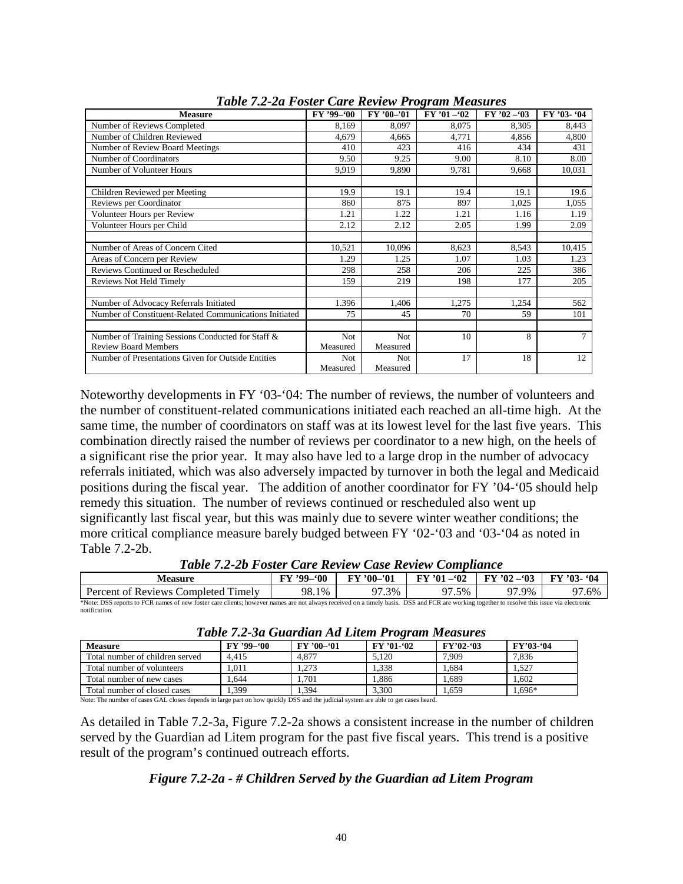*Table 7.2-2a Foster Care Review Program Measures*

| Measure | FY '99–'00 | FY '00–'01 | FY '01 –'02 | FY '02 –'03 | FY '03- '04 |
|---|---|---|---|---|---|
| Number of Reviews Completed | 8,169 | 8,097 | 8,075 | 8,305 | 8,443 |
| Number of Children Reviewed | 4,679 | 4,665 | 4,771 | 4,856 | 4,800 |
| Number of Review Board Meetings | 410 | 423 | 416 | 434 | 431 |
| Number of Coordinators | 9.50 | 9.25 | 9.00 | 8.10 | 8.00 |
| Number of Volunteer Hours | 9,919 | 9,890 | 9,781 | 9,668 | 10,031 |
| | | | | | |
| Children Reviewed per Meeting | 19.9 | 19.1 | 19.4 | 19.1 | 19.6 |
| Reviews per Coordinator | 860 | 875 | 897 | 1,025 | 1,055 |
| Volunteer Hours per Review | 1.21 | 1.22 | 1.21 | 1.16 | 1.19 |
| Volunteer Hours per Child | 2.12 | 2.12 | 2.05 | 1.99 | 2.09 |
| | | | | | |
| Number of Areas of Concern Cited | 10,521 | 10,096 | 8,623 | 8,543 | 10,415 |
| Areas of Concern per Review | 1.29 | 1.25 | 1.07 | 1.03 | 1.23 |
| Reviews Continued or Rescheduled | 298 | 258 | 206 | 225 | 386 |
| Reviews Not Held Timely | 159 | 219 | 198 | 177 | 205 |
| | | | | | |
| Number of Advocacy Referrals Initiated | 1.396 | 1,406 | 1,275 | 1,254 | 562 |
| Number of Constituent-Related Communications Initiated | 75 | 45 | 70 | 59 | 101 |
| | | | | | |
| Number of Training Sessions Conducted for Staff & Review Board Members | Not Measured | Not Measured | 10 | 8 | 7 |
| Number of Presentations Given for Outside Entities | Not Measured | Not Measured | 17 | 18 | 12 |

Noteworthy developments in FY '03-'04: The number of reviews, the number of volunteers and the number of constituent-related communications initiated each reached an all-time high. At the same time, the number of coordinators on staff was at its lowest level for the last five years. This combination directly raised the number of reviews per coordinator to a new high, on the heels of a significant rise the prior year. It may also have led to a large drop in the number of advocacy referrals initiated, which was also adversely impacted by turnover in both the legal and Medicaid positions during the fiscal year. The addition of another coordinator for FY '04-'05 should help remedy this situation. The number of reviews continued or rescheduled also went up significantly last fiscal year, but this was mainly due to severe winter weather conditions; the more critical compliance measure barely budged between FY '02-'03 and '03-'04 as noted in Table 7.2-2b.

*Table 7.2-2b Foster Care Review Case Review Compliance*

| Measure | FY '99–'00 | FY '00–'01 | FY '01 –'02 | FY '02 –'03 | FY '03- '04 |
|---|---|---|---|---|---|
| Percent of Reviews Completed Timely | 98.1% | 97.3% | 97.5% | 97.9% | 97.6% |

*Note: DSS reports to FCR names of new foster care clients; however names are not always received on a timely basis. DSS and FCR are working together to resolve this issue via electronic notification.

*Table 7.2-3a Guardian Ad Litem Program Measures*

| Measure | FY '99–'00 | FY '00–'01 | FY '01-'02 | FY'02-'03 | FY'03-'04 |
|---|---|---|---|---|---|
| Total number of children served | 4,415 | 4,877 | 5,120 | 7,909 | 7,836 |
| Total number of volunteers | 1,011 | 1,273 | 1,338 | 1,684 | 1,527 |
| Total number of new cases | 1,644 | 1,701 | 1,886 | 1,689 | 1,602 |
| Total number of closed cases | 1,399 | 1,394 | 3,300 | 1,659 | 1,696* |

Note: The number of cases GAL closes depends in large part on how quickly DSS and the judicial system are able to get cases heard.

As detailed in Table 7.2-3a, Figure 7.2-2a shows a consistent increase in the number of children served by the Guardian ad Litem program for the past five fiscal years. This trend is a positive result of the program's continued outreach efforts.

*Figure 7.2-2a - # Children Served by the Guardian ad Litem Program*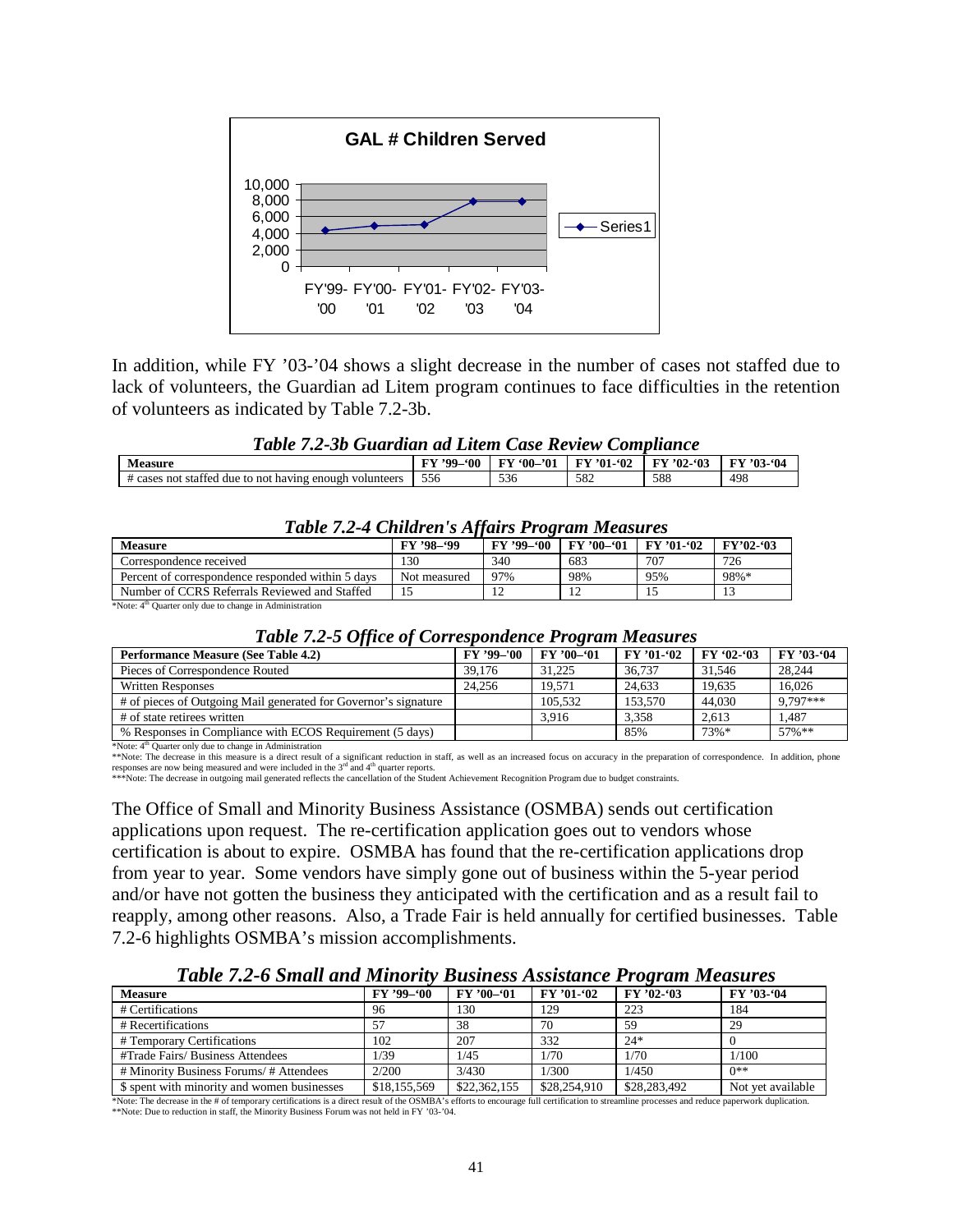In addition, while FY '03-'04 shows a slight decrease in the number of cases not staffed due to lack of volunteers, the Guardian ad Litem program continues to face difficulties in the retention of volunteers as indicated by Table 7.2-3b.

***Table 7.2-3b Guardian ad Litem Case Review Compliance***

| Measure | FY '99–'00 | FY '00–'01 | FY '01-'02 | FY '02-'03 | FY '03-'04 |
|---|---|---|---|---|---|
| # cases not staffed due to not having enough volunteers | 556 | 536 | 582 | 588 | 498 |

***Table 7.2-4 Children's Affairs Program Measures***

| Measure | FY '98–'99 | FY '99–'00 | FY '00–'01 | FY '01-'02 | FY'02-'03 |
|---|---|---|---|---|---|
| Correspondence received | 130 | 340 | 683 | 707 | 726 |
| Percent of correspondence responded within 5 days | Not measured | 97% | 98% | 95% | 98%* |
| Number of CCRS Referrals Reviewed and Staffed | 15 | 12 | 12 | 15 | 13 |

*Note: 4th Quarter only due to change in Administration

***Table 7.2-5 Office of Correspondence Program Measures***

| Performance Measure (See Table 4.2) | FY '99–'00 | FY '00–'01 | FY '01-'02 | FY '02-'03 | FY '03-'04 |
|---|---|---|---|---|---|
| Pieces of Correspondence Routed | 39,176 | 31,225 | 36,737 | 31,546 | 28,244 |
| Written Responses | 24,256 | 19,571 | 24,633 | 19,635 | 16,026 |
| # of pieces of Outgoing Mail generated for Governor's signature | | 105,532 | 153,570 | 44,030 | 9,797*** |
| # of state retirees written | | 3,916 | 3,358 | 2,613 | 1,487 |
| % Responses in Compliance with ECOS Requirement (5 days) | | | 85% | 73%* | 57%** |

*Note: 4th Quarter only due to change in Administration
**Note: The decrease in this measure is a direct result of a significant reduction in staff, as well as an increased focus on accuracy in the preparation of correspondence. In addition, phone responses are now being measured and were included in the 3rd and 4th quarter reports.
***Note: The decrease in outgoing mail generated reflects the cancellation of the Student Achievement Recognition Program due to budget constraints.

The Office of Small and Minority Business Assistance (OSMBA) sends out certification applications upon request. The re-certification application goes out to vendors whose certification is about to expire. OSMBA has found that the re-certification applications drop from year to year. Some vendors have simply gone out of business within the 5-year period and/or have not gotten the business they anticipated with the certification and as a result fail to reapply, among other reasons. Also, a Trade Fair is held annually for certified businesses. Table 7.2-6 highlights OSMBA's mission accomplishments.

***Table 7.2-6 Small and Minority Business Assistance Program Measures***

| Measure | FY '99–'00 | FY '00–'01 | FY '01-'02 | FY '02-'03 | FY '03-'04 |
|---|---|---|---|---|---|
| # Certifications | 96 | 130 | 129 | 223 | 184 |
| # Recertifications | 57 | 38 | 70 | 59 | 29 |
| # Temporary Certifications | 102 | 207 | 332 | 24* | 0 |
| #Trade Fairs/ Business Attendees | 1/39 | 1/45 | 1/70 | 1/70 | 1/100 |
| # Minority Business Forums/ # Attendees | 2/200 | 3/430 | 1/300 | 1/450 | 0** |
| $ spent with minority and women businesses | $18,155,569 | $22,362,155 | $28,254,910 | $28,283,492 | Not yet available |

*Note: The decrease in the # of temporary certifications is a direct result of the OSMBA's efforts to encourage full certification to streamline processes and reduce paperwork duplication.
**Note: Due to reduction in staff, the Minority Business Forum was not held in FY '03-'04.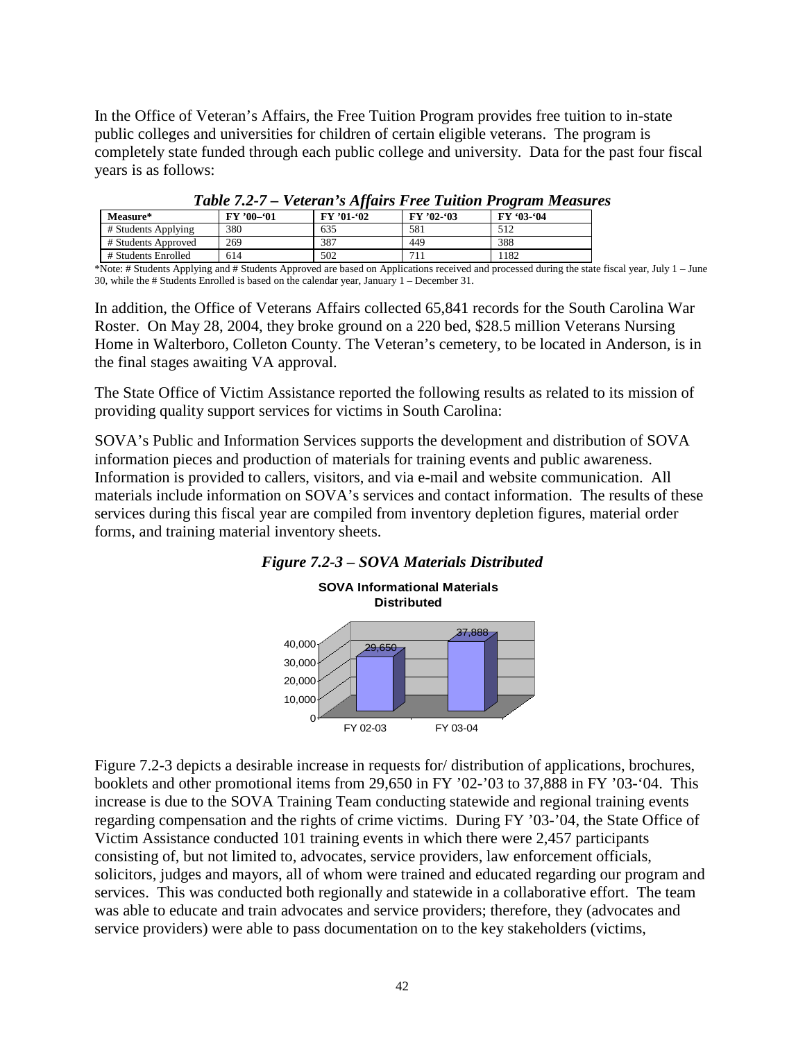In the Office of Veteran's Affairs, the Free Tuition Program provides free tuition to in-state public colleges and universities for children of certain eligible veterans. The program is completely state funded through each public college and university. Data for the past four fiscal years is as follows:

***Table 7.2-7 – Veteran's Affairs Free Tuition Program Measures***

| Measure* | FY '00–'01 | FY '01-'02 | FY '02-'03 | FY '03-'04 |
|---|---|---|---|---|
| # Students Applying | 380 | 635 | 581 | 512 |
| # Students Approved | 269 | 387 | 449 | 388 |
| # Students Enrolled | 614 | 502 | 711 | 1182 |

*Note: # Students Applying and # Students Approved are based on Applications received and processed during the state fiscal year, July 1 – June 30, while the # Students Enrolled is based on the calendar year, January 1 – December 31.

In addition, the Office of Veterans Affairs collected 65,841 records for the South Carolina War Roster. On May 28, 2004, they broke ground on a 220 bed, $28.5 million Veterans Nursing Home in Walterboro, Colleton County. The Veteran's cemetery, to be located in Anderson, is in the final stages awaiting VA approval.

The State Office of Victim Assistance reported the following results as related to its mission of providing quality support services for victims in South Carolina:

SOVA's Public and Information Services supports the development and distribution of SOVA information pieces and production of materials for training events and public awareness. Information is provided to callers, visitors, and via e-mail and website communication. All materials include information on SOVA's services and contact information. The results of these services during this fiscal year are compiled from inventory depletion figures, material order forms, and training material inventory sheets.

***Figure 7.2-3 – SOVA Materials Distributed***

**SOVA Informational Materials Distributed**

| | FY 02-03 | FY 03-04 |
|---|---|---|
| Materials Distributed | 29,650 | 37,888 |

Figure 7.2-3 depicts a desirable increase in requests for/ distribution of applications, brochures, booklets and other promotional items from 29,650 in FY '02-'03 to 37,888 in FY '03-'04. This increase is due to the SOVA Training Team conducting statewide and regional training events regarding compensation and the rights of crime victims. During FY '03-'04, the State Office of Victim Assistance conducted 101 training events in which there were 2,457 participants consisting of, but not limited to, advocates, service providers, law enforcement officials, solicitors, judges and mayors, all of whom were trained and educated regarding our program and services. This was conducted both regionally and statewide in a collaborative effort. The team was able to educate and train advocates and service providers; therefore, they (advocates and service providers) were able to pass documentation on to the key stakeholders (victims,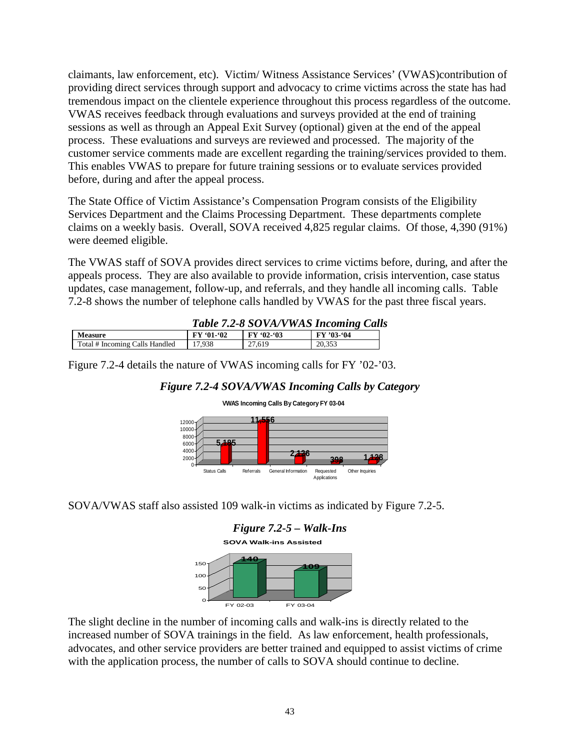claimants, law enforcement, etc). Victim/ Witness Assistance Services' (VWAS)contribution of providing direct services through support and advocacy to crime victims across the state has had tremendous impact on the clientele experience throughout this process regardless of the outcome. VWAS receives feedback through evaluations and surveys provided at the end of training sessions as well as through an Appeal Exit Survey (optional) given at the end of the appeal process. These evaluations and surveys are reviewed and processed. The majority of the customer service comments made are excellent regarding the training/services provided to them. This enables VWAS to prepare for future training sessions or to evaluate services provided before, during and after the appeal process.

The State Office of Victim Assistance's Compensation Program consists of the Eligibility Services Department and the Claims Processing Department. These departments complete claims on a weekly basis. Overall, SOVA received 4,825 regular claims. Of those, 4,390 (91%) were deemed eligible.

The VWAS staff of SOVA provides direct services to crime victims before, during, and after the appeals process. They are also available to provide information, crisis intervention, case status updates, case management, follow-up, and referrals, and they handle all incoming calls. Table 7.2-8 shows the number of telephone calls handled by VWAS for the past three fiscal years.

***Table 7.2-8 SOVA/VWAS Incoming Calls***

| Measure | FY '01-'02 | FY '02-'03 | FY '03-'04 |
|---|---|---|---|
| Total # Incoming Calls Handled | 17,938 | 27,619 | 20,353 |

Figure 7.2-4 details the nature of VWAS incoming calls for FY '02-'03.

***Figure 7.2-4 SOVA/VWAS Incoming Calls by Category***

**VWAS Incoming Calls By Category FY 03-04**

| Category | Calls |
|---|---|
| Status Calls | 5,185 |
| Referrals | 11,556 |
| General Information | 2,136 |
| Requested Applications | 398 |
| Other Inquiries | 1,128 |

SOVA/VWAS staff also assisted 109 walk-in victims as indicated by Figure 7.2-5.

***Figure 7.2-5 – Walk-Ins***

**SOVA Walk-ins Assisted**

| Fiscal Year | Walk-ins |
|---|---|
| FY 02-03 | 140 |
| FY 03-04 | 109 |

The slight decline in the number of incoming calls and walk-ins is directly related to the increased number of SOVA trainings in the field. As law enforcement, health professionals, advocates, and other service providers are better trained and equipped to assist victims of crime with the application process, the number of calls to SOVA should continue to decline.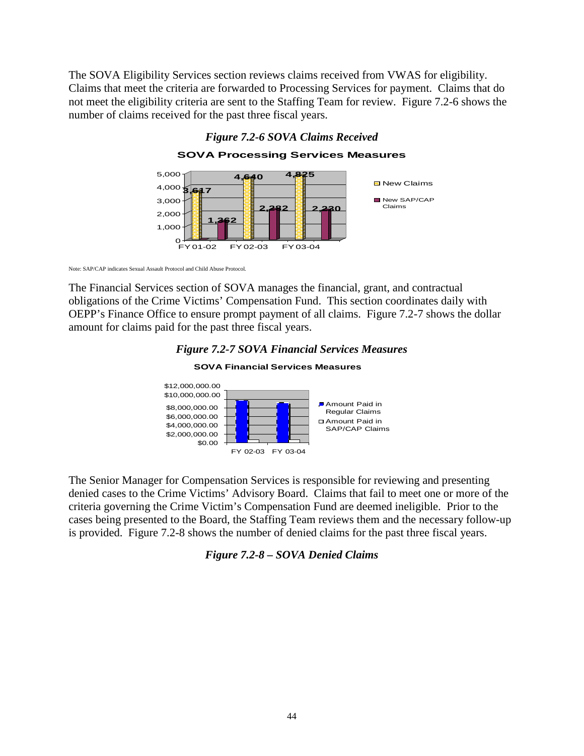The SOVA Eligibility Services section reviews claims received from VWAS for eligibility. Claims that meet the criteria are forwarded to Processing Services for payment. Claims that do not meet the eligibility criteria are sent to the Staffing Team for review. Figure 7.2-6 shows the number of claims received for the past three fiscal years.

***Figure 7.2-6 SOVA Claims Received***

**SOVA Processing Services Measures**

| | FY 01-02 | FY 02-03 | FY 03-04 |
|---|---|---|---|
| New Claims | 3,617 | 4,640 | 4,825 |
| New SAP/CAP Claims | 1,362 | 2,282 | 2,230 |

Note: SAP/CAP indicates Sexual Assault Protocol and Child Abuse Protocol.

The Financial Services section of SOVA manages the financial, grant, and contractual obligations of the Crime Victims' Compensation Fund. This section coordinates daily with OEPP's Finance Office to ensure prompt payment of all claims. Figure 7.2-7 shows the dollar amount for claims paid for the past three fiscal years.

***Figure 7.2-7 SOVA Financial Services Measures***

**SOVA Financial Services Measures**

Amount Paid in Regular Claims; Amount Paid in SAP/CAP Claims (FY 02-03, FY 03-04)

The Senior Manager for Compensation Services is responsible for reviewing and presenting denied cases to the Crime Victims' Advisory Board. Claims that fail to meet one or more of the criteria governing the Crime Victim's Compensation Fund are deemed ineligible. Prior to the cases being presented to the Board, the Staffing Team reviews them and the necessary follow-up is provided. Figure 7.2-8 shows the number of denied claims for the past three fiscal years.

***Figure 7.2-8 – SOVA Denied Claims***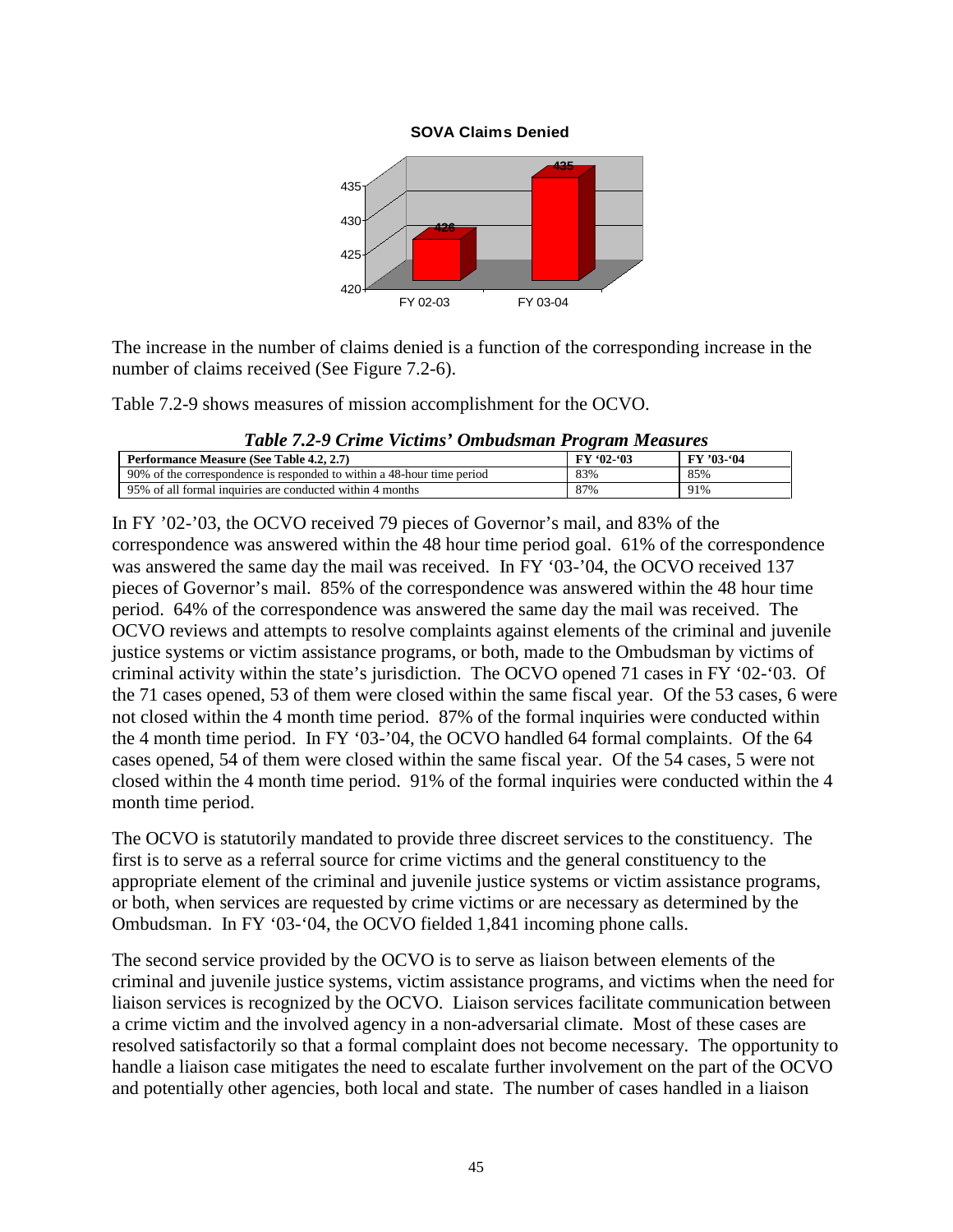**SOVA Claims Denied**

| | FY 02-03 | FY 03-04 |
|---|---|---|
| SOVA Claims Denied | 426 | 435 |

The increase in the number of claims denied is a function of the corresponding increase in the number of claims received (See Figure 7.2-6).

Table 7.2-9 shows measures of mission accomplishment for the OCVO.

***Table 7.2-9 Crime Victims' Ombudsman Program Measures***

| Performance Measure (See Table 4.2, 2.7) | FY '02-'03 | FY '03-'04 |
|---|---|---|
| 90% of the correspondence is responded to within a 48-hour time period | 83% | 85% |
| 95% of all formal inquiries are conducted within 4 months | 87% | 91% |

In FY '02-'03, the OCVO received 79 pieces of Governor's mail, and 83% of the correspondence was answered within the 48 hour time period goal. 61% of the correspondence was answered the same day the mail was received. In FY '03-'04, the OCVO received 137 pieces of Governor's mail. 85% of the correspondence was answered within the 48 hour time period. 64% of the correspondence was answered the same day the mail was received. The OCVO reviews and attempts to resolve complaints against elements of the criminal and juvenile justice systems or victim assistance programs, or both, made to the Ombudsman by victims of criminal activity within the state's jurisdiction. The OCVO opened 71 cases in FY '02-'03. Of the 71 cases opened, 53 of them were closed within the same fiscal year. Of the 53 cases, 6 were not closed within the 4 month time period. 87% of the formal inquiries were conducted within the 4 month time period. In FY '03-'04, the OCVO handled 64 formal complaints. Of the 64 cases opened, 54 of them were closed within the same fiscal year. Of the 54 cases, 5 were not closed within the 4 month time period. 91% of the formal inquiries were conducted within the 4 month time period.

The OCVO is statutorily mandated to provide three discreet services to the constituency. The first is to serve as a referral source for crime victims and the general constituency to the appropriate element of the criminal and juvenile justice systems or victim assistance programs, or both, when services are requested by crime victims or are necessary as determined by the Ombudsman. In FY '03-'04, the OCVO fielded 1,841 incoming phone calls.

The second service provided by the OCVO is to serve as liaison between elements of the criminal and juvenile justice systems, victim assistance programs, and victims when the need for liaison services is recognized by the OCVO. Liaison services facilitate communication between a crime victim and the involved agency in a non-adversarial climate. Most of these cases are resolved satisfactorily so that a formal complaint does not become necessary. The opportunity to handle a liaison case mitigates the need to escalate further involvement on the part of the OCVO and potentially other agencies, both local and state. The number of cases handled in a liaison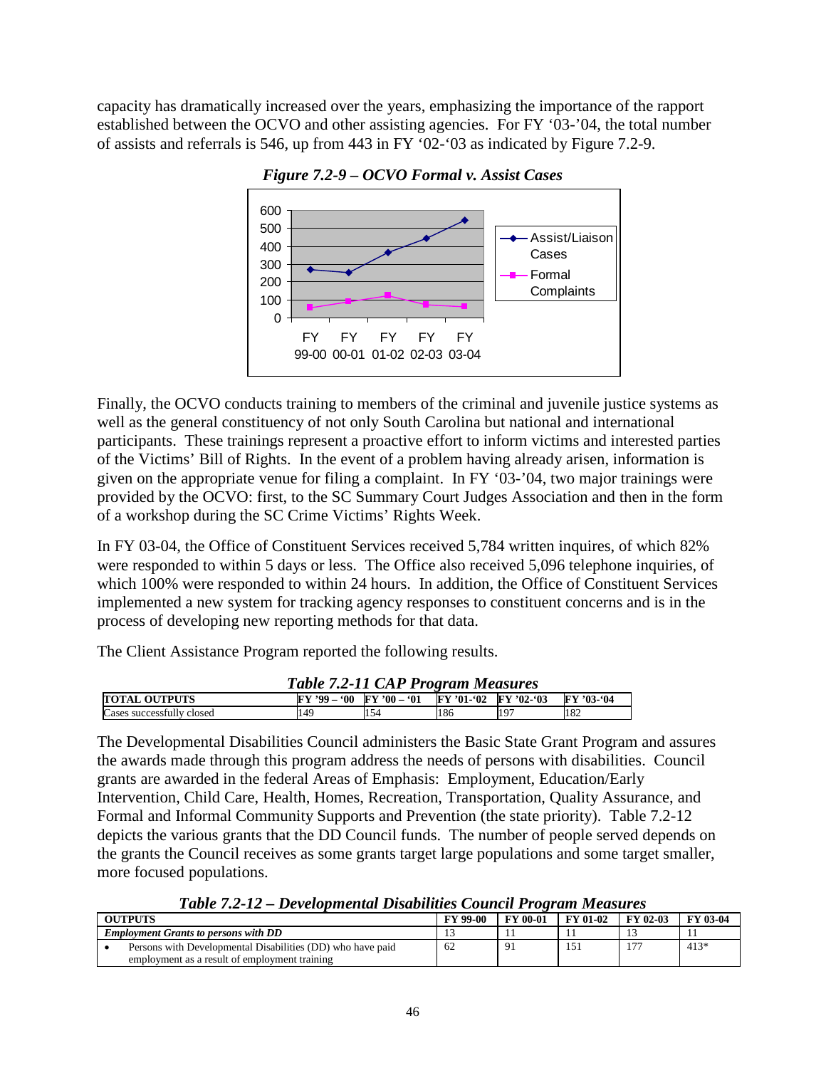capacity has dramatically increased over the years, emphasizing the importance of the rapport established between the OCVO and other assisting agencies. For FY '03-'04, the total number of assists and referrals is 546, up from 443 in FY '02-'03 as indicated by Figure 7.2-9.

*Figure 7.2-9 – OCVO Formal v. Assist Cases*

Finally, the OCVO conducts training to members of the criminal and juvenile justice systems as well as the general constituency of not only South Carolina but national and international participants. These trainings represent a proactive effort to inform victims and interested parties of the Victims' Bill of Rights. In the event of a problem having already arisen, information is given on the appropriate venue for filing a complaint. In FY '03-'04, two major trainings were provided by the OCVO: first, to the SC Summary Court Judges Association and then in the form of a workshop during the SC Crime Victims' Rights Week.

In FY 03-04, the Office of Constituent Services received 5,784 written inquires, of which 82% were responded to within 5 days or less. The Office also received 5,096 telephone inquiries, of which 100% were responded to within 24 hours. In addition, the Office of Constituent Services implemented a new system for tracking agency responses to constituent concerns and is in the process of developing new reporting methods for that data.

The Client Assistance Program reported the following results.

*Table 7.2-11 CAP Program Measures*

| TOTAL OUTPUTS | FY '99 – '00 | FY '00 – '01 | FY '01-'02 | FY '02-'03 | FY '03-'04 |
|---|---|---|---|---|---|
| Cases successfully closed | 149 | 154 | 186 | 197 | 182 |

The Developmental Disabilities Council administers the Basic State Grant Program and assures the awards made through this program address the needs of persons with disabilities. Council grants are awarded in the federal Areas of Emphasis: Employment, Education/Early Intervention, Child Care, Health, Homes, Recreation, Transportation, Quality Assurance, and Formal and Informal Community Supports and Prevention (the state priority). Table 7.2-12 depicts the various grants that the DD Council funds. The number of people served depends on the grants the Council receives as some grants target large populations and some target smaller, more focused populations.

*Table 7.2-12 – Developmental Disabilities Council Program Measures*

| OUTPUTS | FY 99-00 | FY 00-01 | FY 01-02 | FY 02-03 | FY 03-04 |
|---|---|---|---|---|---|
| *Employment Grants to persons with DD* | 13 | 11 | 11 | 13 | 11 |
| • Persons with Developmental Disabilities (DD) who have paid employment as a result of employment training | 62 | 91 | 151 | 177 | 413* |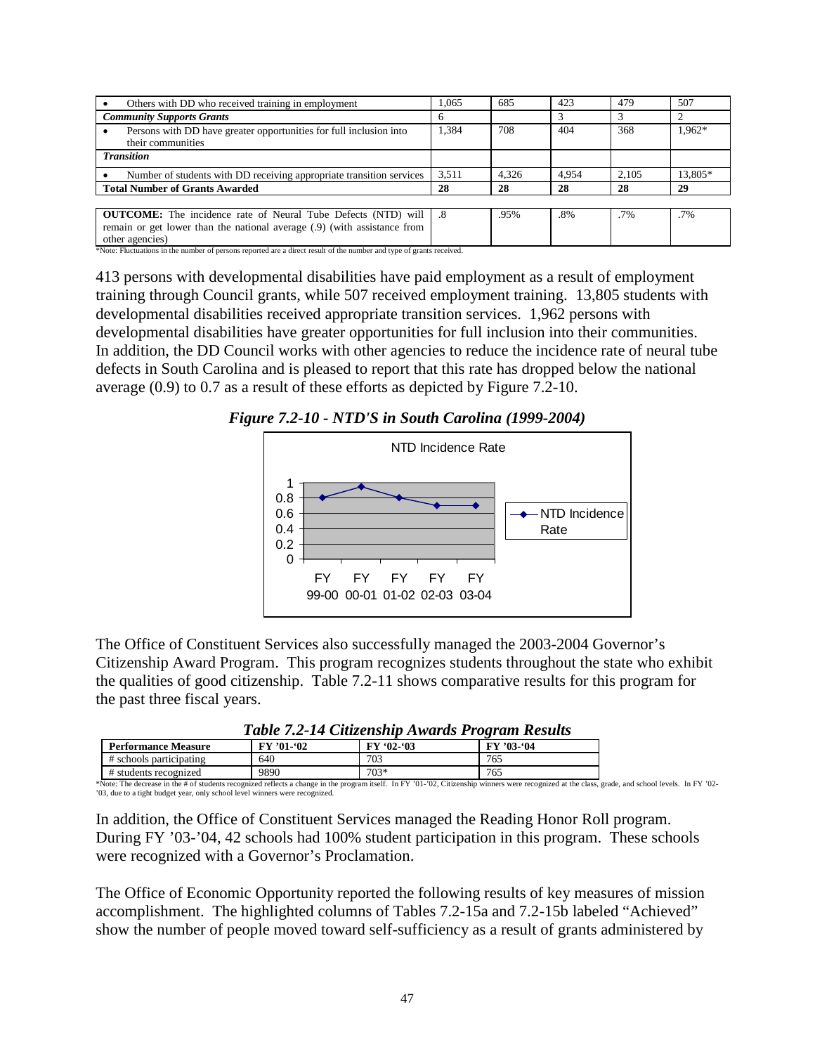| | | | | | |
|---|---|---|---|---|---|
| • Others with DD who received training in employment | 1,065 | 685 | 423 | 479 | 507 |
| ***Community Supports Grants*** | 6 | | 3 | 3 | 2 |
| • Persons with DD have greater opportunities for full inclusion into their communities | 1,384 | 708 | 404 | 368 | 1,962* |
| ***Transition*** | | | | | |
| • Number of students with DD receiving appropriate transition services | 3,511 | 4,326 | 4,954 | 2,105 | 13,805* |
| **Total Number of Grants Awarded** | **28** | **28** | **28** | **28** | **29** |

| | | | | | |
|---|---|---|---|---|---|
| **OUTCOME:** The incidence rate of Neural Tube Defects (NTD) will remain or get lower than the national average (.9) (with assistance from other agencies) | .8 | .95% | .8% | .7% | .7% |

*Note: Fluctuations in the number of persons reported are a direct result of the number and type of grants received.

413 persons with developmental disabilities have paid employment as a result of employment training through Council grants, while 507 received employment training. 13,805 students with developmental disabilities received appropriate transition services. 1,962 persons with developmental disabilities have greater opportunities for full inclusion into their communities. In addition, the DD Council works with other agencies to reduce the incidence rate of neural tube defects in South Carolina and is pleased to report that this rate has dropped below the national average (0.9) to 0.7 as a result of these efforts as depicted by Figure 7.2-10.

***Figure 7.2-10 - NTD'S in South Carolina (1999-2004)***

NTD Incidence Rate

| | FY 99-00 | FY 00-01 | FY 01-02 | FY 02-03 | FY 03-04 |
|---|---|---|---|---|---|
| NTD Incidence Rate | 0.8 | 0.95 | 0.8 | 0.7 | 0.7 |

The Office of Constituent Services also successfully managed the 2003-2004 Governor's Citizenship Award Program. This program recognizes students throughout the state who exhibit the qualities of good citizenship. Table 7.2-11 shows comparative results for this program for the past three fiscal years.

***Table 7.2-14 Citizenship Awards Program Results***

| **Performance Measure** | **FY '01-'02** | **FY '02-'03** | **FY '03-'04** |
|---|---|---|---|
| # schools participating | 640 | 703 | 765 |
| # students recognized | 9890 | 703* | 765 |

*Note: The decrease in the # of students recognized reflects a change in the program itself. In FY '01-'02, Citizenship winners were recognized at the class, grade, and school levels. In FY '02-'03, due to a tight budget year, only school level winners were recognized.

In addition, the Office of Constituent Services managed the Reading Honor Roll program. During FY '03-'04, 42 schools had 100% student participation in this program. These schools were recognized with a Governor's Proclamation.

The Office of Economic Opportunity reported the following results of key measures of mission accomplishment. The highlighted columns of Tables 7.2-15a and 7.2-15b labeled "Achieved" show the number of people moved toward self-sufficiency as a result of grants administered by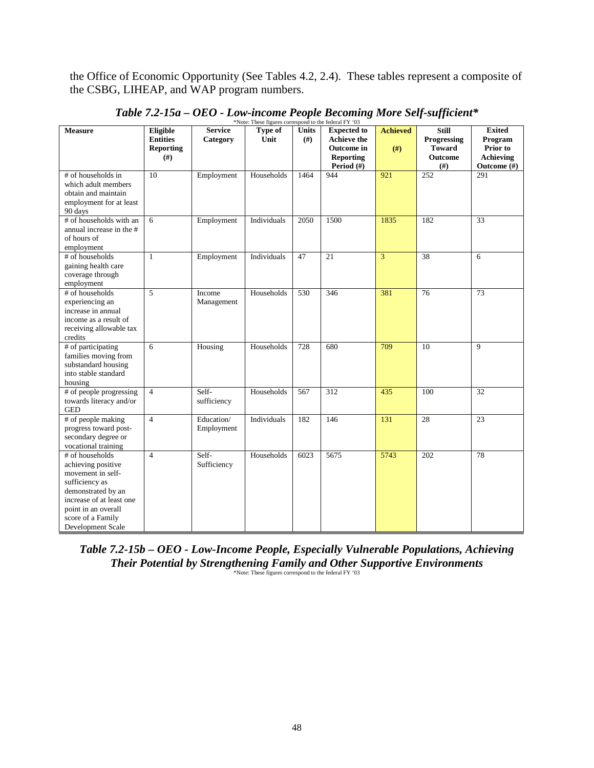the Office of Economic Opportunity (See Tables 4.2, 2.4). These tables represent a composite of the CSBG, LIHEAP, and WAP program numbers.

### *Table 7.2-15a – OEO - Low-income People Becoming More Self-sufficient**

*Note: These figures correspond to the federal FY '03

| Measure | Eligible Entities Reporting (#) | Service Category | Type of Unit | Units (#) | Expected to Achieve the Outcome in Reporting Period (#) | Achieved (#) | Still Progressing Toward Outcome (#) | Exited Program Prior to Achieving Outcome (#) |
|---|---|---|---|---|---|---|---|---|
| # of households in which adult members obtain and maintain employment for at least 90 days | 10 | Employment | Households | 1464 | 944 | 921 | 252 | 291 |
| # of households with an annual increase in the # of hours of employment | 6 | Employment | Individuals | 2050 | 1500 | 1835 | 182 | 33 |
| # of households gaining health care coverage through employment | 1 | Employment | Individuals | 47 | 21 | 3 | 38 | 6 |
| # of households experiencing an increase in annual income as a result of receiving allowable tax credits | 5 | Income Management | Households | 530 | 346 | 381 | 76 | 73 |
| # of participating families moving from substandard housing into stable standard housing | 6 | Housing | Households | 728 | 680 | 709 | 10 | 9 |
| # of people progressing towards literacy and/or GED | 4 | Self-sufficiency | Households | 567 | 312 | 435 | 100 | 32 |
| # of people making progress toward post-secondary degree or vocational training | 4 | Education/ Employment | Individuals | 182 | 146 | 131 | 28 | 23 |
| # of households achieving positive movement in self-sufficiency as demonstrated by an increase of at least one point in an overall score of a Family Development Scale | 4 | Self-Sufficiency | Households | 6023 | 5675 | 5743 | 202 | 78 |

### *Table 7.2-15b – OEO - Low-Income People, Especially Vulnerable Populations, Achieving Their Potential by Strengthening Family and Other Supportive Environments*

*Note: These figures correspond to the federal FY '03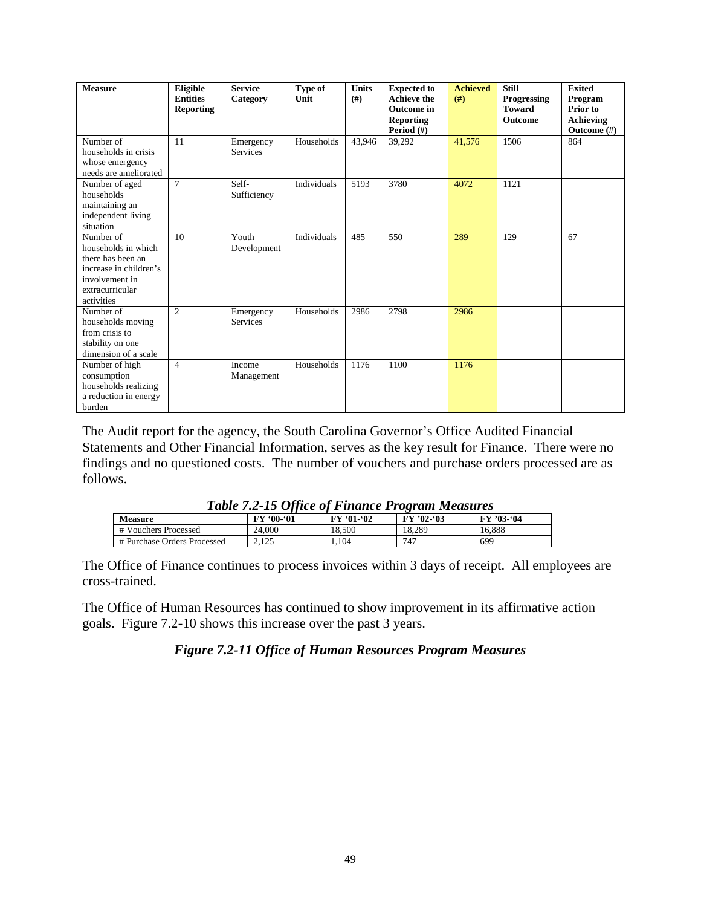| Measure | Eligible Entities Reporting | Service Category | Type of Unit | Units (#) | Expected to Achieve the Outcome in Reporting Period (#) | Achieved (#) | Still Progressing Toward Outcome | Exited Program Prior to Achieving Outcome (#) |
|---|---|---|---|---|---|---|---|---|
| Number of households in crisis whose emergency needs are ameliorated | 11 | Emergency Services | Households | 43,946 | 39,292 | 41,576 | 1506 | 864 |
| Number of aged households maintaining an independent living situation | 7 | Self-Sufficiency | Individuals | 5193 | 3780 | 4072 | 1121 | |
| Number of households in which there has been an increase in children's involvement in extracurricular activities | 10 | Youth Development | Individuals | 485 | 550 | 289 | 129 | 67 |
| Number of households moving from crisis to stability on one dimension of a scale | 2 | Emergency Services | Households | 2986 | 2798 | 2986 | | |
| Number of high consumption households realizing a reduction in energy burden | 4 | Income Management | Households | 1176 | 1100 | 1176 | | |

The Audit report for the agency, the South Carolina Governor's Office Audited Financial Statements and Other Financial Information, serves as the key result for Finance. There were no findings and no questioned costs. The number of vouchers and purchase orders processed are as follows.

***Table 7.2-15 Office of Finance Program Measures***

| Measure | FY '00-'01 | FY '01-'02 | FY '02-'03 | FY '03-'04 |
|---|---|---|---|---|
| # Vouchers Processed | 24,000 | 18,500 | 18,289 | 16,888 |
| # Purchase Orders Processed | 2,125 | 1,104 | 747 | 699 |

The Office of Finance continues to process invoices within 3 days of receipt. All employees are cross-trained.

The Office of Human Resources has continued to show improvement in its affirmative action goals. Figure 7.2-10 shows this increase over the past 3 years.

***Figure 7.2-11 Office of Human Resources Program Measures***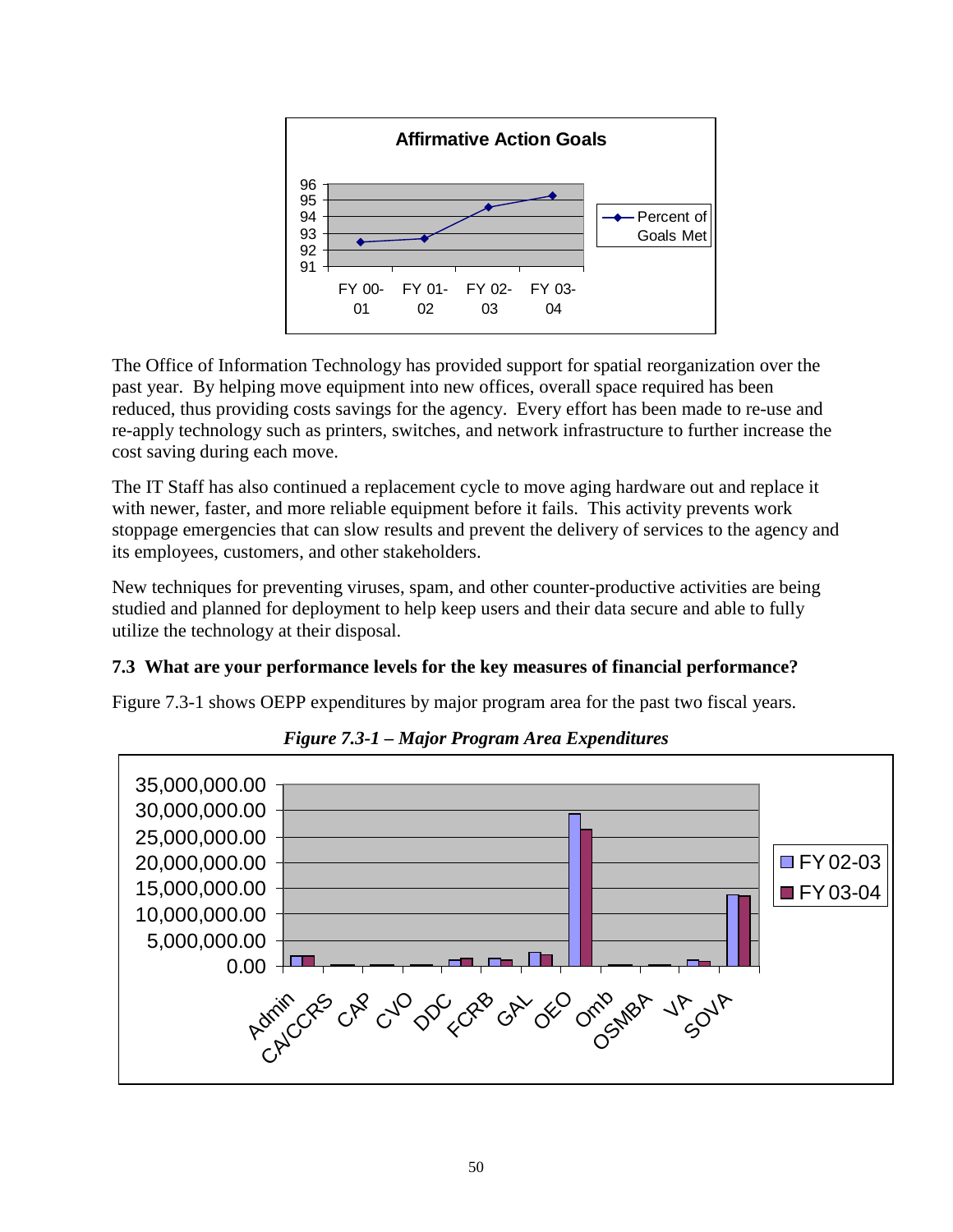**Affirmative Action Goals**

The Office of Information Technology has provided support for spatial reorganization over the past year. By helping move equipment into new offices, overall space required has been reduced, thus providing costs savings for the agency. Every effort has been made to re-use and re-apply technology such as printers, switches, and network infrastructure to further increase the cost saving during each move.

The IT Staff has also continued a replacement cycle to move aging hardware out and replace it with newer, faster, and more reliable equipment before it fails. This activity prevents work stoppage emergencies that can slow results and prevent the delivery of services to the agency and its employees, customers, and other stakeholders.

New techniques for preventing viruses, spam, and other counter-productive activities are being studied and planned for deployment to help keep users and their data secure and able to fully utilize the technology at their disposal.

**7.3 What are your performance levels for the key measures of financial performance?**

Figure 7.3-1 shows OEPP expenditures by major program area for the past two fiscal years.

***Figure 7.3-1 – Major Program Area Expenditures***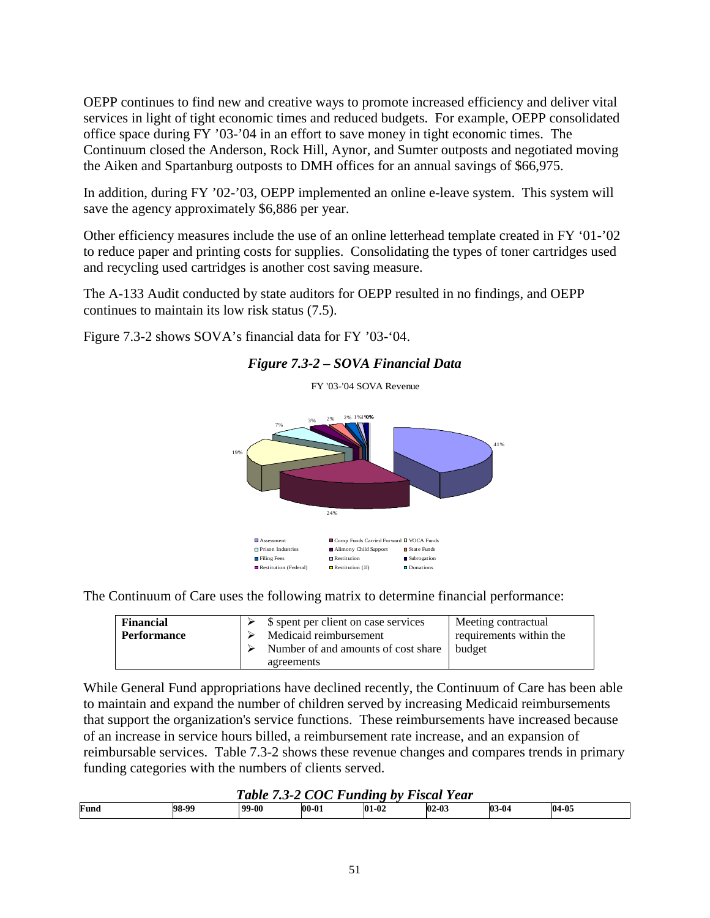OEPP continues to find new and creative ways to promote increased efficiency and deliver vital services in light of tight economic times and reduced budgets. For example, OEPP consolidated office space during FY '03-'04 in an effort to save money in tight economic times. The Continuum closed the Anderson, Rock Hill, Aynor, and Sumter outposts and negotiated moving the Aiken and Spartanburg outposts to DMH offices for an annual savings of $66,975.

In addition, during FY '02-'03, OEPP implemented an online e-leave system. This system will save the agency approximately $6,886 per year.

Other efficiency measures include the use of an online letterhead template created in FY '01-'02 to reduce paper and printing costs for supplies. Consolidating the types of toner cartridges used and recycling used cartridges is another cost saving measure.

The A-133 Audit conducted by state auditors for OEPP resulted in no findings, and OEPP continues to maintain its low risk status (7.5).

Figure 7.3-2 shows SOVA's financial data for FY '03-'04.

***Figure 7.3-2 – SOVA Financial Data***

FY '03-'04 SOVA Revenue

41%, 24%, 19%, 7%, 3%, 2%, 2%, 1%, 1%, 0%, 0%

Assessment | Comp Funds Carried Forward | VOCA Funds | Prison Industries | Alimony Child Support | State Funds | Filing Fees | Restitution | Subrogation | Restitution (Federal) | Restitution (JJ) | Donations

The Continuum of Care uses the following matrix to determine financial performance:

| **Financial Performance** | <ul><li>$ spent per client on case services</li><li>Medicaid reimbursement</li><li>Number of and amounts of cost share agreements</li></ul> | Meeting contractual requirements within the budget |
|---|---|---|

While General Fund appropriations have declined recently, the Continuum of Care has been able to maintain and expand the number of children served by increasing Medicaid reimbursements that support the organization's service functions. These reimbursements have increased because of an increase in service hours billed, a reimbursement rate increase, and an expansion of reimbursable services. Table 7.3-2 shows these revenue changes and compares trends in primary funding categories with the numbers of clients served.

***Table 7.3-2 COC Funding by Fiscal Year***

| Fund | 98-99 | 99-00 | 00-01 | 01-02 | 02-03 | 03-04 | 04-05 |
|---|---|---|---|---|---|---|---|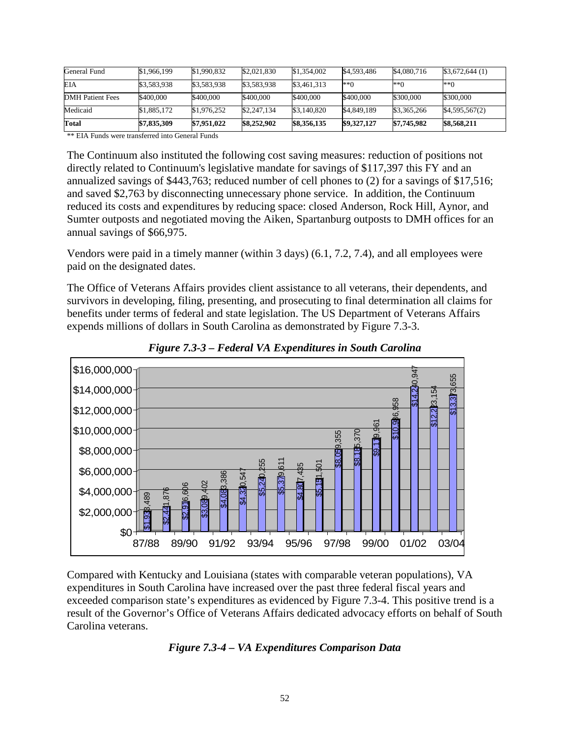| General Fund | $1,966,199 | $1,990,832 | $2,021,830 | $1,354,002 | $4,593,486 | $4,080,716 | $3,672,644 (1) |
|---|---|---|---|---|---|---|---|
| EIA | $3,583,938 | $3,583,938 | $3,583,938 | $3,461,313 | **0 | **0 | **0 |
| DMH Patient Fees | $400,000 | $400,000 | $400,000 | $400,000 | $400,000 | $300,000 | $300,000 |
| Medicaid | $1,885,172 | $1,976,252 | $2,247,134 | $3,140,820 | $4,849,189 | $3,365,266 | $4,595,567(2) |
| **Total** | **$7,835,309** | **$7,951,022** | **$8,252,902** | **$8,356,135** | **$9,327,127** | **$7,745,982** | **$8,568,211** |

** EIA Funds were transferred into General Funds

The Continuum also instituted the following cost saving measures: reduction of positions not directly related to Continuum's legislative mandate for savings of $117,397 this FY and an annualized savings of $443,763; reduced number of cell phones to (2) for a savings of $17,516; and saved $2,763 by disconnecting unnecessary phone service. In addition, the Continuum reduced its costs and expenditures by reducing space: closed Anderson, Rock Hill, Aynor, and Sumter outposts and negotiated moving the Aiken, Spartanburg outposts to DMH offices for an annual savings of $66,975.

Vendors were paid in a timely manner (within 3 days) (6.1, 7.2, 7.4), and all employees were paid on the designated dates.

The Office of Veterans Affairs provides client assistance to all veterans, their dependents, and survivors in developing, filing, presenting, and prosecuting to final determination all claims for benefits under terms of federal and state legislation. The US Department of Veterans Affairs expends millions of dollars in South Carolina as demonstrated by Figure 7.3-3.

***Figure 7.3-3 – Federal VA Expenditures in South Carolina***

Compared with Kentucky and Louisiana (states with comparable veteran populations), VA expenditures in South Carolina have increased over the past three federal fiscal years and exceeded comparison state's expenditures as evidenced by Figure 7.3-4. This positive trend is a result of the Governor's Office of Veterans Affairs dedicated advocacy efforts on behalf of South Carolina veterans.

***Figure 7.3-4 – VA Expenditures Comparison Data***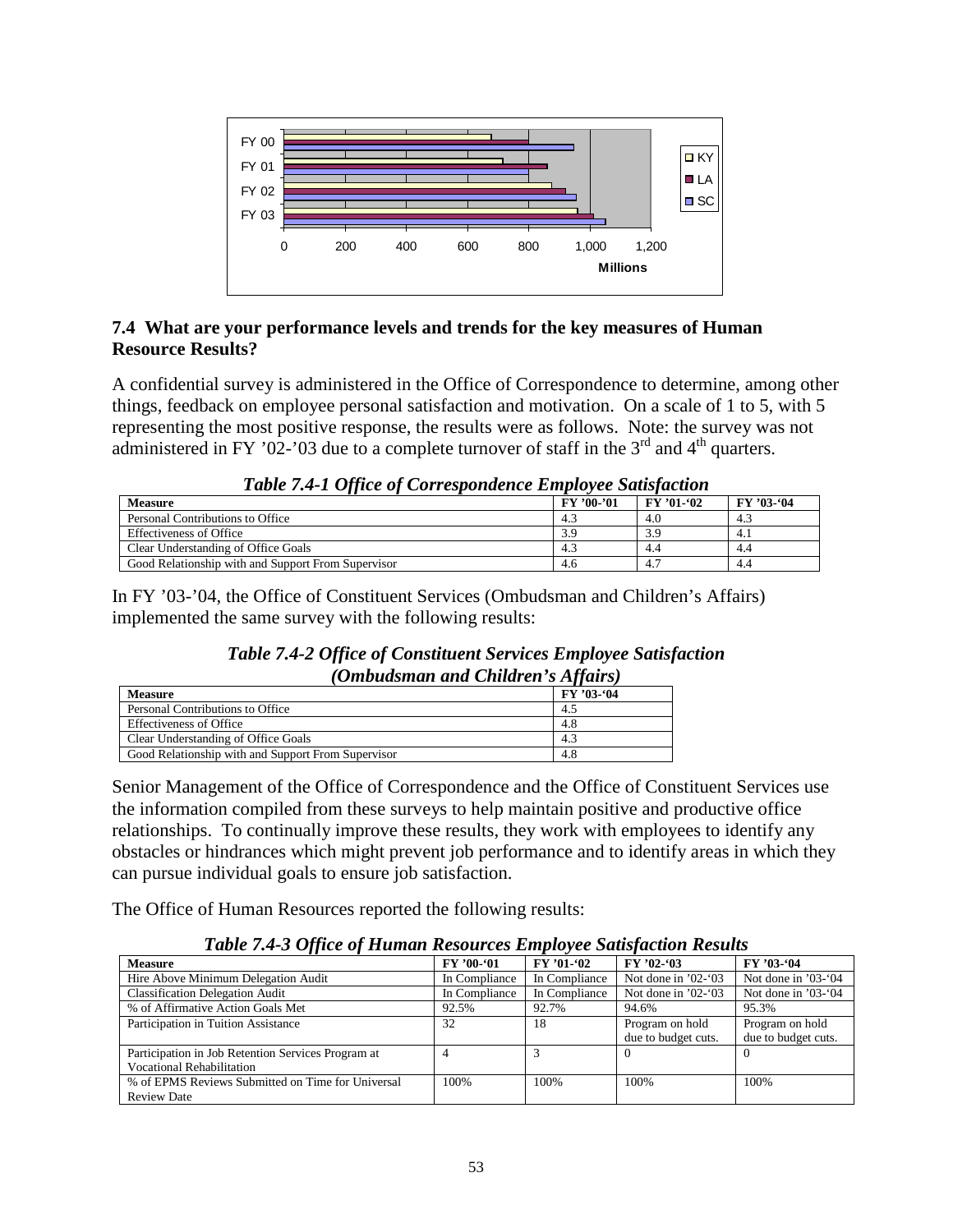## 7.4 What are your performance levels and trends for the key measures of Human Resource Results?

A confidential survey is administered in the Office of Correspondence to determine, among other things, feedback on employee personal satisfaction and motivation. On a scale of 1 to 5, with 5 representing the most positive response, the results were as follows. Note: the survey was not administered in FY '02-'03 due to a complete turnover of staff in the 3rd and 4th quarters.

***Table 7.4-1 Office of Correspondence Employee Satisfaction***

| Measure | FY '00-'01 | FY '01-'02 | FY '03-'04 |
|---|---|---|---|
| Personal Contributions to Office | 4.3 | 4.0 | 4.3 |
| Effectiveness of Office | 3.9 | 3.9 | 4.1 |
| Clear Understanding of Office Goals | 4.3 | 4.4 | 4.4 |
| Good Relationship with and Support From Supervisor | 4.6 | 4.7 | 4.4 |

In FY '03-'04, the Office of Constituent Services (Ombudsman and Children's Affairs) implemented the same survey with the following results:

***Table 7.4-2 Office of Constituent Services Employee Satisfaction (Ombudsman and Children's Affairs)***

| Measure | FY '03-'04 |
|---|---|
| Personal Contributions to Office | 4.5 |
| Effectiveness of Office | 4.8 |
| Clear Understanding of Office Goals | 4.3 |
| Good Relationship with and Support From Supervisor | 4.8 |

Senior Management of the Office of Correspondence and the Office of Constituent Services use the information compiled from these surveys to help maintain positive and productive office relationships. To continually improve these results, they work with employees to identify any obstacles or hindrances which might prevent job performance and to identify areas in which they can pursue individual goals to ensure job satisfaction.

The Office of Human Resources reported the following results:

***Table 7.4-3 Office of Human Resources Employee Satisfaction Results***

| Measure | FY '00-'01 | FY '01-'02 | FY '02-'03 | FY '03-'04 |
|---|---|---|---|---|
| Hire Above Minimum Delegation Audit | In Compliance | In Compliance | Not done in '02-'03 | Not done in '03-'04 |
| Classification Delegation Audit | In Compliance | In Compliance | Not done in '02-'03 | Not done in '03-'04 |
| % of Affirmative Action Goals Met | 92.5% | 92.7% | 94.6% | 95.3% |
| Participation in Tuition Assistance | 32 | 18 | Program on hold due to budget cuts. | Program on hold due to budget cuts. |
| Participation in Job Retention Services Program at Vocational Rehabilitation | 4 | 3 | 0 | 0 |
| % of EPMS Reviews Submitted on Time for Universal Review Date | 100% | 100% | 100% | 100% |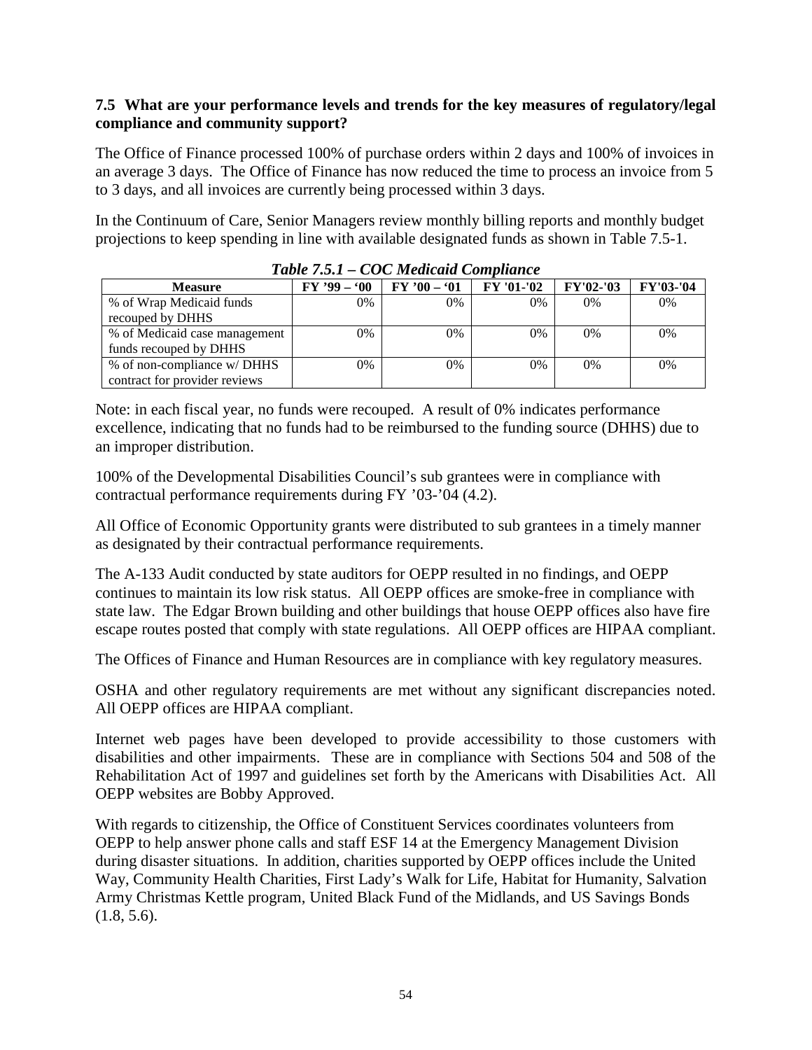### 7.5 What are your performance levels and trends for the key measures of regulatory/legal compliance and community support?

The Office of Finance processed 100% of purchase orders within 2 days and 100% of invoices in an average 3 days. The Office of Finance has now reduced the time to process an invoice from 5 to 3 days, and all invoices are currently being processed within 3 days.

In the Continuum of Care, Senior Managers review monthly billing reports and monthly budget projections to keep spending in line with available designated funds as shown in Table 7.5-1.

***Table 7.5.1 – COC Medicaid Compliance***

| Measure | FY '99 – '00 | FY '00 – '01 | FY '01-'02 | FY'02-'03 | FY'03-'04 |
|---|---|---|---|---|---|
| % of Wrap Medicaid funds recouped by DHHS | 0% | 0% | 0% | 0% | 0% |
| % of Medicaid case management funds recouped by DHHS | 0% | 0% | 0% | 0% | 0% |
| % of non-compliance w/ DHHS contract for provider reviews | 0% | 0% | 0% | 0% | 0% |

Note: in each fiscal year, no funds were recouped. A result of 0% indicates performance excellence, indicating that no funds had to be reimbursed to the funding source (DHHS) due to an improper distribution.

100% of the Developmental Disabilities Council's sub grantees were in compliance with contractual performance requirements during FY '03-'04 (4.2).

All Office of Economic Opportunity grants were distributed to sub grantees in a timely manner as designated by their contractual performance requirements.

The A-133 Audit conducted by state auditors for OEPP resulted in no findings, and OEPP continues to maintain its low risk status. All OEPP offices are smoke-free in compliance with state law. The Edgar Brown building and other buildings that house OEPP offices also have fire escape routes posted that comply with state regulations. All OEPP offices are HIPAA compliant.

The Offices of Finance and Human Resources are in compliance with key regulatory measures.

OSHA and other regulatory requirements are met without any significant discrepancies noted. All OEPP offices are HIPAA compliant.

Internet web pages have been developed to provide accessibility to those customers with disabilities and other impairments. These are in compliance with Sections 504 and 508 of the Rehabilitation Act of 1997 and guidelines set forth by the Americans with Disabilities Act. All OEPP websites are Bobby Approved.

With regards to citizenship, the Office of Constituent Services coordinates volunteers from OEPP to help answer phone calls and staff ESF 14 at the Emergency Management Division during disaster situations. In addition, charities supported by OEPP offices include the United Way, Community Health Charities, First Lady's Walk for Life, Habitat for Humanity, Salvation Army Christmas Kettle program, United Black Fund of the Midlands, and US Savings Bonds (1.8, 5.6).